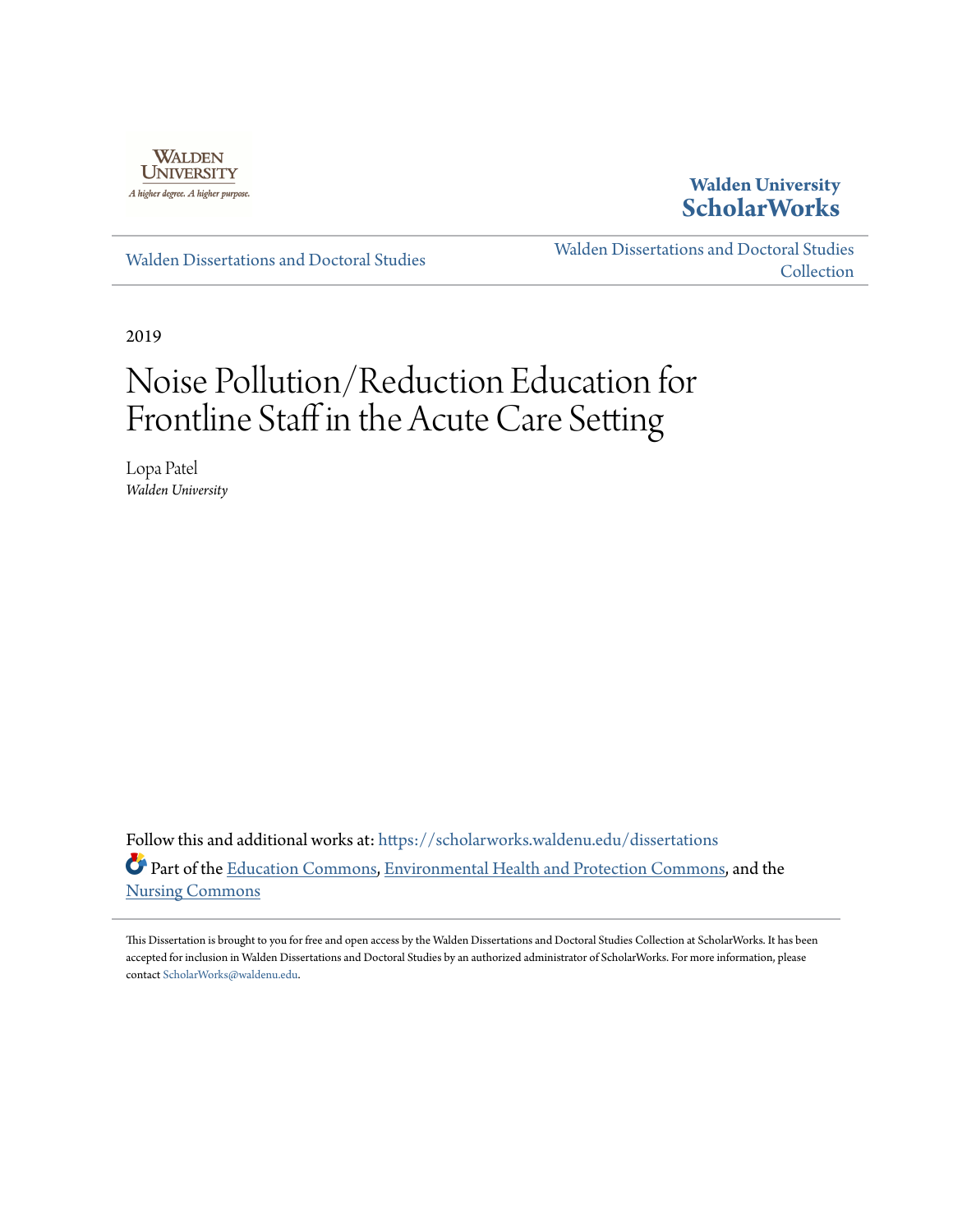Walden University

A higher degree. A higher purpose.

**Walden University ScholarWorks**

Walden Dissertations and Doctoral Studies

Walden Dissertations and Doctoral Studies Collection

2019

# Noise Pollution/Reduction Education for Frontline Staff in the Acute Care Setting

Lopa Patel
*Walden University*

Follow this and additional works at: https://scholarworks.waldenu.edu/dissertations

Part of the Education Commons, Environmental Health and Protection Commons, and the Nursing Commons

This Dissertation is brought to you for free and open access by the Walden Dissertations and Doctoral Studies Collection at ScholarWorks. It has been accepted for inclusion in Walden Dissertations and Doctoral Studies by an authorized administrator of ScholarWorks. For more information, please contact ScholarWorks@waldenu.edu.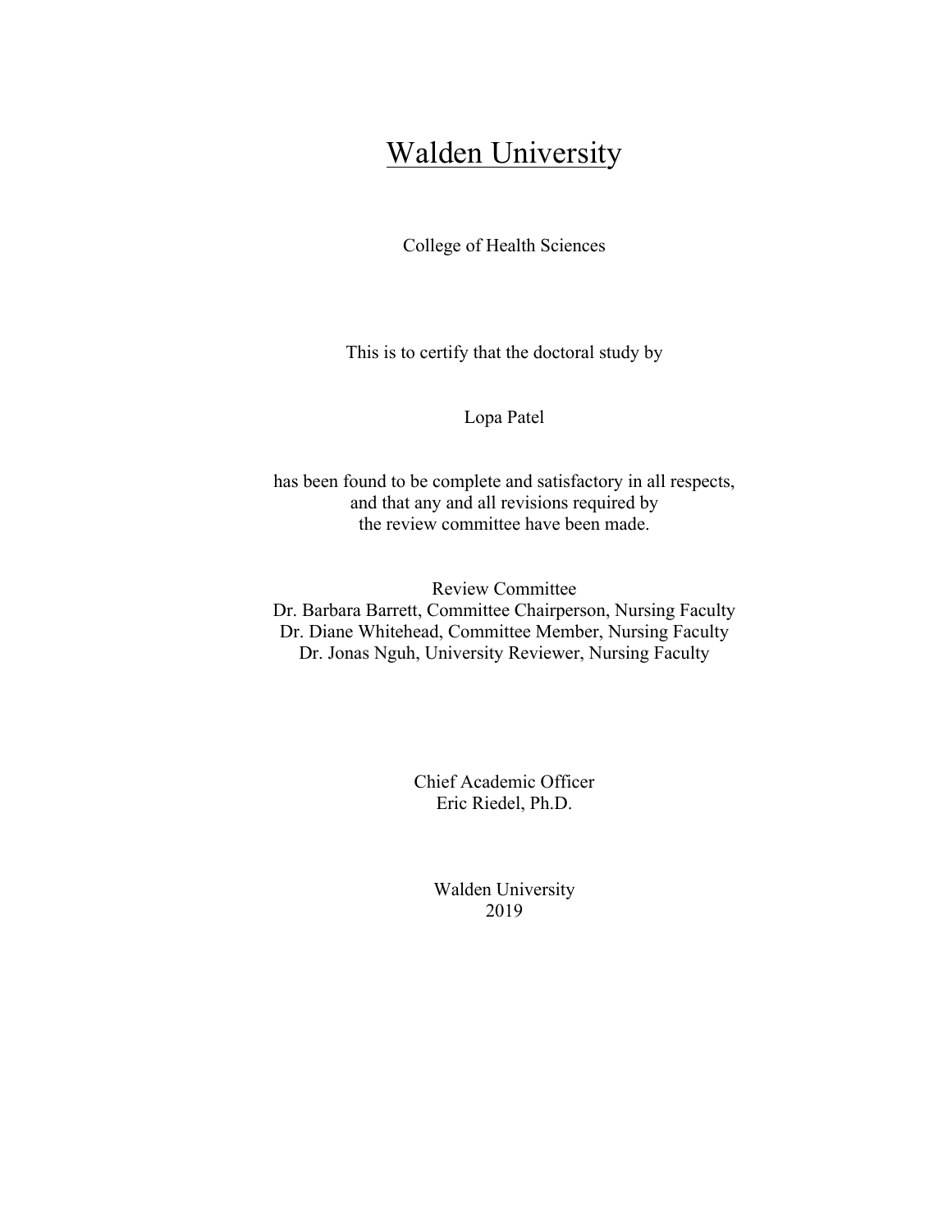# Walden University

College of Health Sciences

This is to certify that the doctoral study by

Lopa Patel

has been found to be complete and satisfactory in all respects,
and that any and all revisions required by
the review committee have been made.

Review Committee
Dr. Barbara Barrett, Committee Chairperson, Nursing Faculty
Dr. Diane Whitehead, Committee Member, Nursing Faculty
Dr. Jonas Nguh, University Reviewer, Nursing Faculty

Chief Academic Officer
Eric Riedel, Ph.D.

Walden University
2019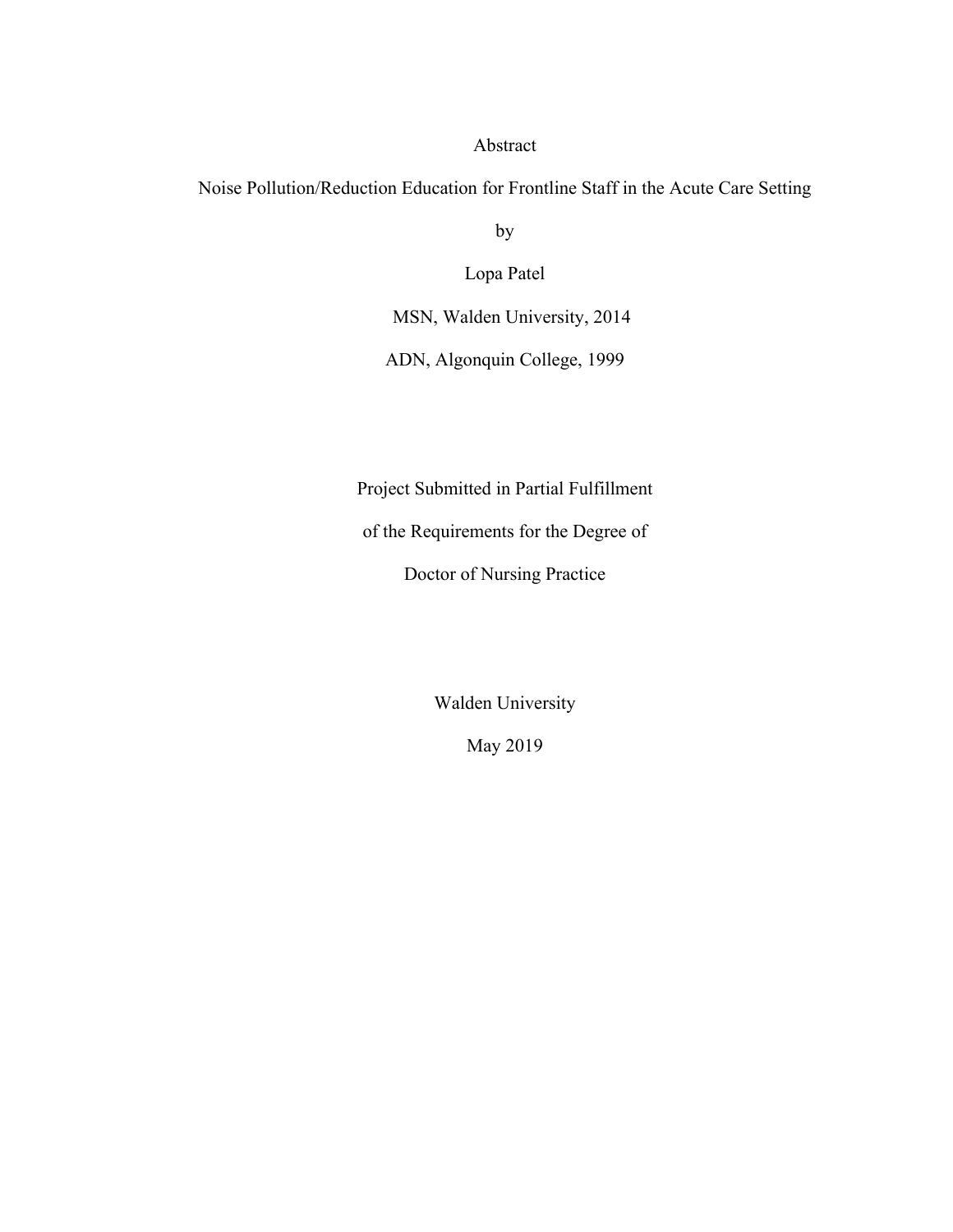Abstract

Noise Pollution/Reduction Education for Frontline Staff in the Acute Care Setting

by

Lopa Patel

MSN, Walden University, 2014

ADN, Algonquin College, 1999

Project Submitted in Partial Fulfillment

of the Requirements for the Degree of

Doctor of Nursing Practice

Walden University

May 2019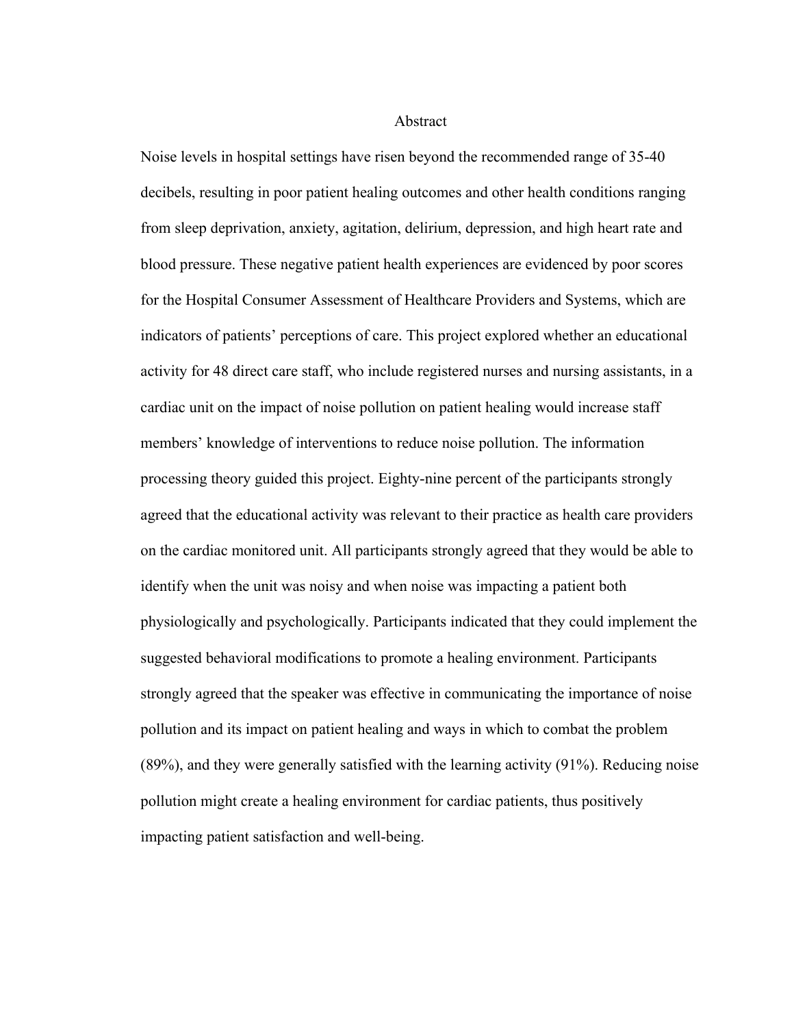# Abstract

Noise levels in hospital settings have risen beyond the recommended range of 35-40 decibels, resulting in poor patient healing outcomes and other health conditions ranging from sleep deprivation, anxiety, agitation, delirium, depression, and high heart rate and blood pressure. These negative patient health experiences are evidenced by poor scores for the Hospital Consumer Assessment of Healthcare Providers and Systems, which are indicators of patients' perceptions of care. This project explored whether an educational activity for 48 direct care staff, who include registered nurses and nursing assistants, in a cardiac unit on the impact of noise pollution on patient healing would increase staff members' knowledge of interventions to reduce noise pollution. The information processing theory guided this project. Eighty-nine percent of the participants strongly agreed that the educational activity was relevant to their practice as health care providers on the cardiac monitored unit. All participants strongly agreed that they would be able to identify when the unit was noisy and when noise was impacting a patient both physiologically and psychologically. Participants indicated that they could implement the suggested behavioral modifications to promote a healing environment. Participants strongly agreed that the speaker was effective in communicating the importance of noise pollution and its impact on patient healing and ways in which to combat the problem (89%), and they were generally satisfied with the learning activity (91%). Reducing noise pollution might create a healing environment for cardiac patients, thus positively impacting patient satisfaction and well-being.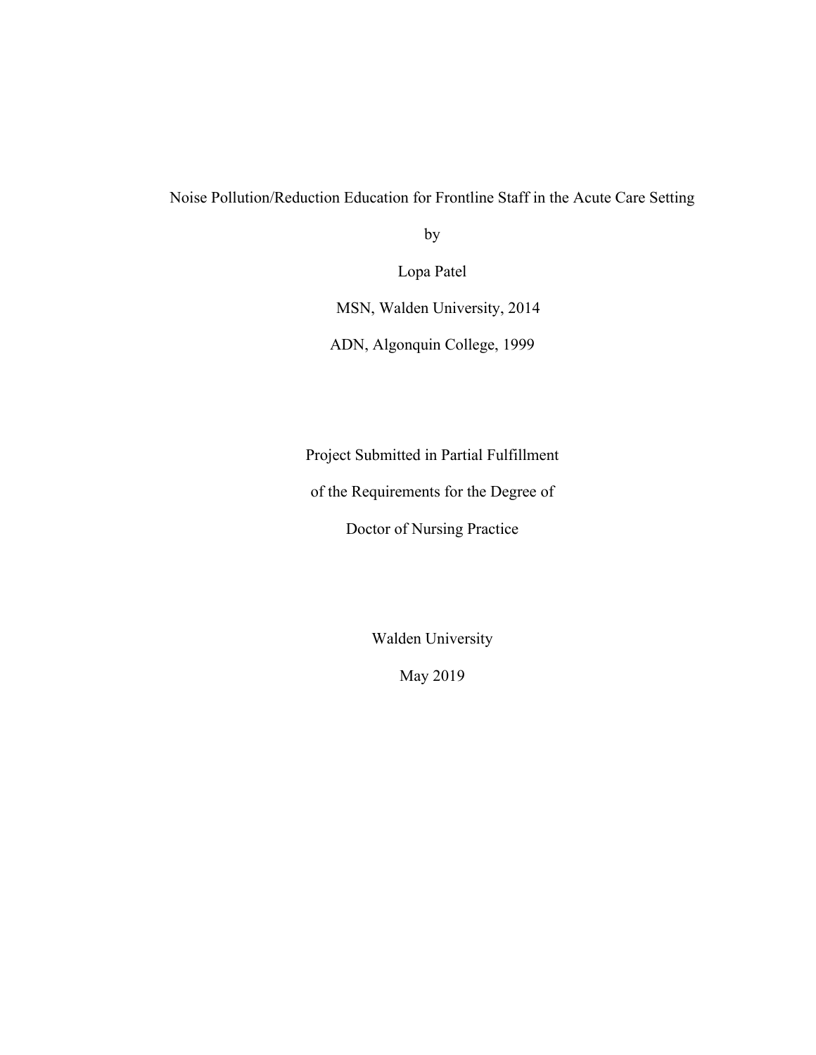Noise Pollution/Reduction Education for Frontline Staff in the Acute Care Setting

by

Lopa Patel

MSN, Walden University, 2014

ADN, Algonquin College, 1999

Project Submitted in Partial Fulfillment

of the Requirements for the Degree of

Doctor of Nursing Practice

Walden University

May 2019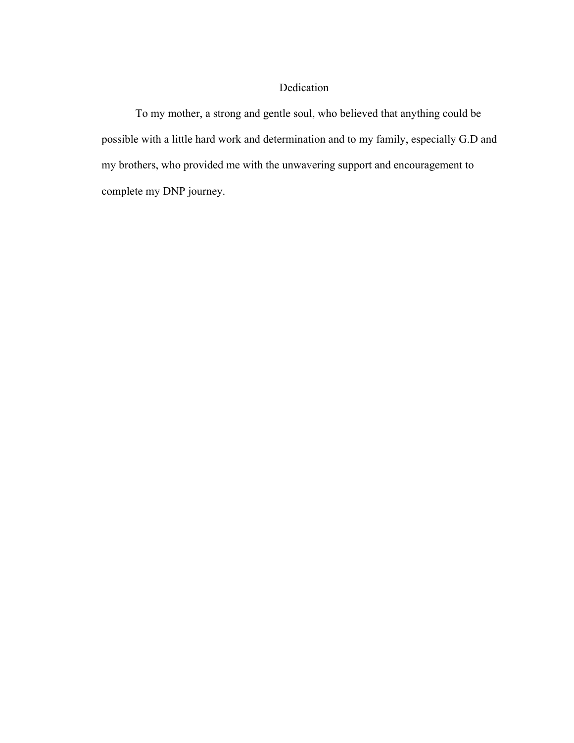# Dedication

To my mother, a strong and gentle soul, who believed that anything could be possible with a little hard work and determination and to my family, especially G.D and my brothers, who provided me with the unwavering support and encouragement to complete my DNP journey.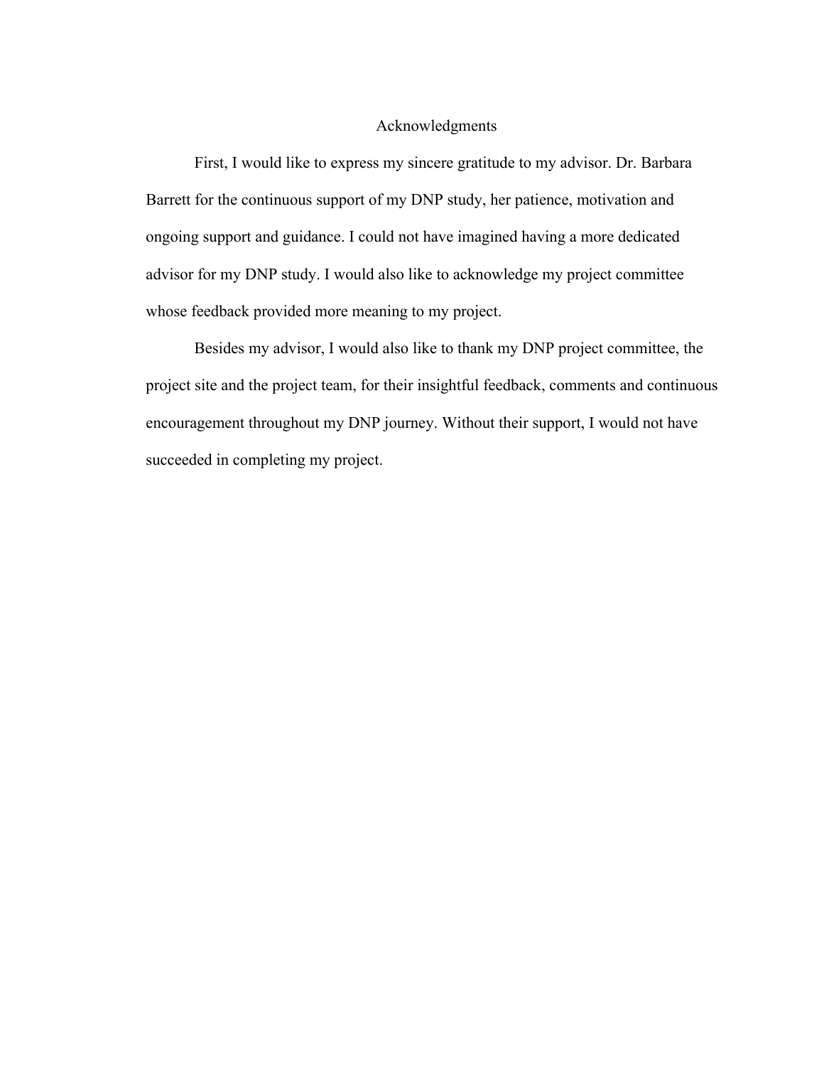# Acknowledgments

First, I would like to express my sincere gratitude to my advisor. Dr. Barbara Barrett for the continuous support of my DNP study, her patience, motivation and ongoing support and guidance. I could not have imagined having a more dedicated advisor for my DNP study. I would also like to acknowledge my project committee whose feedback provided more meaning to my project.

Besides my advisor, I would also like to thank my DNP project committee, the project site and the project team, for their insightful feedback, comments and continuous encouragement throughout my DNP journey. Without their support, I would not have succeeded in completing my project.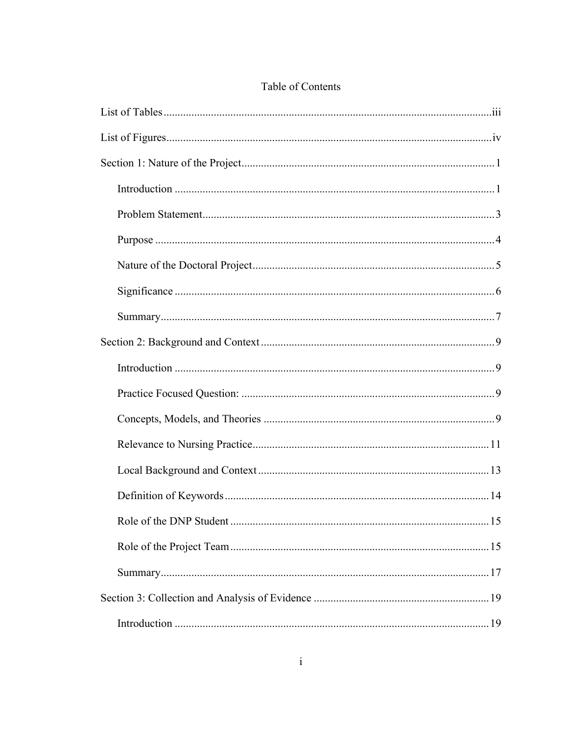# Table of Contents

List of Tables ..... iii

List of Figures ..... iv

Section 1: Nature of the Project ..... 1

- Introduction ..... 1
- Problem Statement ..... 3
- Purpose ..... 4
- Nature of the Doctoral Project ..... 5
- Significance ..... 6
- Summary ..... 7

Section 2: Background and Context ..... 9

- Introduction ..... 9
- Practice Focused Question: ..... 9
- Concepts, Models, and Theories ..... 9
- Relevance to Nursing Practice ..... 11
- Local Background and Context ..... 13
- Definition of Keywords ..... 14
- Role of the DNP Student ..... 15
- Role of the Project Team ..... 15
- Summary ..... 17

Section 3: Collection and Analysis of Evidence ..... 19

- Introduction ..... 19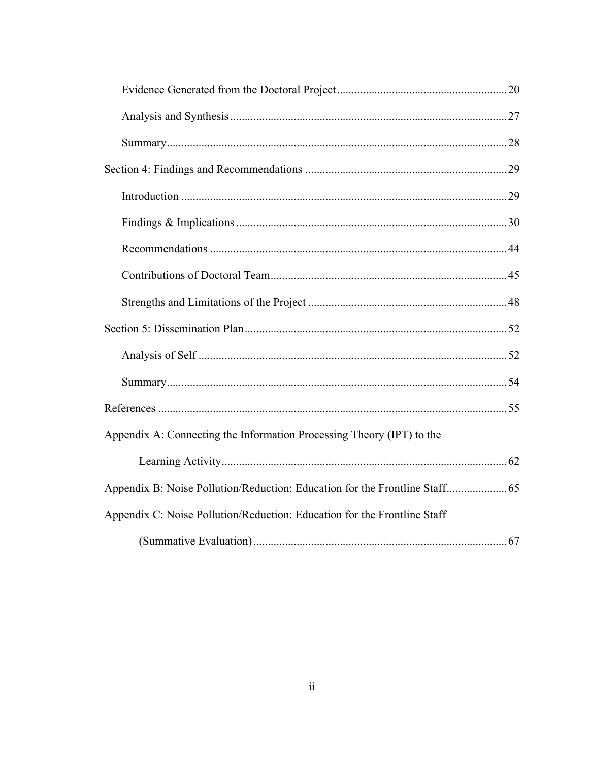Evidence Generated from the Doctoral Project ..... 20

Analysis and Synthesis ..... 27

Summary ..... 28

Section 4: Findings and Recommendations ..... 29

Introduction ..... 29

Findings & Implications ..... 30

Recommendations ..... 44

Contributions of Doctoral Team ..... 45

Strengths and Limitations of the Project ..... 48

Section 5: Dissemination Plan ..... 52

Analysis of Self ..... 52

Summary ..... 54

References ..... 55

Appendix A: Connecting the Information Processing Theory (IPT) to the Learning Activity ..... 62

Appendix B: Noise Pollution/Reduction: Education for the Frontline Staff ..... 65

Appendix C: Noise Pollution/Reduction: Education for the Frontline Staff (Summative Evaluation) ..... 67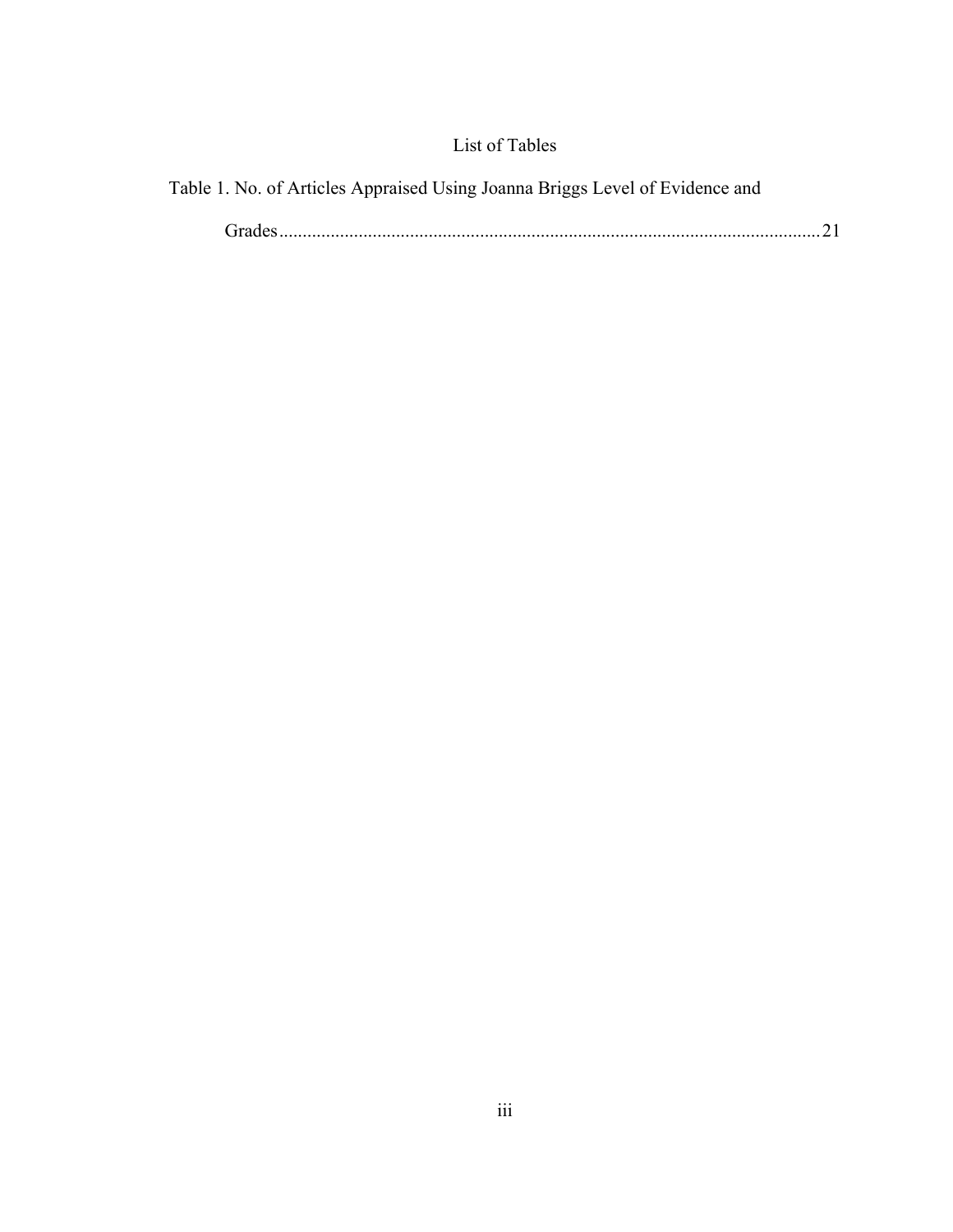# List of Tables

Table 1. No. of Articles Appraised Using Joanna Briggs Level of Evidence and Grades.....21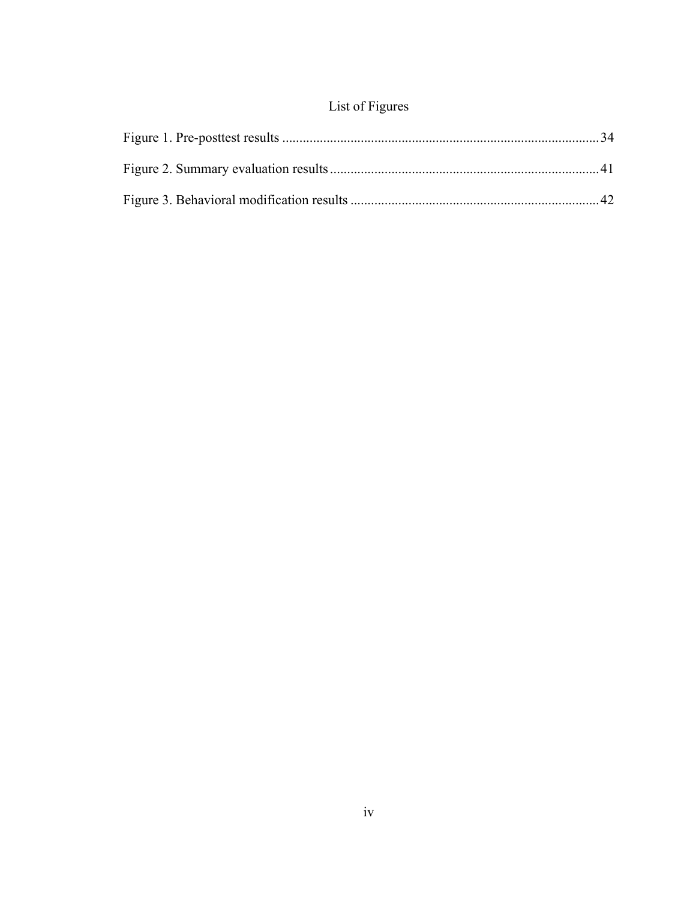# List of Figures

Figure 1. Pre-posttest results ........................................................................................ 34

Figure 2. Summary evaluation results .......................................................................... 41

Figure 3. Behavioral modification results ..................................................................... 42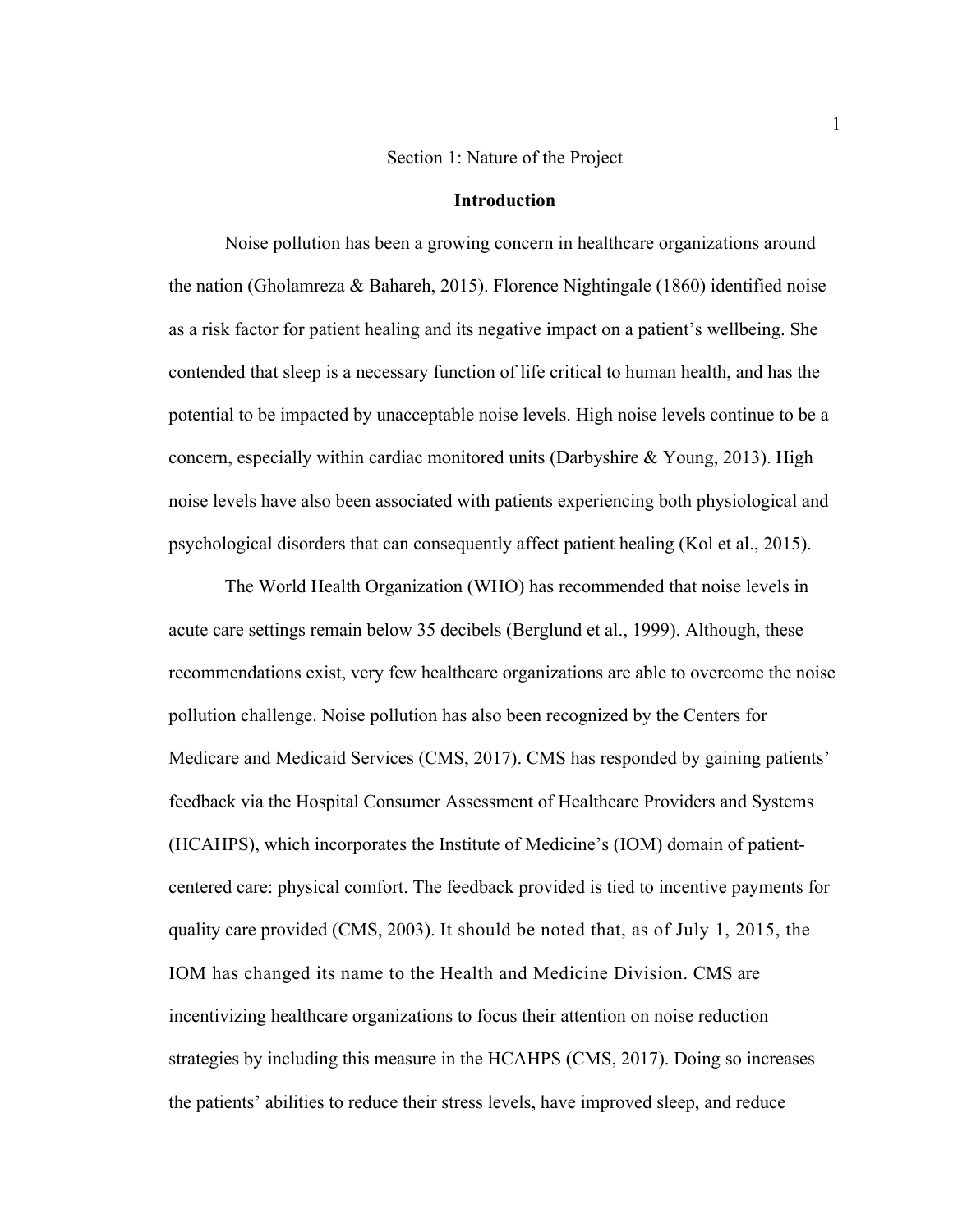# Section 1: Nature of the Project

## Introduction

Noise pollution has been a growing concern in healthcare organizations around the nation (Gholamreza & Bahareh, 2015). Florence Nightingale (1860) identified noise as a risk factor for patient healing and its negative impact on a patient's wellbeing. She contended that sleep is a necessary function of life critical to human health, and has the potential to be impacted by unacceptable noise levels. High noise levels continue to be a concern, especially within cardiac monitored units (Darbyshire & Young, 2013). High noise levels have also been associated with patients experiencing both physiological and psychological disorders that can consequently affect patient healing (Kol et al., 2015).

The World Health Organization (WHO) has recommended that noise levels in acute care settings remain below 35 decibels (Berglund et al., 1999). Although, these recommendations exist, very few healthcare organizations are able to overcome the noise pollution challenge. Noise pollution has also been recognized by the Centers for Medicare and Medicaid Services (CMS, 2017). CMS has responded by gaining patients' feedback via the Hospital Consumer Assessment of Healthcare Providers and Systems (HCAHPS), which incorporates the Institute of Medicine's (IOM) domain of patient-centered care: physical comfort. The feedback provided is tied to incentive payments for quality care provided (CMS, 2003). It should be noted that, as of July 1, 2015, the IOM has changed its name to the Health and Medicine Division. CMS are incentivizing healthcare organizations to focus their attention on noise reduction strategies by including this measure in the HCAHPS (CMS, 2017). Doing so increases the patients' abilities to reduce their stress levels, have improved sleep, and reduce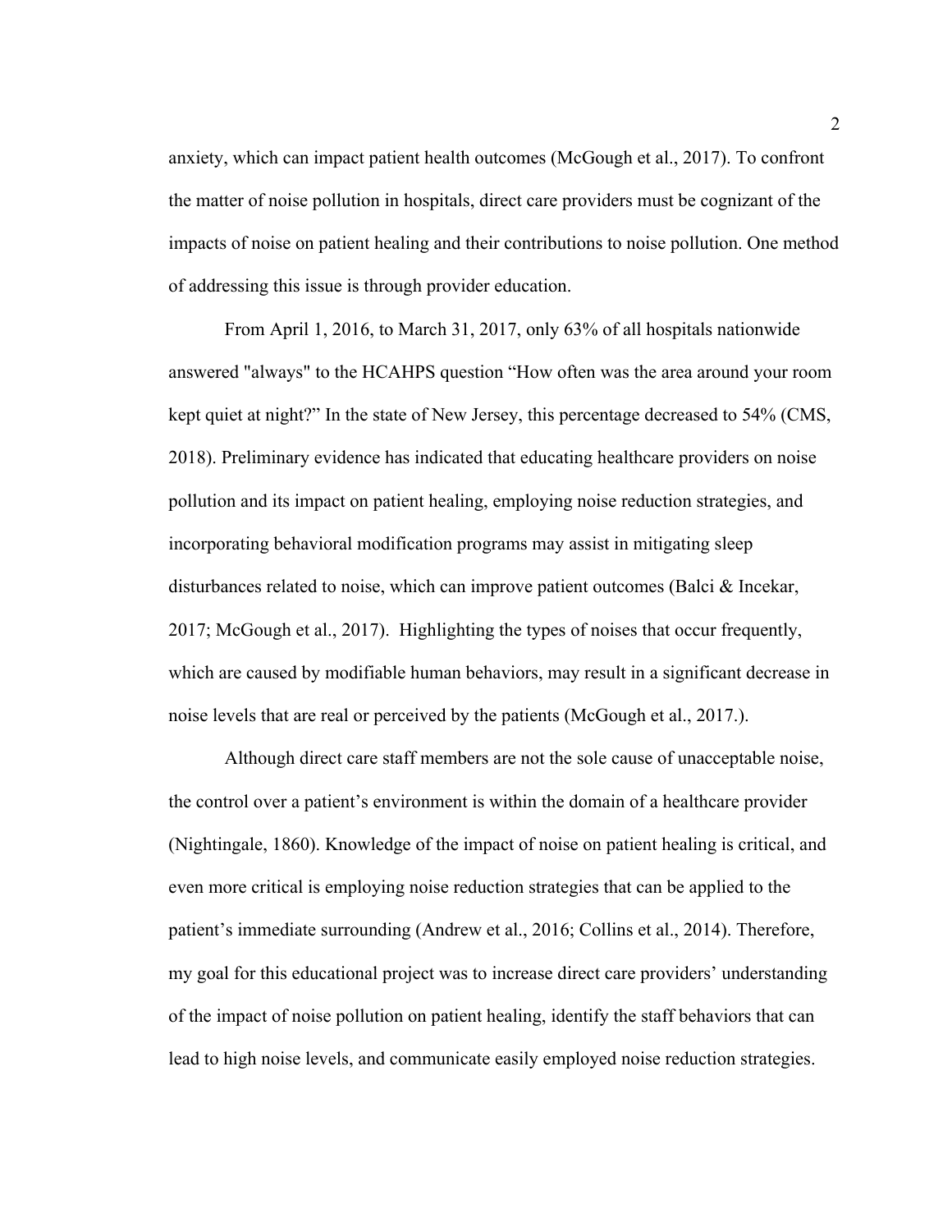anxiety, which can impact patient health outcomes (McGough et al., 2017). To confront the matter of noise pollution in hospitals, direct care providers must be cognizant of the impacts of noise on patient healing and their contributions to noise pollution. One method of addressing this issue is through provider education.

From April 1, 2016, to March 31, 2017, only 63% of all hospitals nationwide answered "always" to the HCAHPS question “How often was the area around your room kept quiet at night?” In the state of New Jersey, this percentage decreased to 54% (CMS, 2018). Preliminary evidence has indicated that educating healthcare providers on noise pollution and its impact on patient healing, employing noise reduction strategies, and incorporating behavioral modification programs may assist in mitigating sleep disturbances related to noise, which can improve patient outcomes (Balci & Incekar, 2017; McGough et al., 2017). Highlighting the types of noises that occur frequently, which are caused by modifiable human behaviors, may result in a significant decrease in noise levels that are real or perceived by the patients (McGough et al., 2017.).

Although direct care staff members are not the sole cause of unacceptable noise, the control over a patient’s environment is within the domain of a healthcare provider (Nightingale, 1860). Knowledge of the impact of noise on patient healing is critical, and even more critical is employing noise reduction strategies that can be applied to the patient’s immediate surrounding (Andrew et al., 2016; Collins et al., 2014). Therefore, my goal for this educational project was to increase direct care providers’ understanding of the impact of noise pollution on patient healing, identify the staff behaviors that can lead to high noise levels, and communicate easily employed noise reduction strategies.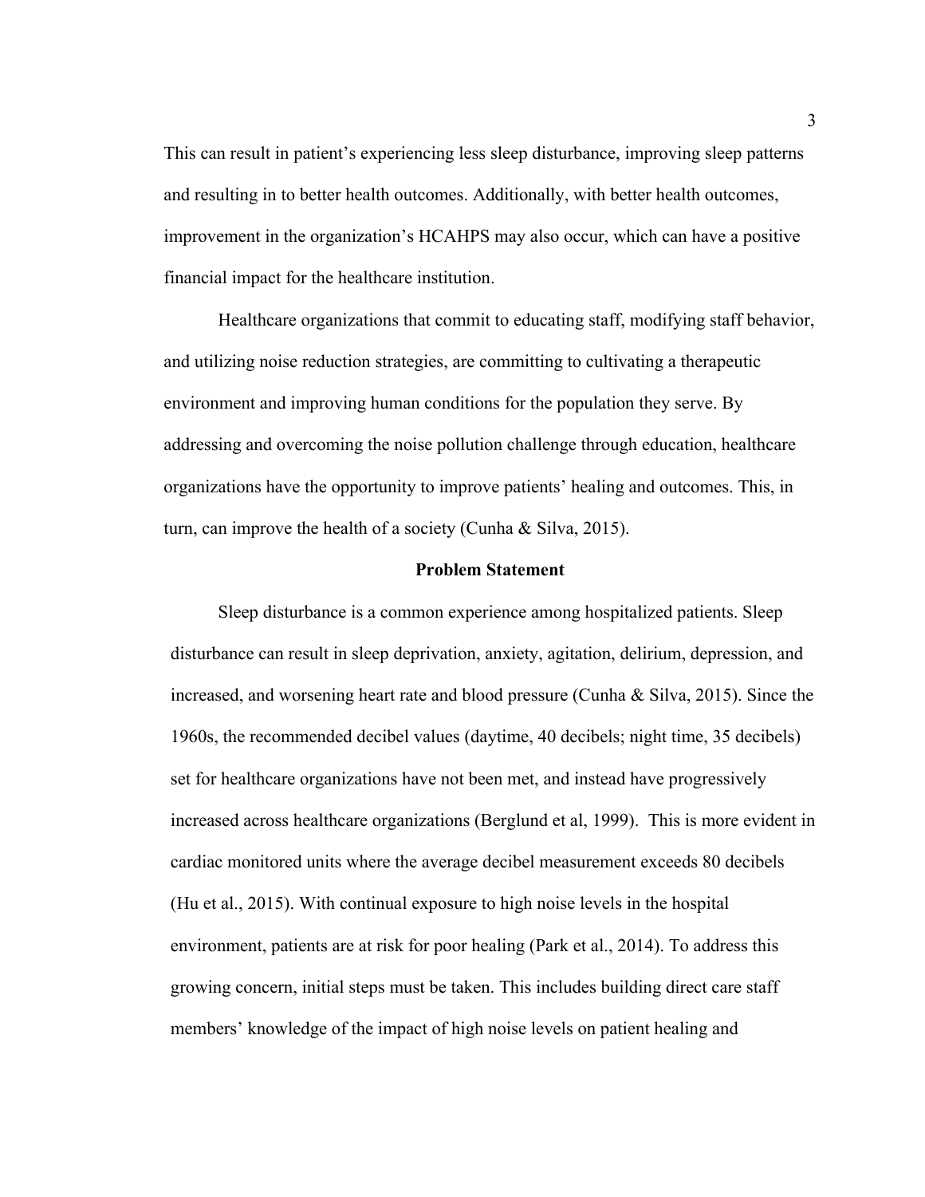This can result in patient's experiencing less sleep disturbance, improving sleep patterns and resulting in to better health outcomes. Additionally, with better health outcomes, improvement in the organization's HCAHPS may also occur, which can have a positive financial impact for the healthcare institution.

Healthcare organizations that commit to educating staff, modifying staff behavior, and utilizing noise reduction strategies, are committing to cultivating a therapeutic environment and improving human conditions for the population they serve. By addressing and overcoming the noise pollution challenge through education, healthcare organizations have the opportunity to improve patients' healing and outcomes. This, in turn, can improve the health of a society (Cunha & Silva, 2015).

## Problem Statement

Sleep disturbance is a common experience among hospitalized patients. Sleep disturbance can result in sleep deprivation, anxiety, agitation, delirium, depression, and increased, and worsening heart rate and blood pressure (Cunha & Silva, 2015). Since the 1960s, the recommended decibel values (daytime, 40 decibels; night time, 35 decibels) set for healthcare organizations have not been met, and instead have progressively increased across healthcare organizations (Berglund et al, 1999). This is more evident in cardiac monitored units where the average decibel measurement exceeds 80 decibels (Hu et al., 2015). With continual exposure to high noise levels in the hospital environment, patients are at risk for poor healing (Park et al., 2014). To address this growing concern, initial steps must be taken. This includes building direct care staff members' knowledge of the impact of high noise levels on patient healing and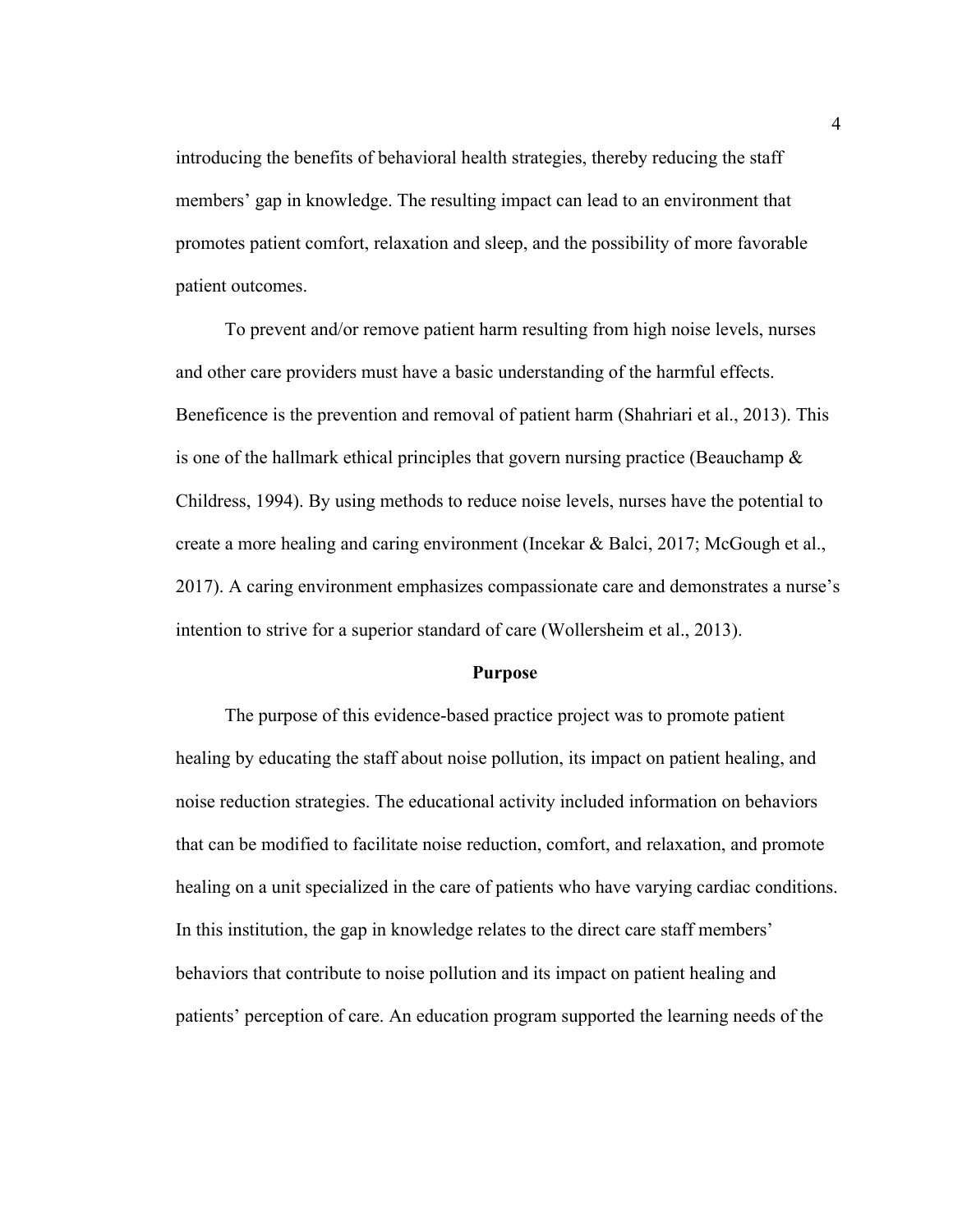introducing the benefits of behavioral health strategies, thereby reducing the staff members' gap in knowledge. The resulting impact can lead to an environment that promotes patient comfort, relaxation and sleep, and the possibility of more favorable patient outcomes.

To prevent and/or remove patient harm resulting from high noise levels, nurses and other care providers must have a basic understanding of the harmful effects. Beneficence is the prevention and removal of patient harm (Shahriari et al., 2013). This is one of the hallmark ethical principles that govern nursing practice (Beauchamp & Childress, 1994). By using methods to reduce noise levels, nurses have the potential to create a more healing and caring environment (Incekar & Balci, 2017; McGough et al., 2017). A caring environment emphasizes compassionate care and demonstrates a nurse's intention to strive for a superior standard of care (Wollersheim et al., 2013).

## Purpose

The purpose of this evidence-based practice project was to promote patient healing by educating the staff about noise pollution, its impact on patient healing, and noise reduction strategies. The educational activity included information on behaviors that can be modified to facilitate noise reduction, comfort, and relaxation, and promote healing on a unit specialized in the care of patients who have varying cardiac conditions. In this institution, the gap in knowledge relates to the direct care staff members' behaviors that contribute to noise pollution and its impact on patient healing and patients' perception of care. An education program supported the learning needs of the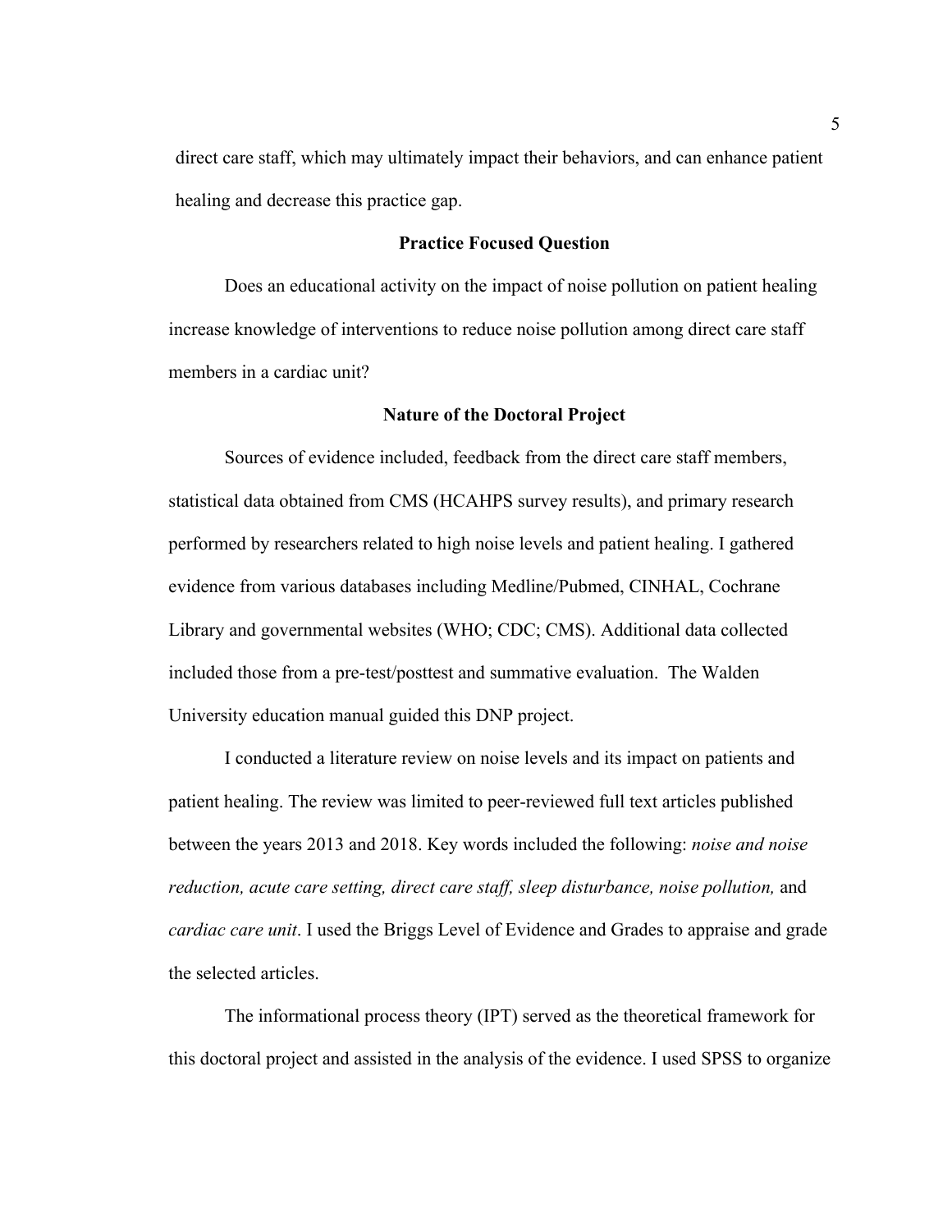direct care staff, which may ultimately impact their behaviors, and can enhance patient healing and decrease this practice gap.

## Practice Focused Question

Does an educational activity on the impact of noise pollution on patient healing increase knowledge of interventions to reduce noise pollution among direct care staff members in a cardiac unit?

## Nature of the Doctoral Project

Sources of evidence included, feedback from the direct care staff members, statistical data obtained from CMS (HCAHPS survey results), and primary research performed by researchers related to high noise levels and patient healing. I gathered evidence from various databases including Medline/Pubmed, CINHAL, Cochrane Library and governmental websites (WHO; CDC; CMS). Additional data collected included those from a pre-test/posttest and summative evaluation. The Walden University education manual guided this DNP project.

I conducted a literature review on noise levels and its impact on patients and patient healing. The review was limited to peer-reviewed full text articles published between the years 2013 and 2018. Key words included the following: *noise and noise reduction, acute care setting, direct care staff, sleep disturbance, noise pollution,* and *cardiac care unit*. I used the Briggs Level of Evidence and Grades to appraise and grade the selected articles.

The informational process theory (IPT) served as the theoretical framework for this doctoral project and assisted in the analysis of the evidence. I used SPSS to organize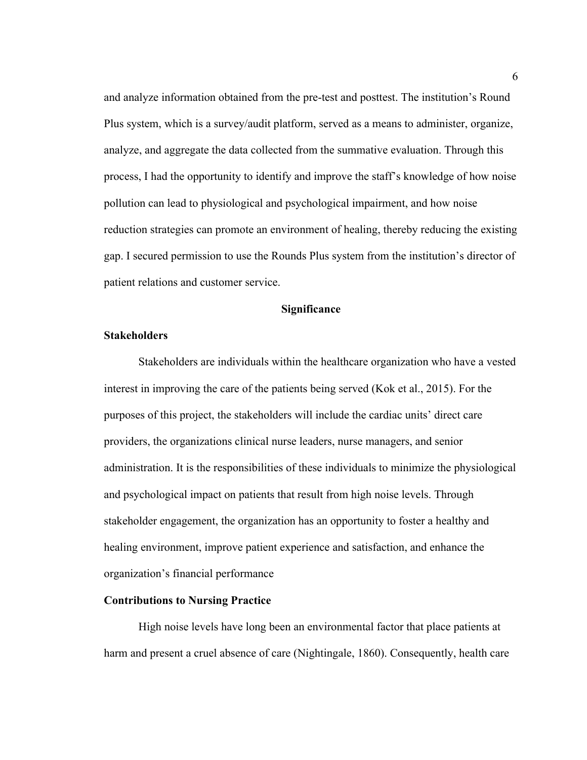and analyze information obtained from the pre-test and posttest. The institution's Round Plus system, which is a survey/audit platform, served as a means to administer, organize, analyze, and aggregate the data collected from the summative evaluation. Through this process, I had the opportunity to identify and improve the staff's knowledge of how noise pollution can lead to physiological and psychological impairment, and how noise reduction strategies can promote an environment of healing, thereby reducing the existing gap. I secured permission to use the Rounds Plus system from the institution's director of patient relations and customer service.

## Significance

### Stakeholders

Stakeholders are individuals within the healthcare organization who have a vested interest in improving the care of the patients being served (Kok et al., 2015). For the purposes of this project, the stakeholders will include the cardiac units' direct care providers, the organizations clinical nurse leaders, nurse managers, and senior administration. It is the responsibilities of these individuals to minimize the physiological and psychological impact on patients that result from high noise levels. Through stakeholder engagement, the organization has an opportunity to foster a healthy and healing environment, improve patient experience and satisfaction, and enhance the organization's financial performance

### Contributions to Nursing Practice

High noise levels have long been an environmental factor that place patients at harm and present a cruel absence of care (Nightingale, 1860). Consequently, health care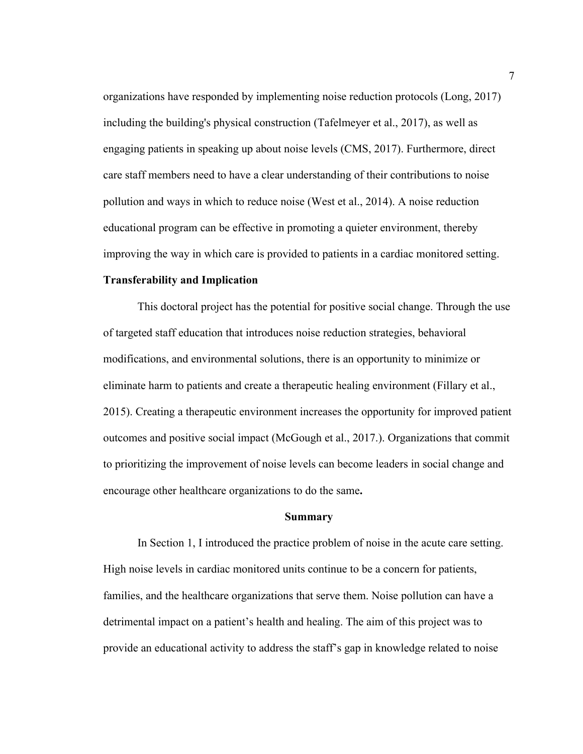organizations have responded by implementing noise reduction protocols (Long, 2017) including the building's physical construction (Tafelmeyer et al., 2017), as well as engaging patients in speaking up about noise levels (CMS, 2017). Furthermore, direct care staff members need to have a clear understanding of their contributions to noise pollution and ways in which to reduce noise (West et al., 2014). A noise reduction educational program can be effective in promoting a quieter environment, thereby improving the way in which care is provided to patients in a cardiac monitored setting.

### Transferability and Implication

This doctoral project has the potential for positive social change. Through the use of targeted staff education that introduces noise reduction strategies, behavioral modifications, and environmental solutions, there is an opportunity to minimize or eliminate harm to patients and create a therapeutic healing environment (Fillary et al., 2015). Creating a therapeutic environment increases the opportunity for improved patient outcomes and positive social impact (McGough et al., 2017.). Organizations that commit to prioritizing the improvement of noise levels can become leaders in social change and encourage other healthcare organizations to do the same**.**

## Summary

In Section 1, I introduced the practice problem of noise in the acute care setting. High noise levels in cardiac monitored units continue to be a concern for patients, families, and the healthcare organizations that serve them. Noise pollution can have a detrimental impact on a patient's health and healing. The aim of this project was to provide an educational activity to address the staff's gap in knowledge related to noise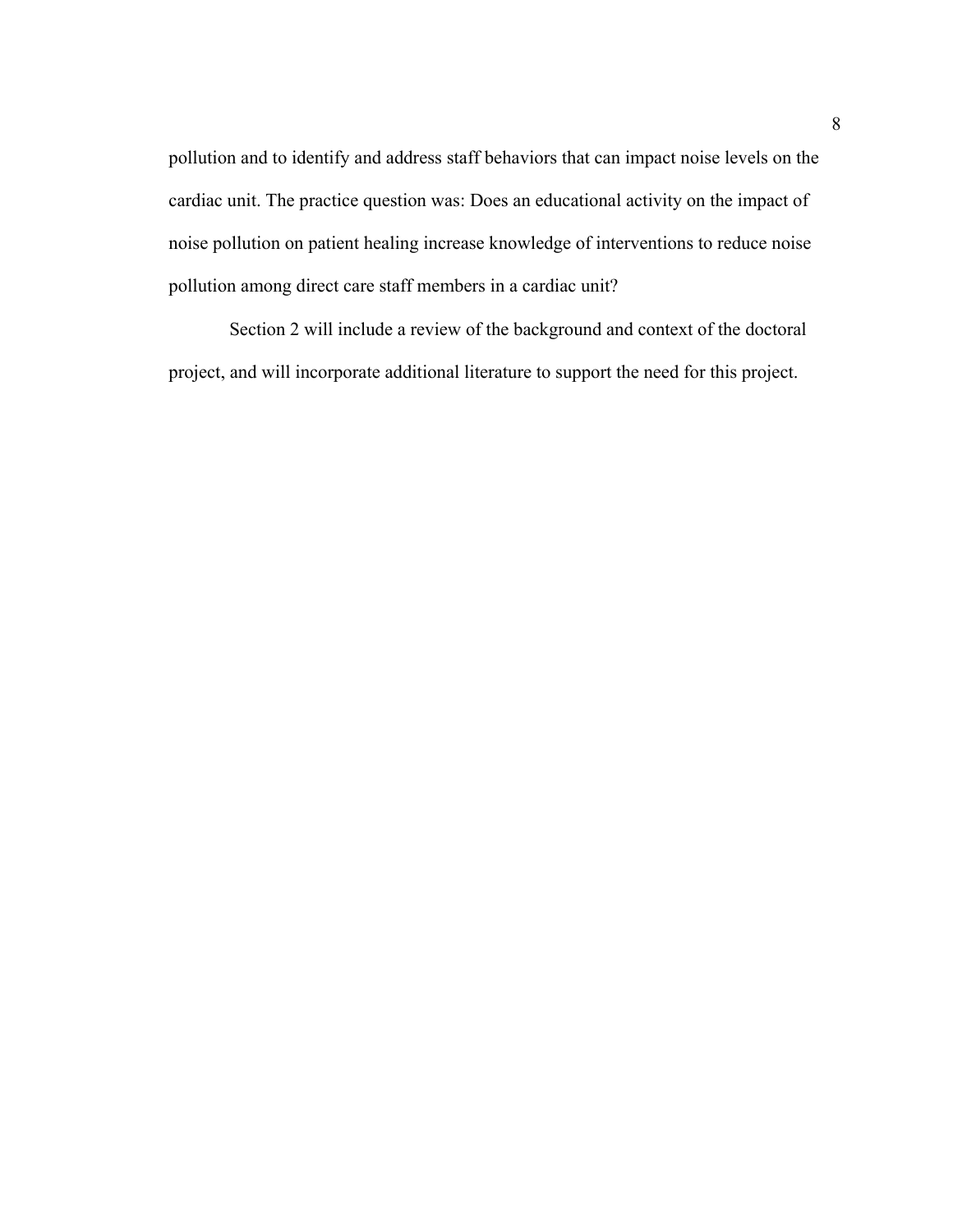pollution and to identify and address staff behaviors that can impact noise levels on the cardiac unit. The practice question was: Does an educational activity on the impact of noise pollution on patient healing increase knowledge of interventions to reduce noise pollution among direct care staff members in a cardiac unit?

Section 2 will include a review of the background and context of the doctoral project, and will incorporate additional literature to support the need for this project.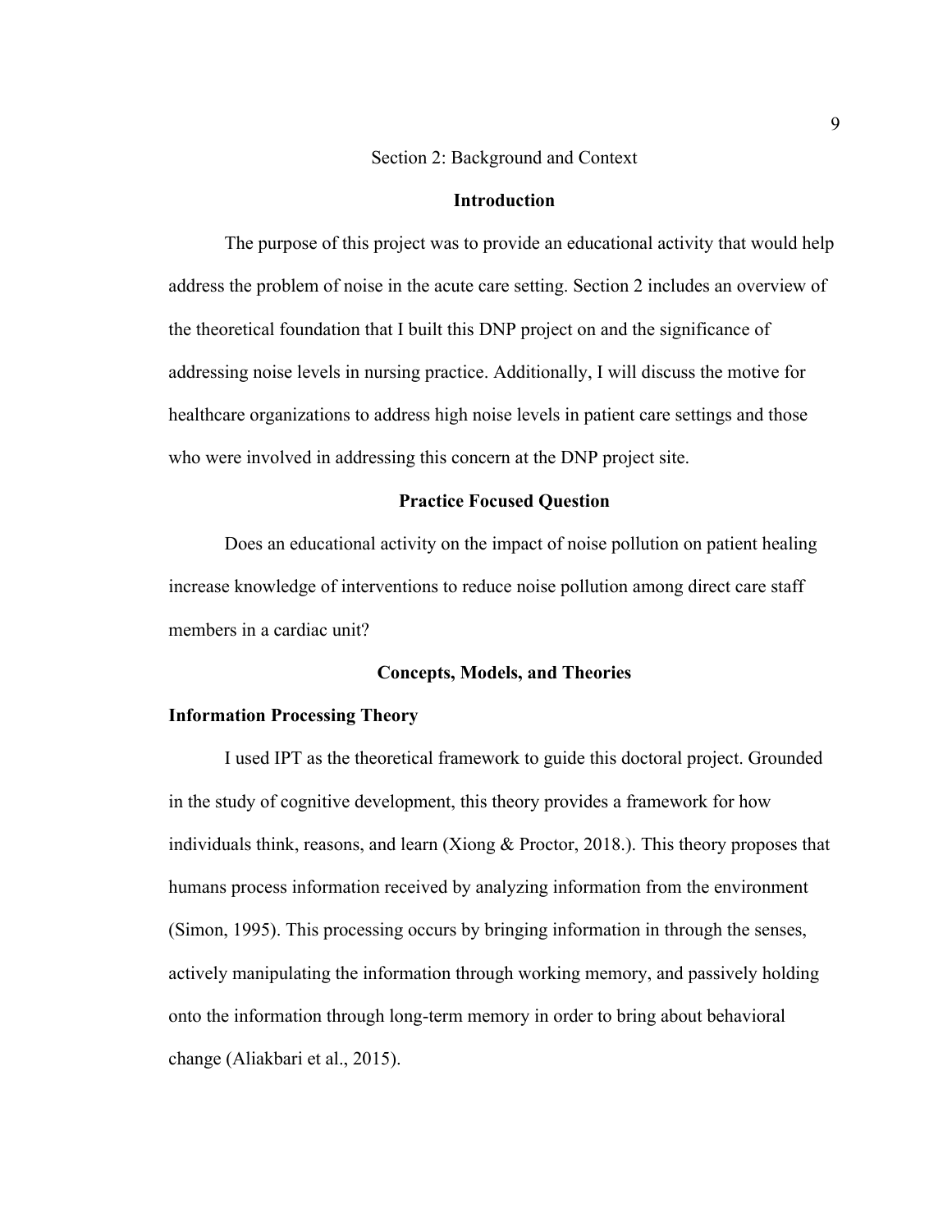# Section 2: Background and Context

## Introduction

The purpose of this project was to provide an educational activity that would help address the problem of noise in the acute care setting. Section 2 includes an overview of the theoretical foundation that I built this DNP project on and the significance of addressing noise levels in nursing practice. Additionally, I will discuss the motive for healthcare organizations to address high noise levels in patient care settings and those who were involved in addressing this concern at the DNP project site.

## Practice Focused Question

Does an educational activity on the impact of noise pollution on patient healing increase knowledge of interventions to reduce noise pollution among direct care staff members in a cardiac unit?

## Concepts, Models, and Theories

### Information Processing Theory

I used IPT as the theoretical framework to guide this doctoral project. Grounded in the study of cognitive development, this theory provides a framework for how individuals think, reasons, and learn (Xiong & Proctor, 2018.). This theory proposes that humans process information received by analyzing information from the environment (Simon, 1995). This processing occurs by bringing information in through the senses, actively manipulating the information through working memory, and passively holding onto the information through long-term memory in order to bring about behavioral change (Aliakbari et al., 2015).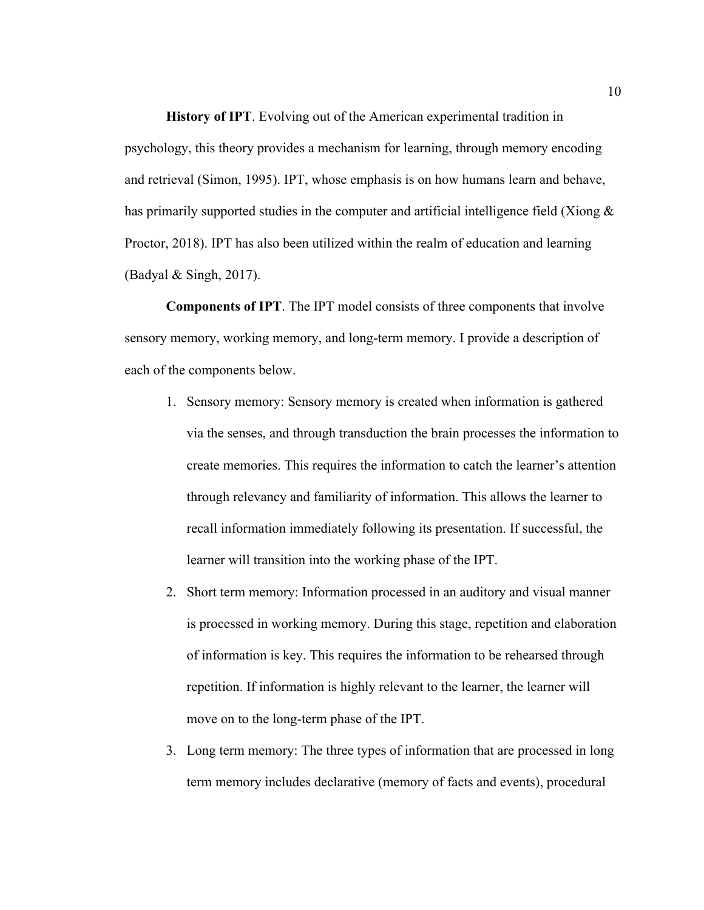**History of IPT**. Evolving out of the American experimental tradition in psychology, this theory provides a mechanism for learning, through memory encoding and retrieval (Simon, 1995). IPT, whose emphasis is on how humans learn and behave, has primarily supported studies in the computer and artificial intelligence field (Xiong & Proctor, 2018). IPT has also been utilized within the realm of education and learning (Badyal & Singh, 2017).

**Components of IPT**. The IPT model consists of three components that involve sensory memory, working memory, and long-term memory. I provide a description of each of the components below.

1. Sensory memory: Sensory memory is created when information is gathered via the senses, and through transduction the brain processes the information to create memories. This requires the information to catch the learner's attention through relevancy and familiarity of information. This allows the learner to recall information immediately following its presentation. If successful, the learner will transition into the working phase of the IPT.
2. Short term memory: Information processed in an auditory and visual manner is processed in working memory. During this stage, repetition and elaboration of information is key. This requires the information to be rehearsed through repetition. If information is highly relevant to the learner, the learner will move on to the long-term phase of the IPT.
3. Long term memory: The three types of information that are processed in long term memory includes declarative (memory of facts and events), procedural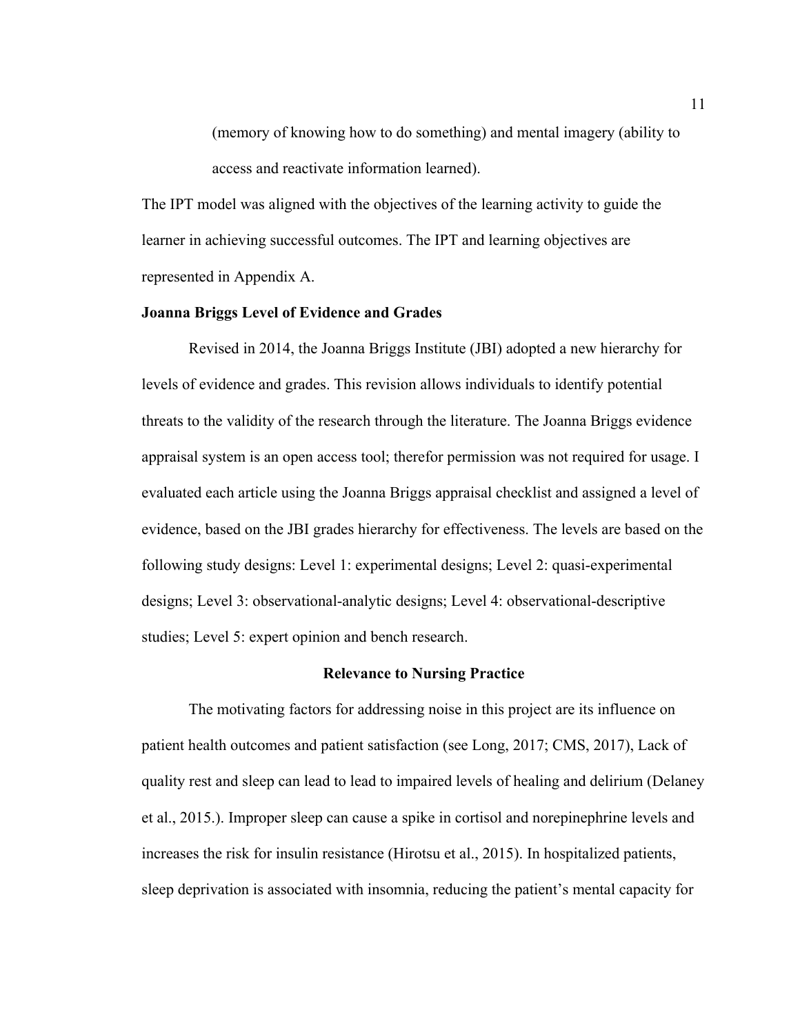(memory of knowing how to do something) and mental imagery (ability to access and reactivate information learned).

The IPT model was aligned with the objectives of the learning activity to guide the learner in achieving successful outcomes. The IPT and learning objectives are represented in Appendix A.

**Joanna Briggs Level of Evidence and Grades**

Revised in 2014, the Joanna Briggs Institute (JBI) adopted a new hierarchy for levels of evidence and grades. This revision allows individuals to identify potential threats to the validity of the research through the literature. The Joanna Briggs evidence appraisal system is an open access tool; therefor permission was not required for usage. I evaluated each article using the Joanna Briggs appraisal checklist and assigned a level of evidence, based on the JBI grades hierarchy for effectiveness. The levels are based on the following study designs: Level 1: experimental designs; Level 2: quasi-experimental designs; Level 3: observational-analytic designs; Level 4: observational-descriptive studies; Level 5: expert opinion and bench research.

## Relevance to Nursing Practice

The motivating factors for addressing noise in this project are its influence on patient health outcomes and patient satisfaction (see Long, 2017; CMS, 2017), Lack of quality rest and sleep can lead to lead to impaired levels of healing and delirium (Delaney et al., 2015.). Improper sleep can cause a spike in cortisol and norepinephrine levels and increases the risk for insulin resistance (Hirotsu et al., 2015). In hospitalized patients, sleep deprivation is associated with insomnia, reducing the patient's mental capacity for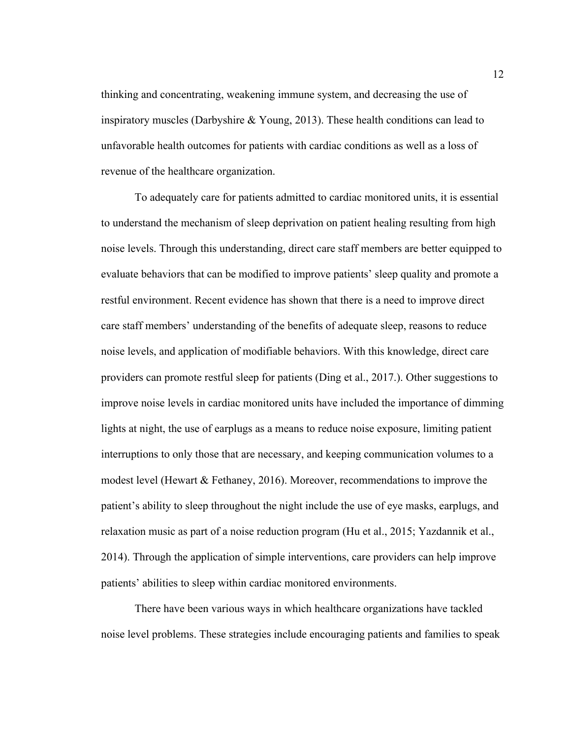thinking and concentrating, weakening immune system, and decreasing the use of inspiratory muscles (Darbyshire & Young, 2013). These health conditions can lead to unfavorable health outcomes for patients with cardiac conditions as well as a loss of revenue of the healthcare organization.

To adequately care for patients admitted to cardiac monitored units, it is essential to understand the mechanism of sleep deprivation on patient healing resulting from high noise levels. Through this understanding, direct care staff members are better equipped to evaluate behaviors that can be modified to improve patients' sleep quality and promote a restful environment. Recent evidence has shown that there is a need to improve direct care staff members' understanding of the benefits of adequate sleep, reasons to reduce noise levels, and application of modifiable behaviors. With this knowledge, direct care providers can promote restful sleep for patients (Ding et al., 2017.). Other suggestions to improve noise levels in cardiac monitored units have included the importance of dimming lights at night, the use of earplugs as a means to reduce noise exposure, limiting patient interruptions to only those that are necessary, and keeping communication volumes to a modest level (Hewart & Fethaney, 2016). Moreover, recommendations to improve the patient's ability to sleep throughout the night include the use of eye masks, earplugs, and relaxation music as part of a noise reduction program (Hu et al., 2015; Yazdannik et al., 2014). Through the application of simple interventions, care providers can help improve patients' abilities to sleep within cardiac monitored environments.

There have been various ways in which healthcare organizations have tackled noise level problems. These strategies include encouraging patients and families to speak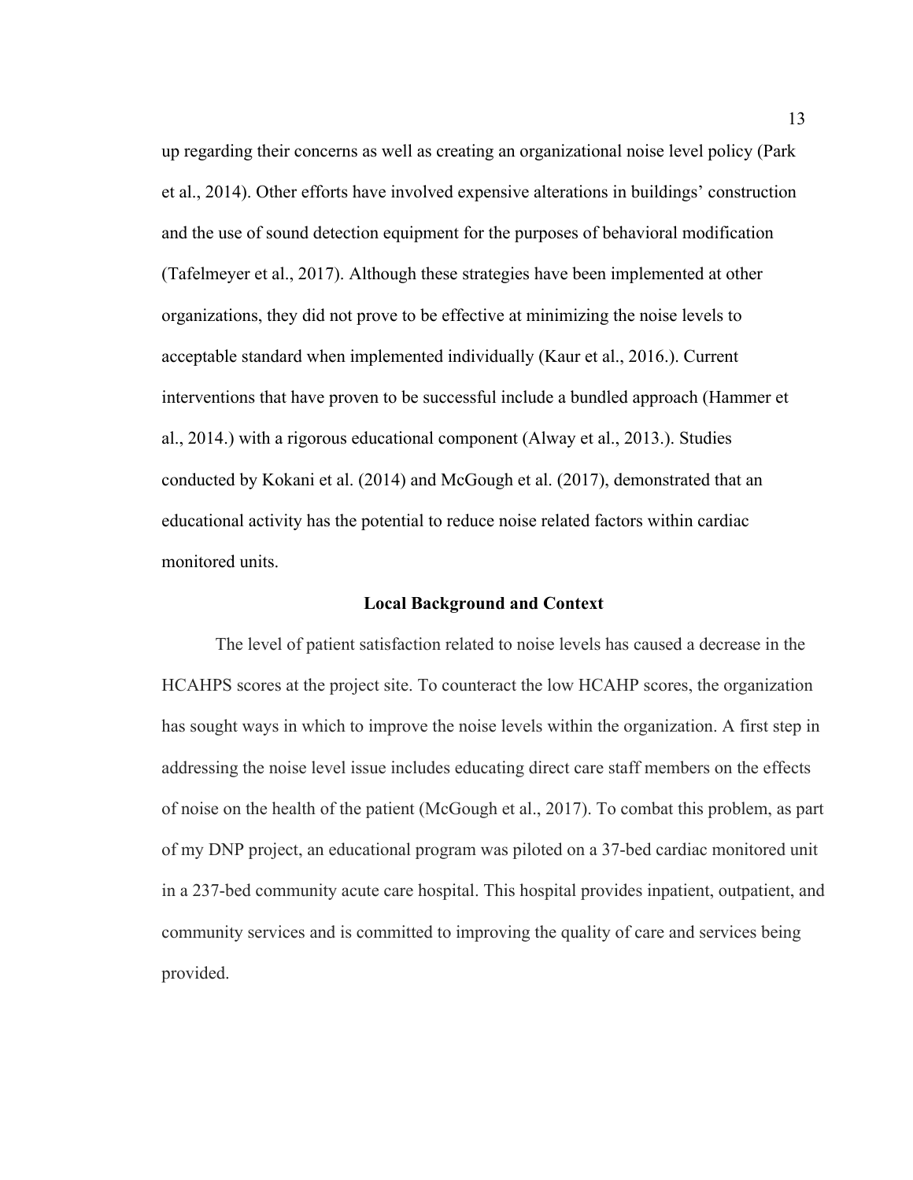up regarding their concerns as well as creating an organizational noise level policy (Park et al., 2014). Other efforts have involved expensive alterations in buildings' construction and the use of sound detection equipment for the purposes of behavioral modification (Tafelmeyer et al., 2017). Although these strategies have been implemented at other organizations, they did not prove to be effective at minimizing the noise levels to acceptable standard when implemented individually (Kaur et al., 2016.). Current interventions that have proven to be successful include a bundled approach (Hammer et al., 2014.) with a rigorous educational component (Alway et al., 2013.). Studies conducted by Kokani et al. (2014) and McGough et al. (2017), demonstrated that an educational activity has the potential to reduce noise related factors within cardiac monitored units.

## Local Background and Context

The level of patient satisfaction related to noise levels has caused a decrease in the HCAHPS scores at the project site. To counteract the low HCAHP scores, the organization has sought ways in which to improve the noise levels within the organization. A first step in addressing the noise level issue includes educating direct care staff members on the effects of noise on the health of the patient (McGough et al., 2017). To combat this problem, as part of my DNP project, an educational program was piloted on a 37-bed cardiac monitored unit in a 237-bed community acute care hospital. This hospital provides inpatient, outpatient, and community services and is committed to improving the quality of care and services being provided.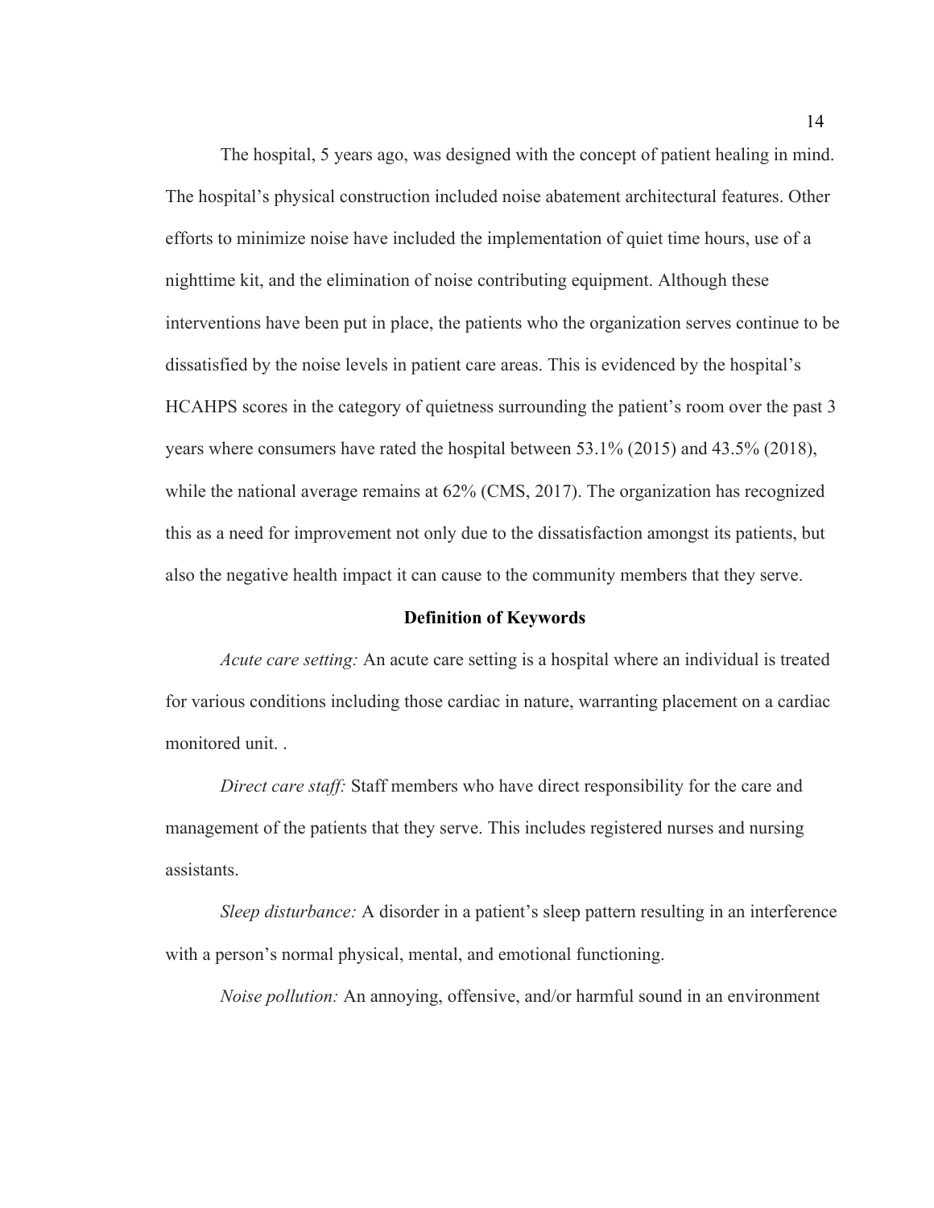The hospital, 5 years ago, was designed with the concept of patient healing in mind. The hospital's physical construction included noise abatement architectural features. Other efforts to minimize noise have included the implementation of quiet time hours, use of a nighttime kit, and the elimination of noise contributing equipment. Although these interventions have been put in place, the patients who the organization serves continue to be dissatisfied by the noise levels in patient care areas. This is evidenced by the hospital's HCAHPS scores in the category of quietness surrounding the patient's room over the past 3 years where consumers have rated the hospital between 53.1% (2015) and 43.5% (2018), while the national average remains at 62% (CMS, 2017). The organization has recognized this as a need for improvement not only due to the dissatisfaction amongst its patients, but also the negative health impact it can cause to the community members that they serve.

## Definition of Keywords

*Acute care setting:* An acute care setting is a hospital where an individual is treated for various conditions including those cardiac in nature, warranting placement on a cardiac monitored unit. .

*Direct care staff:* Staff members who have direct responsibility for the care and management of the patients that they serve. This includes registered nurses and nursing assistants.

*Sleep disturbance:* A disorder in a patient's sleep pattern resulting in an interference with a person's normal physical, mental, and emotional functioning.

*Noise pollution:* An annoying, offensive, and/or harmful sound in an environment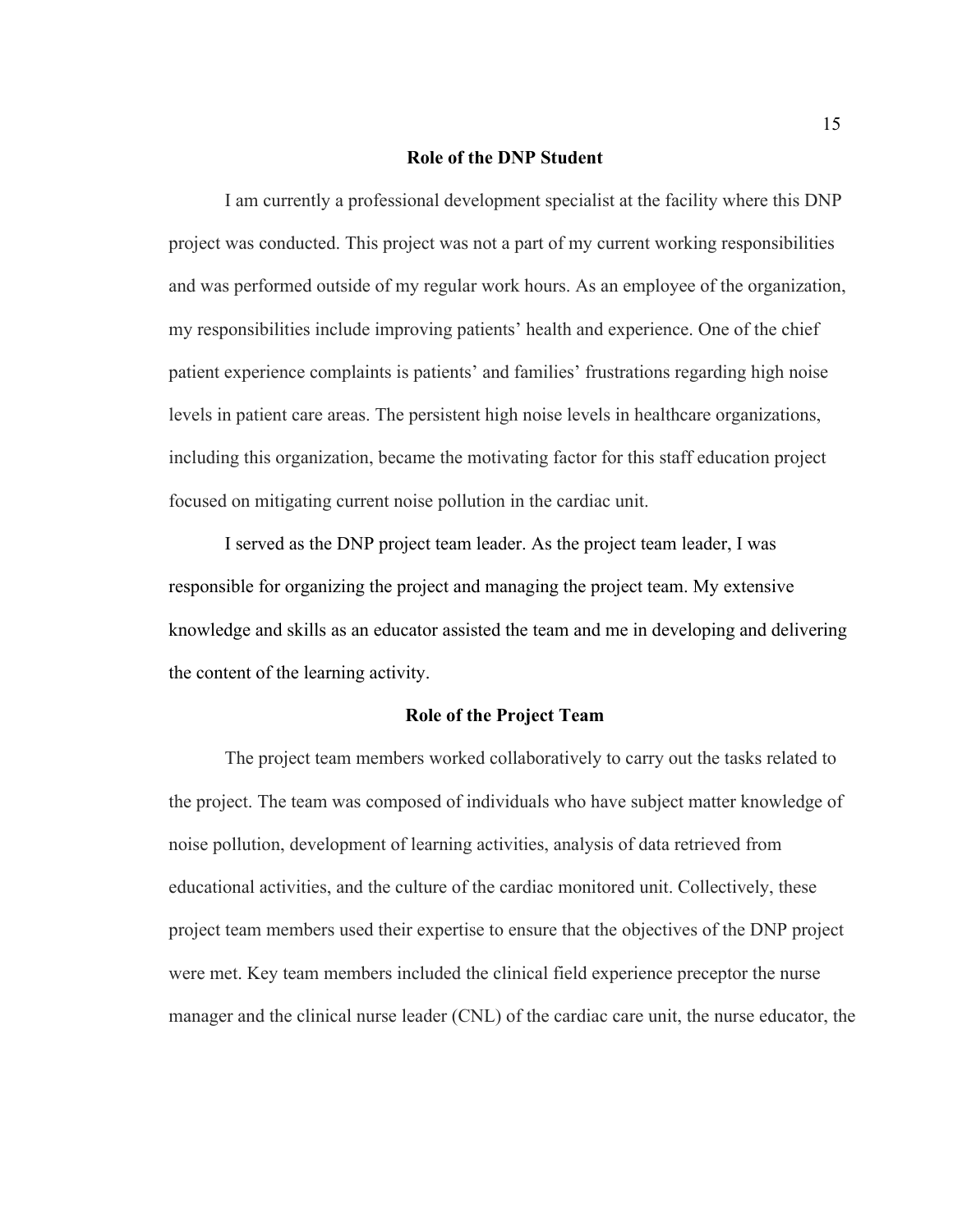## Role of the DNP Student

I am currently a professional development specialist at the facility where this DNP project was conducted. This project was not a part of my current working responsibilities and was performed outside of my regular work hours. As an employee of the organization, my responsibilities include improving patients' health and experience. One of the chief patient experience complaints is patients' and families' frustrations regarding high noise levels in patient care areas. The persistent high noise levels in healthcare organizations, including this organization, became the motivating factor for this staff education project focused on mitigating current noise pollution in the cardiac unit.

I served as the DNP project team leader. As the project team leader, I was responsible for organizing the project and managing the project team. My extensive knowledge and skills as an educator assisted the team and me in developing and delivering the content of the learning activity.

## Role of the Project Team

The project team members worked collaboratively to carry out the tasks related to the project. The team was composed of individuals who have subject matter knowledge of noise pollution, development of learning activities, analysis of data retrieved from educational activities, and the culture of the cardiac monitored unit. Collectively, these project team members used their expertise to ensure that the objectives of the DNP project were met. Key team members included the clinical field experience preceptor the nurse manager and the clinical nurse leader (CNL) of the cardiac care unit, the nurse educator, the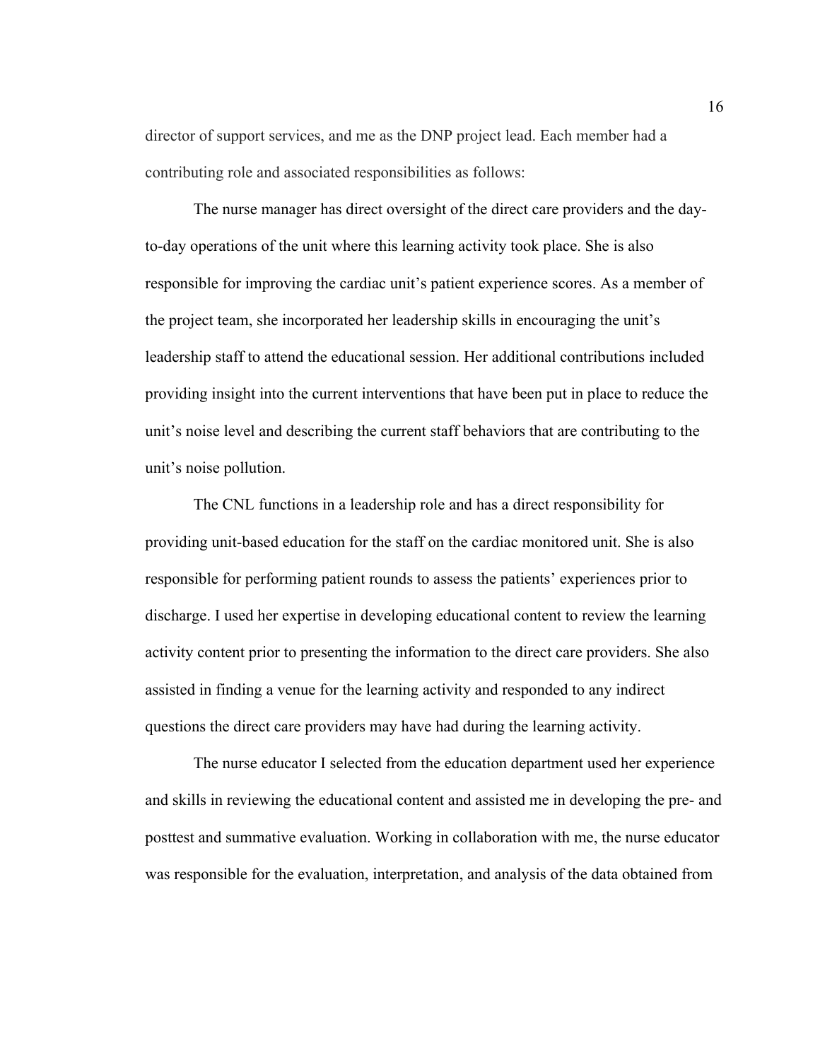director of support services, and me as the DNP project lead. Each member had a contributing role and associated responsibilities as follows:

The nurse manager has direct oversight of the direct care providers and the day-to-day operations of the unit where this learning activity took place. She is also responsible for improving the cardiac unit's patient experience scores. As a member of the project team, she incorporated her leadership skills in encouraging the unit's leadership staff to attend the educational session. Her additional contributions included providing insight into the current interventions that have been put in place to reduce the unit's noise level and describing the current staff behaviors that are contributing to the unit's noise pollution.

The CNL functions in a leadership role and has a direct responsibility for providing unit-based education for the staff on the cardiac monitored unit. She is also responsible for performing patient rounds to assess the patients' experiences prior to discharge. I used her expertise in developing educational content to review the learning activity content prior to presenting the information to the direct care providers. She also assisted in finding a venue for the learning activity and responded to any indirect questions the direct care providers may have had during the learning activity.

The nurse educator I selected from the education department used her experience and skills in reviewing the educational content and assisted me in developing the pre- and posttest and summative evaluation. Working in collaboration with me, the nurse educator was responsible for the evaluation, interpretation, and analysis of the data obtained from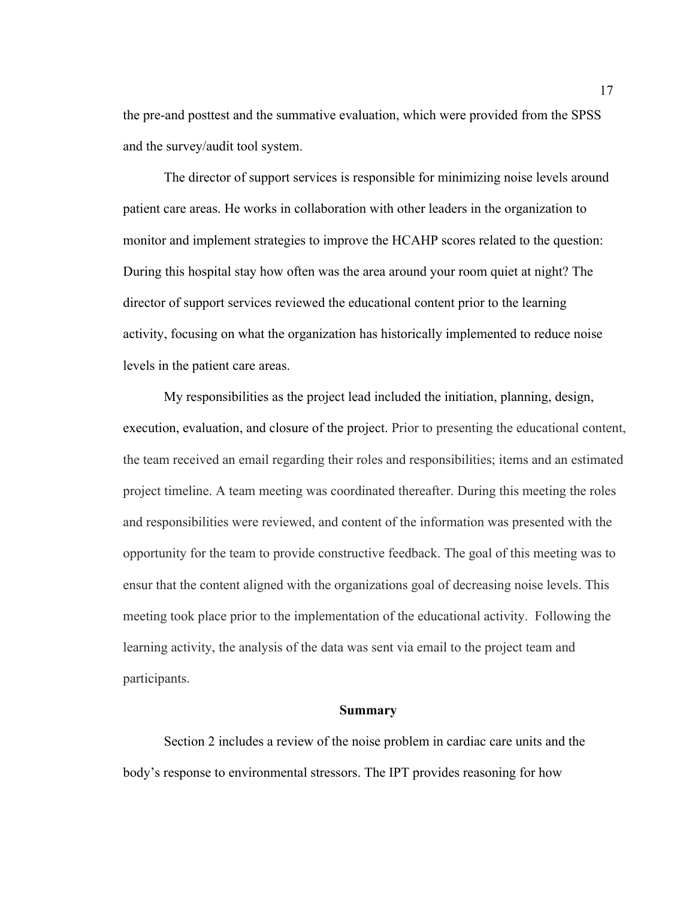the pre-and posttest and the summative evaluation, which were provided from the SPSS and the survey/audit tool system.

The director of support services is responsible for minimizing noise levels around patient care areas. He works in collaboration with other leaders in the organization to monitor and implement strategies to improve the HCAHP scores related to the question: During this hospital stay how often was the area around your room quiet at night? The director of support services reviewed the educational content prior to the learning activity, focusing on what the organization has historically implemented to reduce noise levels in the patient care areas.

My responsibilities as the project lead included the initiation, planning, design, execution, evaluation, and closure of the project. Prior to presenting the educational content, the team received an email regarding their roles and responsibilities; items and an estimated project timeline. A team meeting was coordinated thereafter. During this meeting the roles and responsibilities were reviewed, and content of the information was presented with the opportunity for the team to provide constructive feedback. The goal of this meeting was to ensur that the content aligned with the organizations goal of decreasing noise levels. This meeting took place prior to the implementation of the educational activity. Following the learning activity, the analysis of the data was sent via email to the project team and participants.

## Summary

Section 2 includes a review of the noise problem in cardiac care units and the body's response to environmental stressors. The IPT provides reasoning for how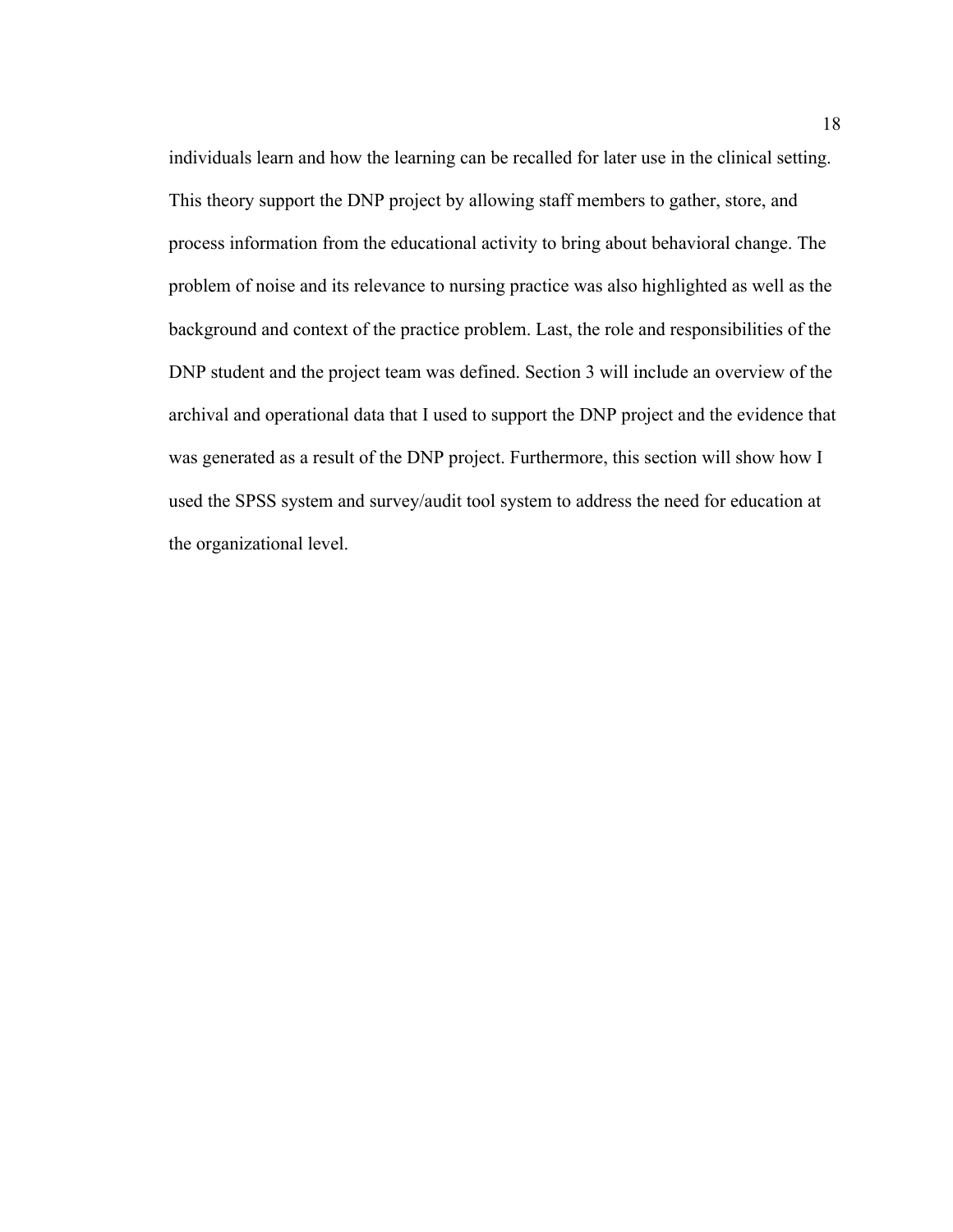individuals learn and how the learning can be recalled for later use in the clinical setting. This theory support the DNP project by allowing staff members to gather, store, and process information from the educational activity to bring about behavioral change. The problem of noise and its relevance to nursing practice was also highlighted as well as the background and context of the practice problem. Last, the role and responsibilities of the DNP student and the project team was defined. Section 3 will include an overview of the archival and operational data that I used to support the DNP project and the evidence that was generated as a result of the DNP project. Furthermore, this section will show how I used the SPSS system and survey/audit tool system to address the need for education at the organizational level.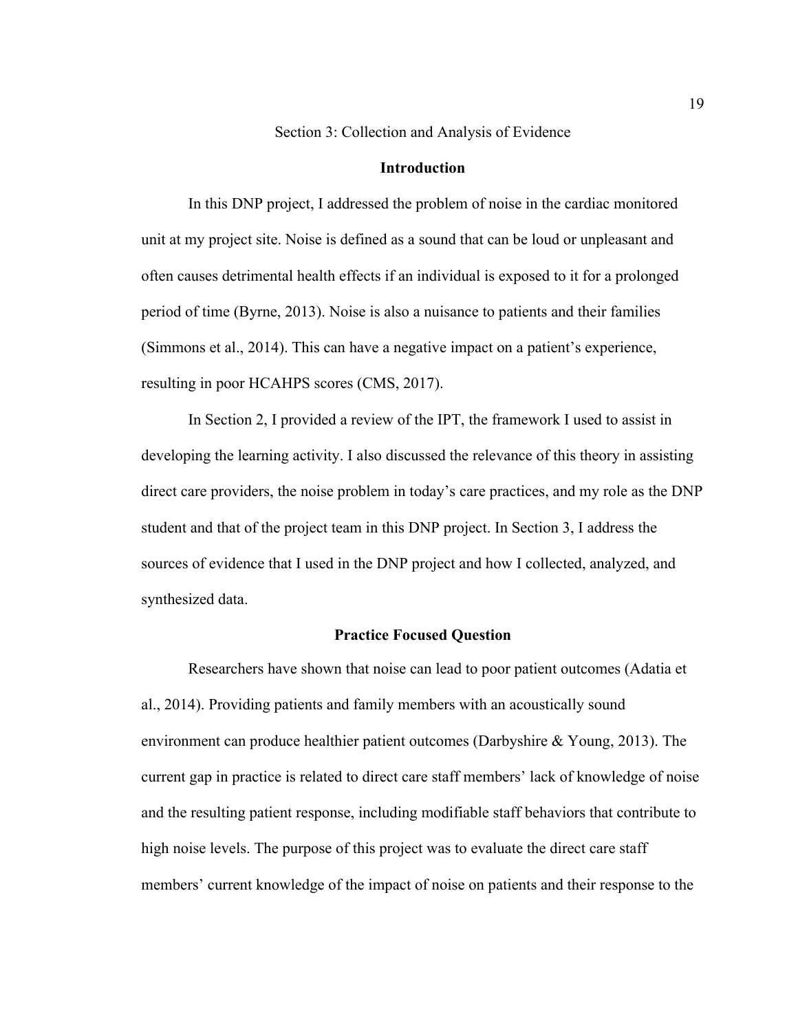# Section 3: Collection and Analysis of Evidence

## Introduction

In this DNP project, I addressed the problem of noise in the cardiac monitored unit at my project site. Noise is defined as a sound that can be loud or unpleasant and often causes detrimental health effects if an individual is exposed to it for a prolonged period of time (Byrne, 2013). Noise is also a nuisance to patients and their families (Simmons et al., 2014). This can have a negative impact on a patient's experience, resulting in poor HCAHPS scores (CMS, 2017).

In Section 2, I provided a review of the IPT, the framework I used to assist in developing the learning activity. I also discussed the relevance of this theory in assisting direct care providers, the noise problem in today's care practices, and my role as the DNP student and that of the project team in this DNP project. In Section 3, I address the sources of evidence that I used in the DNP project and how I collected, analyzed, and synthesized data.

## Practice Focused Question

Researchers have shown that noise can lead to poor patient outcomes (Adatia et al., 2014). Providing patients and family members with an acoustically sound environment can produce healthier patient outcomes (Darbyshire & Young, 2013). The current gap in practice is related to direct care staff members' lack of knowledge of noise and the resulting patient response, including modifiable staff behaviors that contribute to high noise levels. The purpose of this project was to evaluate the direct care staff members' current knowledge of the impact of noise on patients and their response to the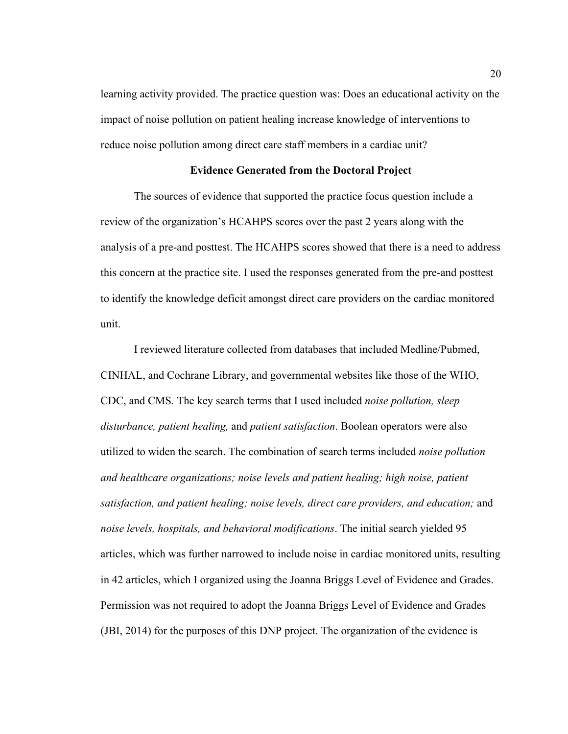learning activity provided. The practice question was: Does an educational activity on the impact of noise pollution on patient healing increase knowledge of interventions to reduce noise pollution among direct care staff members in a cardiac unit?

## Evidence Generated from the Doctoral Project

The sources of evidence that supported the practice focus question include a review of the organization's HCAHPS scores over the past 2 years along with the analysis of a pre-and posttest. The HCAHPS scores showed that there is a need to address this concern at the practice site. I used the responses generated from the pre-and posttest to identify the knowledge deficit amongst direct care providers on the cardiac monitored unit.

I reviewed literature collected from databases that included Medline/Pubmed, CINHAL, and Cochrane Library, and governmental websites like those of the WHO, CDC, and CMS. The key search terms that I used included *noise pollution, sleep disturbance, patient healing,* and *patient satisfaction*. Boolean operators were also utilized to widen the search. The combination of search terms included *noise pollution and healthcare organizations; noise levels and patient healing; high noise, patient satisfaction, and patient healing; noise levels, direct care providers, and education;* and *noise levels, hospitals, and behavioral modifications*. The initial search yielded 95 articles, which was further narrowed to include noise in cardiac monitored units, resulting in 42 articles, which I organized using the Joanna Briggs Level of Evidence and Grades. Permission was not required to adopt the Joanna Briggs Level of Evidence and Grades (JBI, 2014) for the purposes of this DNP project. The organization of the evidence is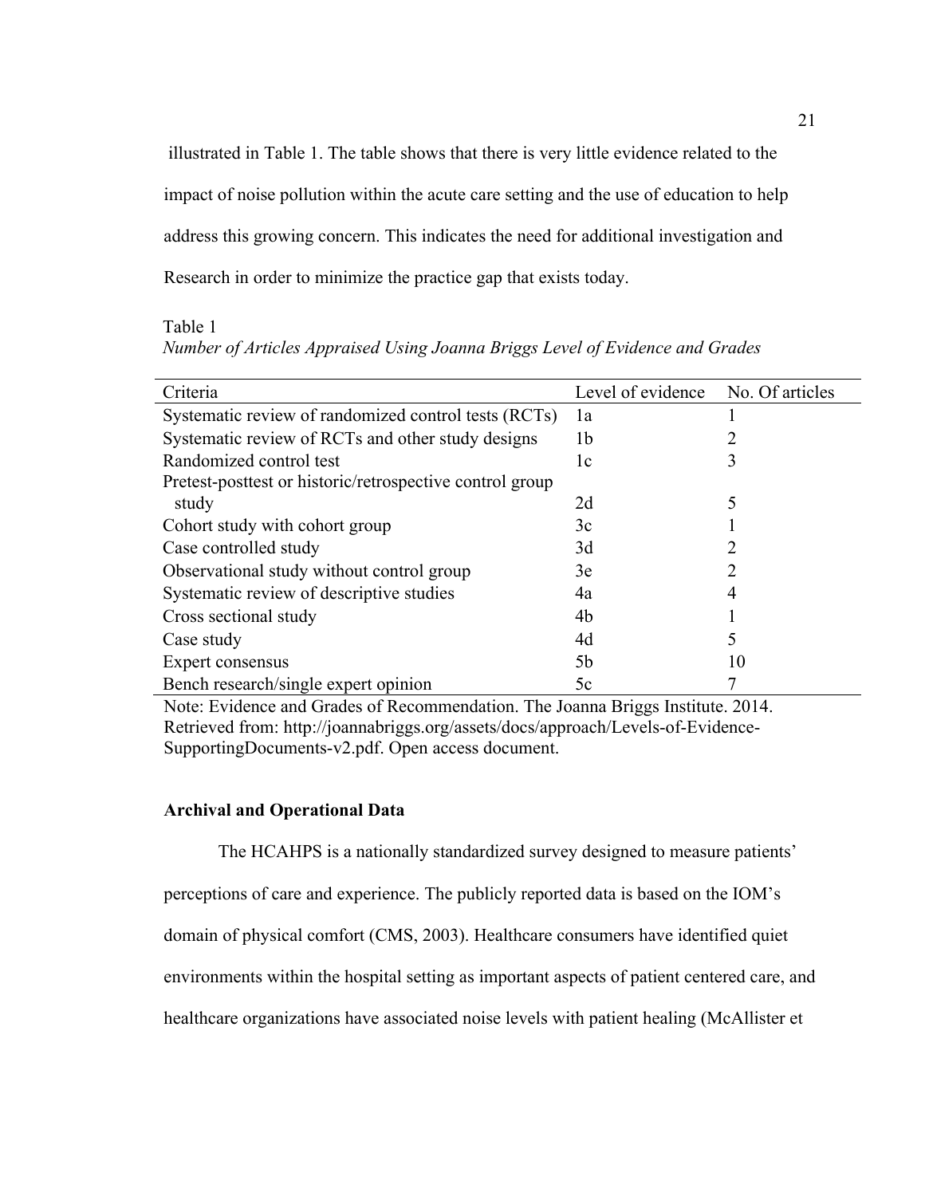illustrated in Table 1. The table shows that there is very little evidence related to the impact of noise pollution within the acute care setting and the use of education to help address this growing concern. This indicates the need for additional investigation and Research in order to minimize the practice gap that exists today.

Table 1

*Number of Articles Appraised Using Joanna Briggs Level of Evidence and Grades*

| Criteria | Level of evidence | No. Of articles |
|---|---|---|
| Systematic review of randomized control tests (RCTs) | 1a | 1 |
| Systematic review of RCTs and other study designs | 1b | 2 |
| Randomized control test | 1c | 3 |
| Pretest-posttest or historic/retrospective control group study | 2d | 5 |
| Cohort study with cohort group | 3c | 1 |
| Case controlled study | 3d | 2 |
| Observational study without control group | 3e | 2 |
| Systematic review of descriptive studies | 4a | 4 |
| Cross sectional study | 4b | 1 |
| Case study | 4d | 5 |
| Expert consensus | 5b | 10 |
| Bench research/single expert opinion | 5c | 7 |

Note: Evidence and Grades of Recommendation. The Joanna Briggs Institute. 2014. Retrieved from: http://joannabriggs.org/assets/docs/approach/Levels-of-Evidence-SupportingDocuments-v2.pdf. Open access document.

### Archival and Operational Data

The HCAHPS is a nationally standardized survey designed to measure patients' perceptions of care and experience. The publicly reported data is based on the IOM's domain of physical comfort (CMS, 2003). Healthcare consumers have identified quiet environments within the hospital setting as important aspects of patient centered care, and healthcare organizations have associated noise levels with patient healing (McAllister et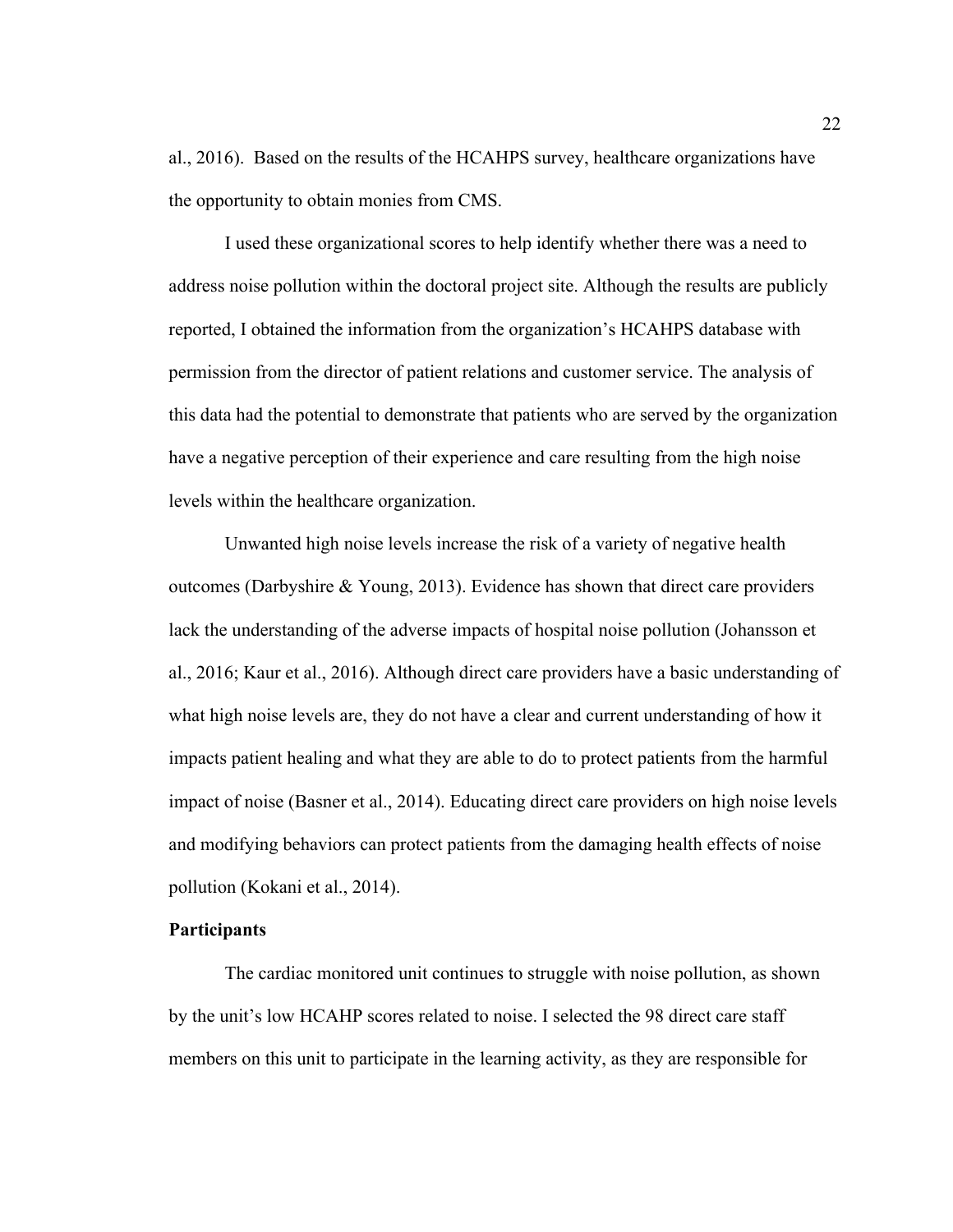al., 2016). Based on the results of the HCAHPS survey, healthcare organizations have the opportunity to obtain monies from CMS.

I used these organizational scores to help identify whether there was a need to address noise pollution within the doctoral project site. Although the results are publicly reported, I obtained the information from the organization's HCAHPS database with permission from the director of patient relations and customer service. The analysis of this data had the potential to demonstrate that patients who are served by the organization have a negative perception of their experience and care resulting from the high noise levels within the healthcare organization.

Unwanted high noise levels increase the risk of a variety of negative health outcomes (Darbyshire & Young, 2013). Evidence has shown that direct care providers lack the understanding of the adverse impacts of hospital noise pollution (Johansson et al., 2016; Kaur et al., 2016). Although direct care providers have a basic understanding of what high noise levels are, they do not have a clear and current understanding of how it impacts patient healing and what they are able to do to protect patients from the harmful impact of noise (Basner et al., 2014). Educating direct care providers on high noise levels and modifying behaviors can protect patients from the damaging health effects of noise pollution (Kokani et al., 2014).

### Participants

The cardiac monitored unit continues to struggle with noise pollution, as shown by the unit's low HCAHP scores related to noise. I selected the 98 direct care staff members on this unit to participate in the learning activity, as they are responsible for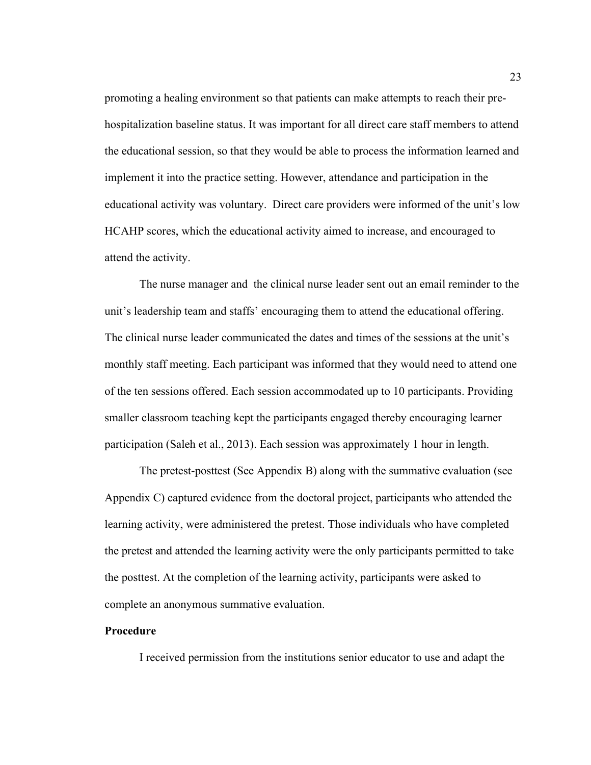promoting a healing environment so that patients can make attempts to reach their pre-hospitalization baseline status. It was important for all direct care staff members to attend the educational session, so that they would be able to process the information learned and implement it into the practice setting. However, attendance and participation in the educational activity was voluntary.  Direct care providers were informed of the unit's low HCAHP scores, which the educational activity aimed to increase, and encouraged to attend the activity.

The nurse manager and  the clinical nurse leader sent out an email reminder to the unit's leadership team and staffs' encouraging them to attend the educational offering. The clinical nurse leader communicated the dates and times of the sessions at the unit's monthly staff meeting. Each participant was informed that they would need to attend one of the ten sessions offered. Each session accommodated up to 10 participants. Providing smaller classroom teaching kept the participants engaged thereby encouraging learner participation (Saleh et al., 2013). Each session was approximately 1 hour in length.

The pretest-posttest (See Appendix B) along with the summative evaluation (see Appendix C) captured evidence from the doctoral project, participants who attended the learning activity, were administered the pretest. Those individuals who have completed the pretest and attended the learning activity were the only participants permitted to take the posttest. At the completion of the learning activity, participants were asked to complete an anonymous summative evaluation.

**Procedure**

I received permission from the institutions senior educator to use and adapt the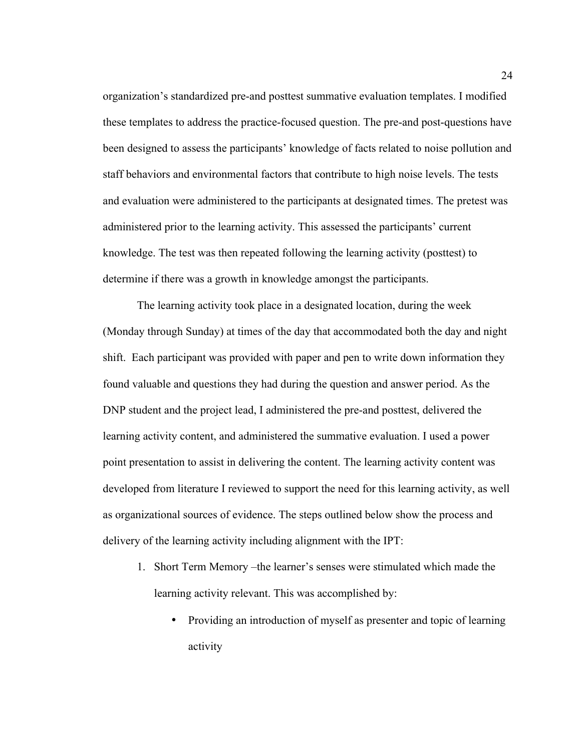organization's standardized pre-and posttest summative evaluation templates. I modified these templates to address the practice-focused question. The pre-and post-questions have been designed to assess the participants' knowledge of facts related to noise pollution and staff behaviors and environmental factors that contribute to high noise levels. The tests and evaluation were administered to the participants at designated times. The pretest was administered prior to the learning activity. This assessed the participants' current knowledge. The test was then repeated following the learning activity (posttest) to determine if there was a growth in knowledge amongst the participants.

The learning activity took place in a designated location, during the week (Monday through Sunday) at times of the day that accommodated both the day and night shift. Each participant was provided with paper and pen to write down information they found valuable and questions they had during the question and answer period. As the DNP student and the project lead, I administered the pre-and posttest, delivered the learning activity content, and administered the summative evaluation. I used a power point presentation to assist in delivering the content. The learning activity content was developed from literature I reviewed to support the need for this learning activity, as well as organizational sources of evidence. The steps outlined below show the process and delivery of the learning activity including alignment with the IPT:

1. Short Term Memory –the learner's senses were stimulated which made the learning activity relevant. This was accomplished by:
    - Providing an introduction of myself as presenter and topic of learning activity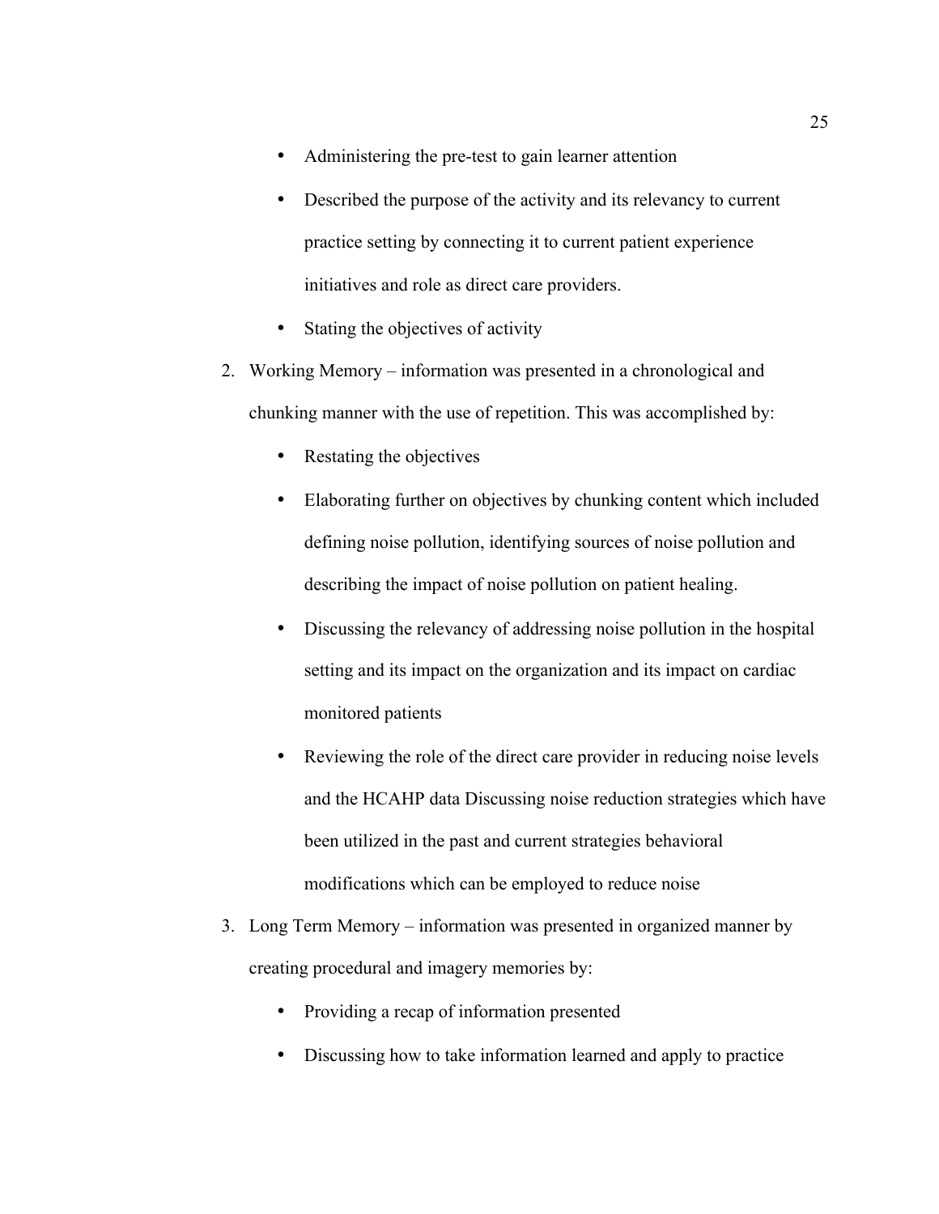- Administering the pre-test to gain learner attention
- Described the purpose of the activity and its relevancy to current practice setting by connecting it to current patient experience initiatives and role as direct care providers.
- Stating the objectives of activity

2. Working Memory – information was presented in a chronological and chunking manner with the use of repetition. This was accomplished by:
    - Restating the objectives
    - Elaborating further on objectives by chunking content which included defining noise pollution, identifying sources of noise pollution and describing the impact of noise pollution on patient healing.
    - Discussing the relevancy of addressing noise pollution in the hospital setting and its impact on the organization and its impact on cardiac monitored patients
    - Reviewing the role of the direct care provider in reducing noise levels and the HCAHP data Discussing noise reduction strategies which have been utilized in the past and current strategies behavioral modifications which can be employed to reduce noise
3. Long Term Memory – information was presented in organized manner by creating procedural and imagery memories by:
    - Providing a recap of information presented
    - Discussing how to take information learned and apply to practice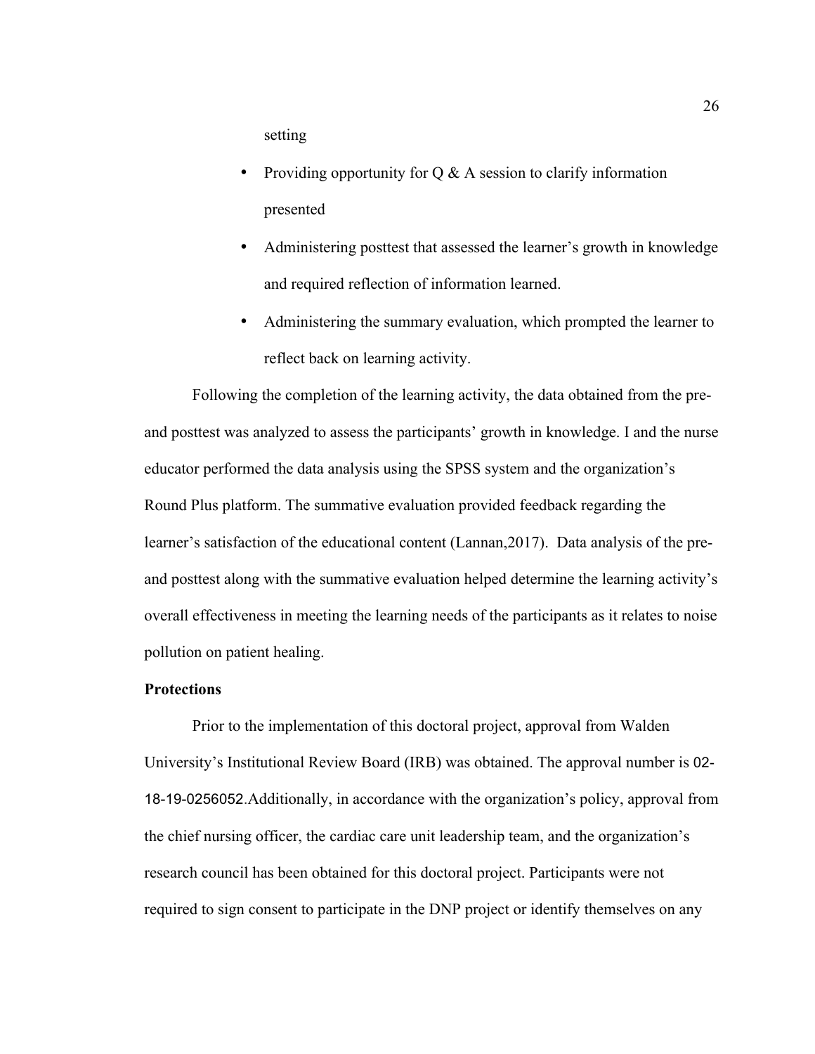setting

- Providing opportunity for Q & A session to clarify information presented
- Administering posttest that assessed the learner's growth in knowledge and required reflection of information learned.
- Administering the summary evaluation, which prompted the learner to reflect back on learning activity.

Following the completion of the learning activity, the data obtained from the pre- and posttest was analyzed to assess the participants' growth in knowledge. I and the nurse educator performed the data analysis using the SPSS system and the organization's Round Plus platform. The summative evaluation provided feedback regarding the learner's satisfaction of the educational content (Lannan,2017). Data analysis of the pre- and posttest along with the summative evaluation helped determine the learning activity's overall effectiveness in meeting the learning needs of the participants as it relates to noise pollution on patient healing.

**Protections**

Prior to the implementation of this doctoral project, approval from Walden University's Institutional Review Board (IRB) was obtained. The approval number is 02-18-19-0256052.Additionally, in accordance with the organization's policy, approval from the chief nursing officer, the cardiac care unit leadership team, and the organization's research council has been obtained for this doctoral project. Participants were not required to sign consent to participate in the DNP project or identify themselves on any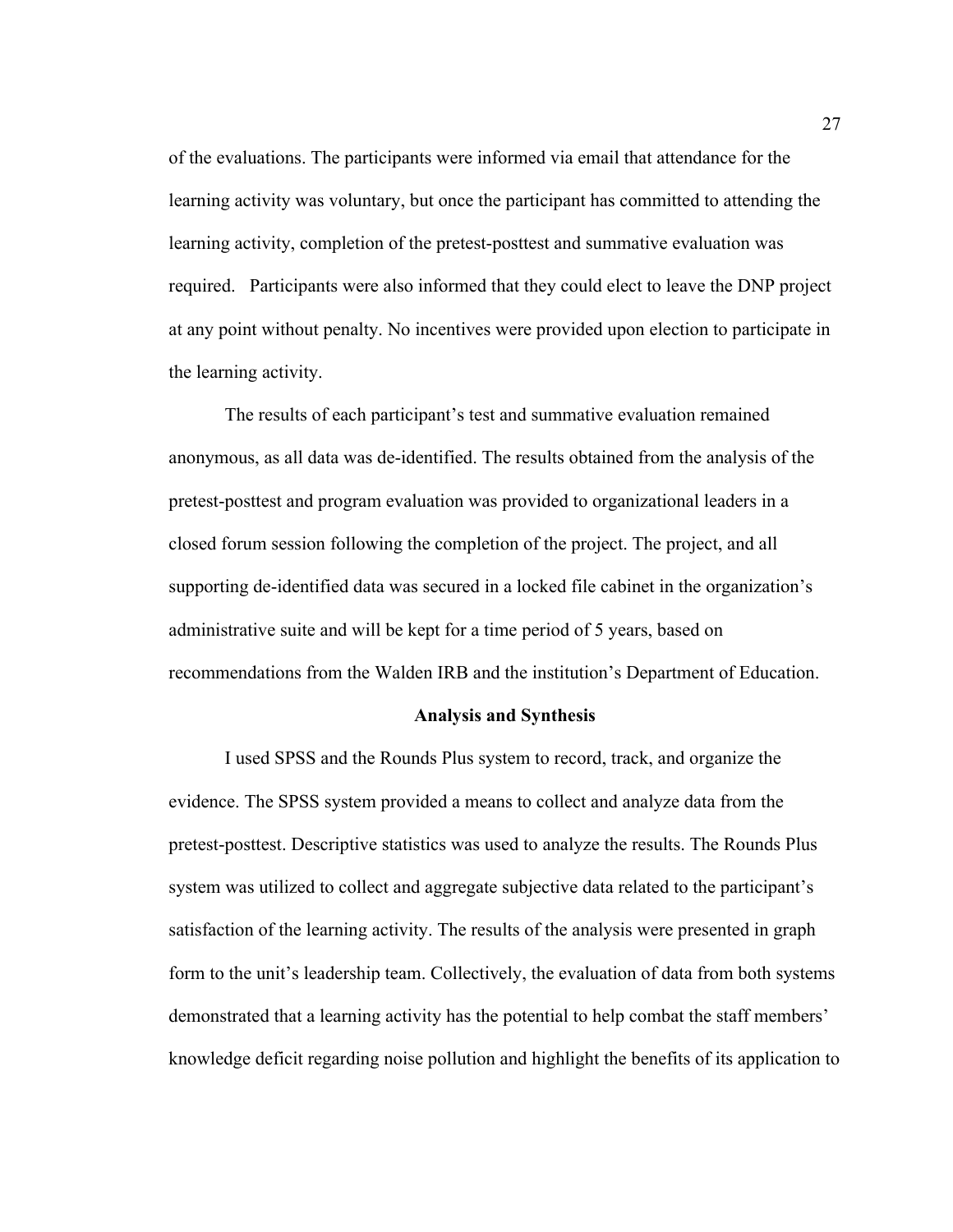of the evaluations. The participants were informed via email that attendance for the learning activity was voluntary, but once the participant has committed to attending the learning activity, completion of the pretest-posttest and summative evaluation was required. Participants were also informed that they could elect to leave the DNP project at any point without penalty. No incentives were provided upon election to participate in the learning activity.

The results of each participant's test and summative evaluation remained anonymous, as all data was de-identified. The results obtained from the analysis of the pretest-posttest and program evaluation was provided to organizational leaders in a closed forum session following the completion of the project. The project, and all supporting de-identified data was secured in a locked file cabinet in the organization's administrative suite and will be kept for a time period of 5 years, based on recommendations from the Walden IRB and the institution's Department of Education.

## Analysis and Synthesis

I used SPSS and the Rounds Plus system to record, track, and organize the evidence. The SPSS system provided a means to collect and analyze data from the pretest-posttest. Descriptive statistics was used to analyze the results. The Rounds Plus system was utilized to collect and aggregate subjective data related to the participant's satisfaction of the learning activity. The results of the analysis were presented in graph form to the unit's leadership team. Collectively, the evaluation of data from both systems demonstrated that a learning activity has the potential to help combat the staff members' knowledge deficit regarding noise pollution and highlight the benefits of its application to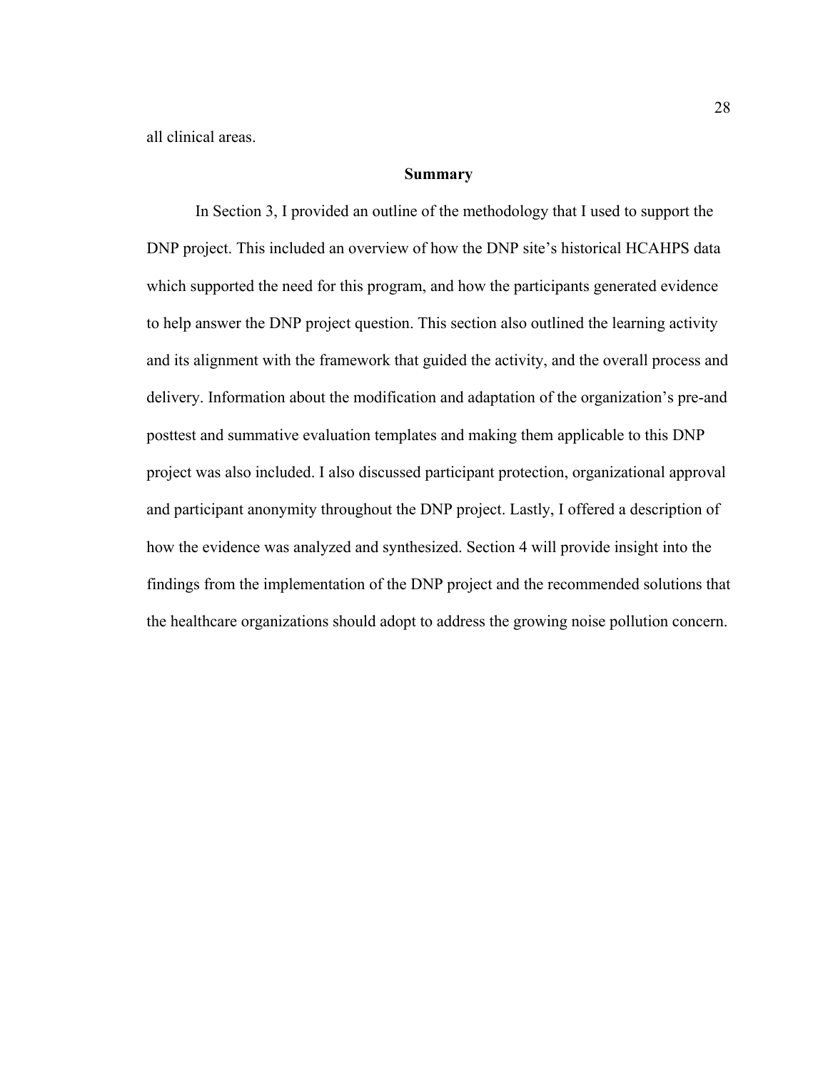all clinical areas.

## Summary

In Section 3, I provided an outline of the methodology that I used to support the DNP project. This included an overview of how the DNP site's historical HCAHPS data which supported the need for this program, and how the participants generated evidence to help answer the DNP project question. This section also outlined the learning activity and its alignment with the framework that guided the activity, and the overall process and delivery. Information about the modification and adaptation of the organization's pre-and posttest and summative evaluation templates and making them applicable to this DNP project was also included. I also discussed participant protection, organizational approval and participant anonymity throughout the DNP project. Lastly, I offered a description of how the evidence was analyzed and synthesized. Section 4 will provide insight into the findings from the implementation of the DNP project and the recommended solutions that the healthcare organizations should adopt to address the growing noise pollution concern.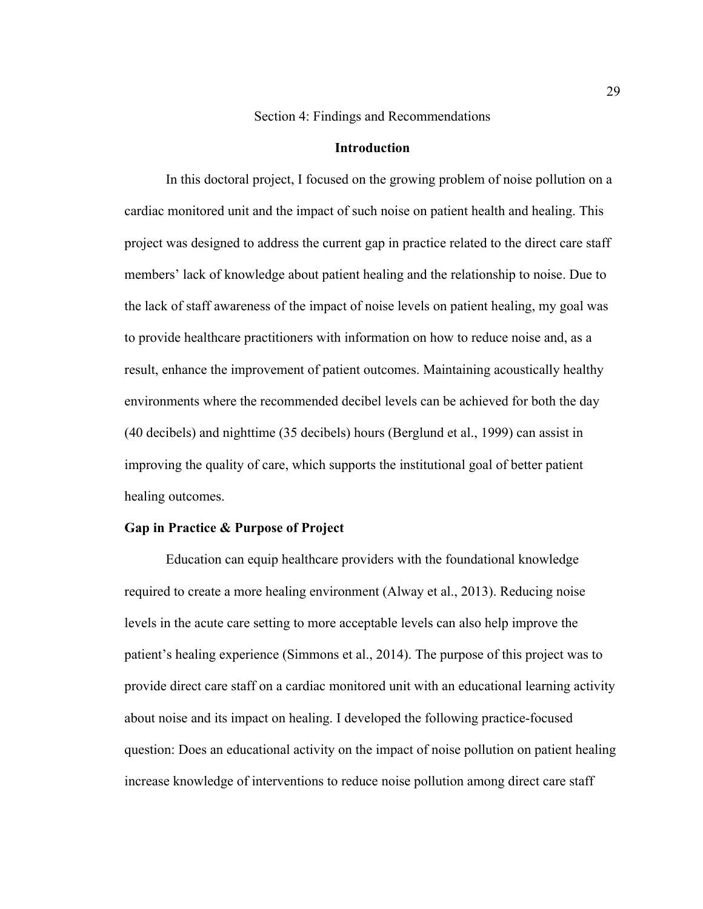# Section 4: Findings and Recommendations

## Introduction

In this doctoral project, I focused on the growing problem of noise pollution on a cardiac monitored unit and the impact of such noise on patient health and healing. This project was designed to address the current gap in practice related to the direct care staff members' lack of knowledge about patient healing and the relationship to noise. Due to the lack of staff awareness of the impact of noise levels on patient healing, my goal was to provide healthcare practitioners with information on how to reduce noise and, as a result, enhance the improvement of patient outcomes. Maintaining acoustically healthy environments where the recommended decibel levels can be achieved for both the day (40 decibels) and nighttime (35 decibels) hours (Berglund et al., 1999) can assist in improving the quality of care, which supports the institutional goal of better patient healing outcomes.

### Gap in Practice & Purpose of Project

Education can equip healthcare providers with the foundational knowledge required to create a more healing environment (Alway et al., 2013). Reducing noise levels in the acute care setting to more acceptable levels can also help improve the patient's healing experience (Simmons et al., 2014). The purpose of this project was to provide direct care staff on a cardiac monitored unit with an educational learning activity about noise and its impact on healing. I developed the following practice-focused question: Does an educational activity on the impact of noise pollution on patient healing increase knowledge of interventions to reduce noise pollution among direct care staff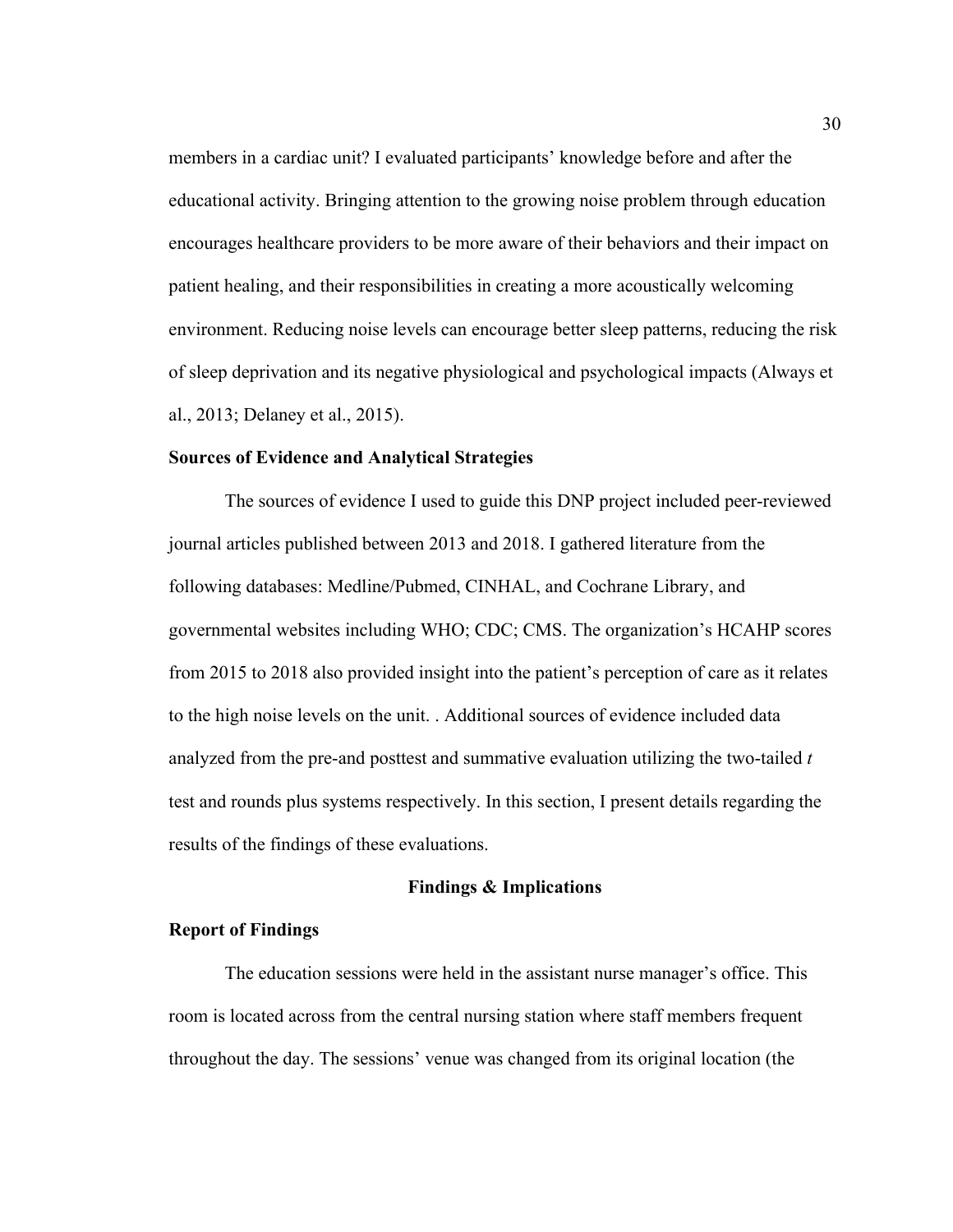members in a cardiac unit? I evaluated participants' knowledge before and after the educational activity. Bringing attention to the growing noise problem through education encourages healthcare providers to be more aware of their behaviors and their impact on patient healing, and their responsibilities in creating a more acoustically welcoming environment. Reducing noise levels can encourage better sleep patterns, reducing the risk of sleep deprivation and its negative physiological and psychological impacts (Always et al., 2013; Delaney et al., 2015).

### Sources of Evidence and Analytical Strategies

The sources of evidence I used to guide this DNP project included peer-reviewed journal articles published between 2013 and 2018. I gathered literature from the following databases: Medline/Pubmed, CINHAL, and Cochrane Library, and governmental websites including WHO; CDC; CMS. The organization's HCAHP scores from 2015 to 2018 also provided insight into the patient's perception of care as it relates to the high noise levels on the unit. . Additional sources of evidence included data analyzed from the pre-and posttest and summative evaluation utilizing the two-tailed *t* test and rounds plus systems respectively. In this section, I present details regarding the results of the findings of these evaluations.

## Findings & Implications

### Report of Findings

The education sessions were held in the assistant nurse manager's office. This room is located across from the central nursing station where staff members frequent throughout the day. The sessions' venue was changed from its original location (the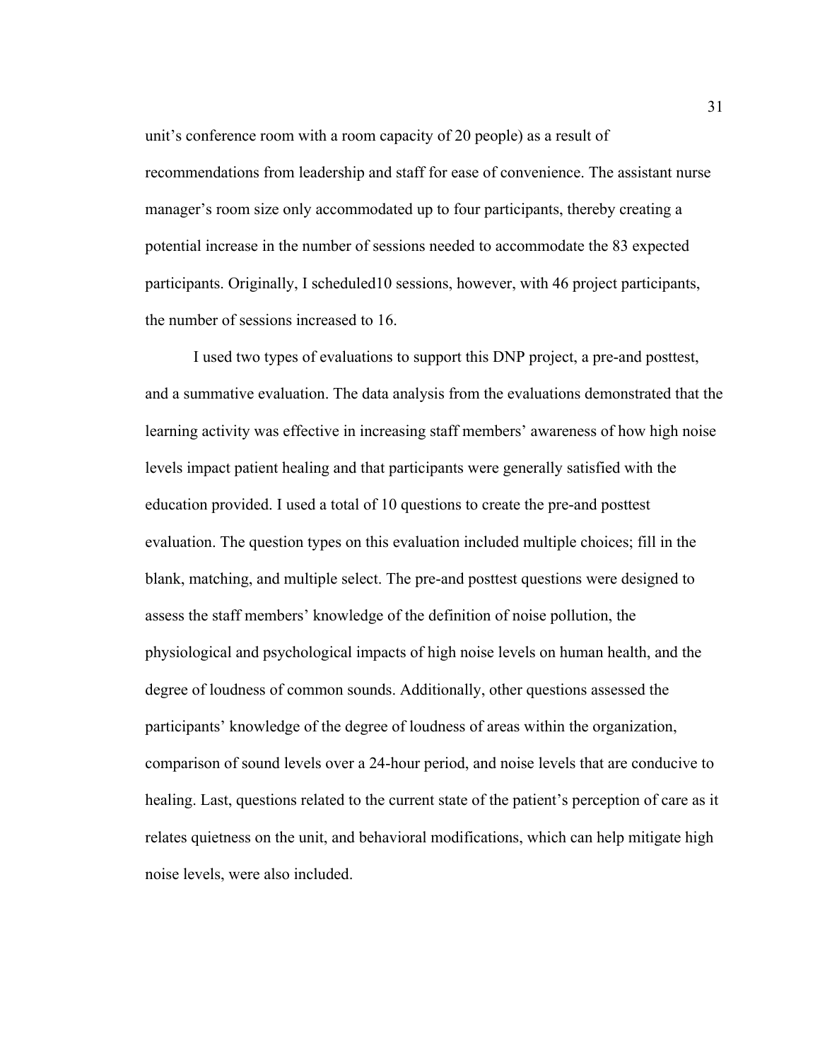unit's conference room with a room capacity of 20 people) as a result of recommendations from leadership and staff for ease of convenience. The assistant nurse manager's room size only accommodated up to four participants, thereby creating a potential increase in the number of sessions needed to accommodate the 83 expected participants. Originally, I scheduled10 sessions, however, with 46 project participants, the number of sessions increased to 16.

I used two types of evaluations to support this DNP project, a pre-and posttest, and a summative evaluation. The data analysis from the evaluations demonstrated that the learning activity was effective in increasing staff members' awareness of how high noise levels impact patient healing and that participants were generally satisfied with the education provided. I used a total of 10 questions to create the pre-and posttest evaluation. The question types on this evaluation included multiple choices; fill in the blank, matching, and multiple select. The pre-and posttest questions were designed to assess the staff members' knowledge of the definition of noise pollution, the physiological and psychological impacts of high noise levels on human health, and the degree of loudness of common sounds. Additionally, other questions assessed the participants' knowledge of the degree of loudness of areas within the organization, comparison of sound levels over a 24-hour period, and noise levels that are conducive to healing. Last, questions related to the current state of the patient's perception of care as it relates quietness on the unit, and behavioral modifications, which can help mitigate high noise levels, were also included.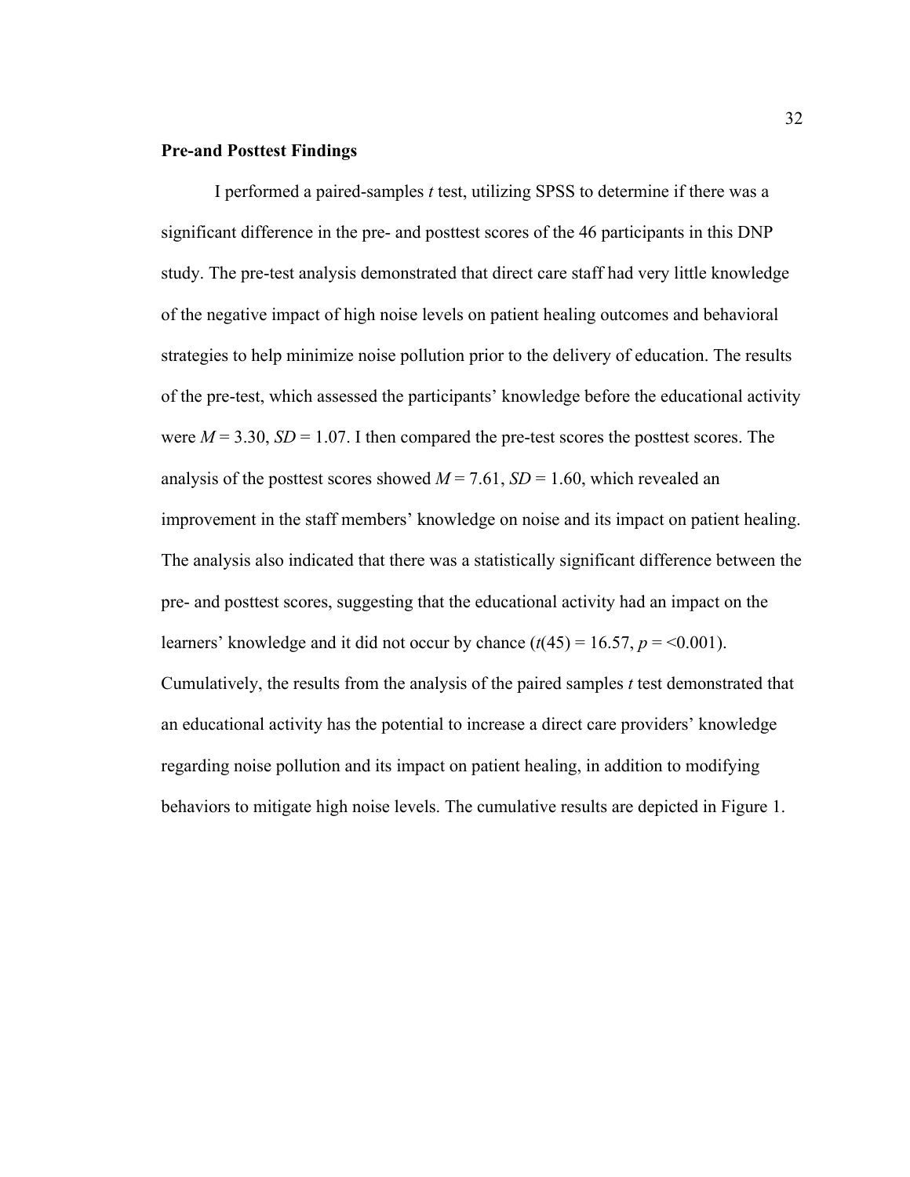**Pre-and Posttest Findings**

I performed a paired-samples *t* test, utilizing SPSS to determine if there was a significant difference in the pre- and posttest scores of the 46 participants in this DNP study. The pre-test analysis demonstrated that direct care staff had very little knowledge of the negative impact of high noise levels on patient healing outcomes and behavioral strategies to help minimize noise pollution prior to the delivery of education. The results of the pre-test, which assessed the participants' knowledge before the educational activity were $M = 3.30$, $SD = 1.07$. I then compared the pre-test scores the posttest scores. The analysis of the posttest scores showed $M = 7.61$, $SD = 1.60$, which revealed an improvement in the staff members' knowledge on noise and its impact on patient healing. The analysis also indicated that there was a statistically significant difference between the pre- and posttest scores, suggesting that the educational activity had an impact on the learners' knowledge and it did not occur by chance ($t(45) = 16.57$, $p = <0.001$). Cumulatively, the results from the analysis of the paired samples *t* test demonstrated that an educational activity has the potential to increase a direct care providers' knowledge regarding noise pollution and its impact on patient healing, in addition to modifying behaviors to mitigate high noise levels. The cumulative results are depicted in Figure 1.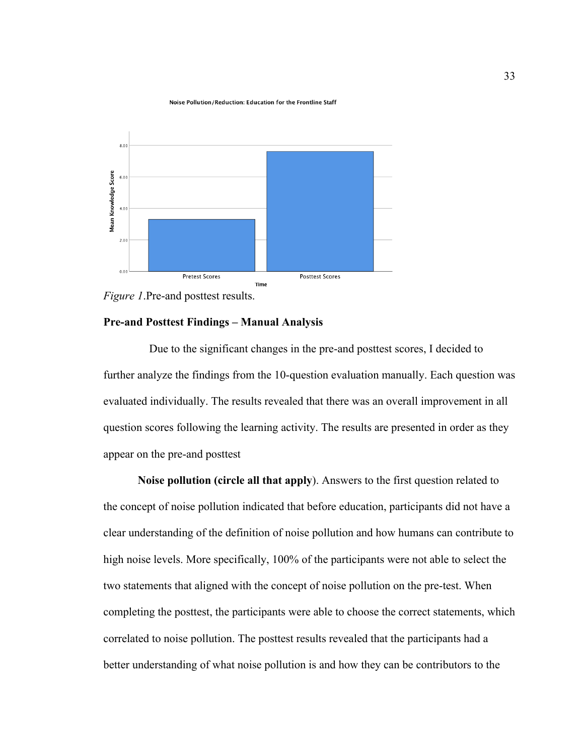*Figure 1*.Pre-and posttest results.

### Pre-and Posttest Findings – Manual Analysis

Due to the significant changes in the pre-and posttest scores, I decided to further analyze the findings from the 10-question evaluation manually. Each question was evaluated individually. The results revealed that there was an overall improvement in all question scores following the learning activity. The results are presented in order as they appear on the pre-and posttest

**Noise pollution (circle all that apply**). Answers to the first question related to the concept of noise pollution indicated that before education, participants did not have a clear understanding of the definition of noise pollution and how humans can contribute to high noise levels. More specifically, 100% of the participants were not able to select the two statements that aligned with the concept of noise pollution on the pre-test. When completing the posttest, the participants were able to choose the correct statements, which correlated to noise pollution. The posttest results revealed that the participants had a better understanding of what noise pollution is and how they can be contributors to the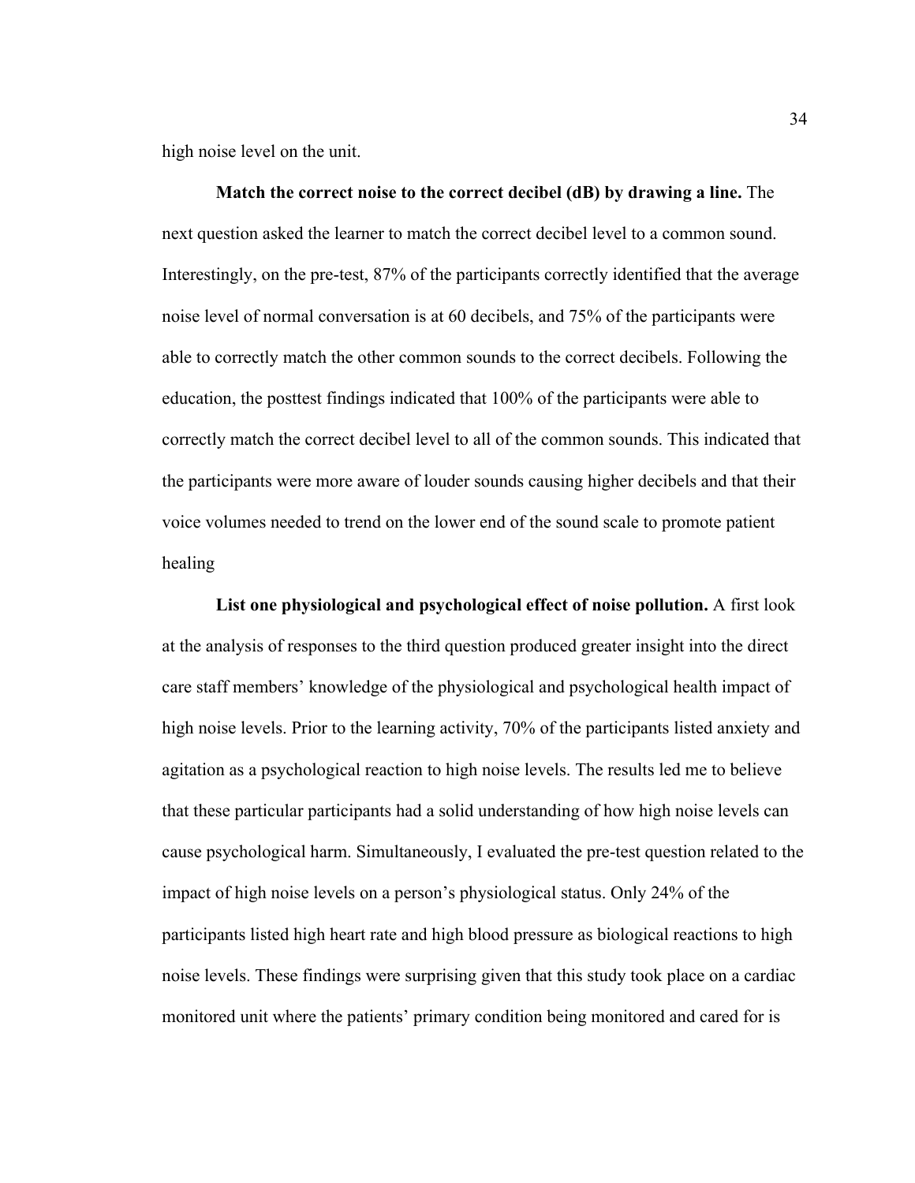high noise level on the unit.

**Match the correct noise to the correct decibel (dB) by drawing a line.** The next question asked the learner to match the correct decibel level to a common sound. Interestingly, on the pre-test, 87% of the participants correctly identified that the average noise level of normal conversation is at 60 decibels, and 75% of the participants were able to correctly match the other common sounds to the correct decibels. Following the education, the posttest findings indicated that 100% of the participants were able to correctly match the correct decibel level to all of the common sounds. This indicated that the participants were more aware of louder sounds causing higher decibels and that their voice volumes needed to trend on the lower end of the sound scale to promote patient healing

**List one physiological and psychological effect of noise pollution.** A first look at the analysis of responses to the third question produced greater insight into the direct care staff members' knowledge of the physiological and psychological health impact of high noise levels. Prior to the learning activity, 70% of the participants listed anxiety and agitation as a psychological reaction to high noise levels. The results led me to believe that these particular participants had a solid understanding of how high noise levels can cause psychological harm. Simultaneously, I evaluated the pre-test question related to the impact of high noise levels on a person's physiological status. Only 24% of the participants listed high heart rate and high blood pressure as biological reactions to high noise levels. These findings were surprising given that this study took place on a cardiac monitored unit where the patients' primary condition being monitored and cared for is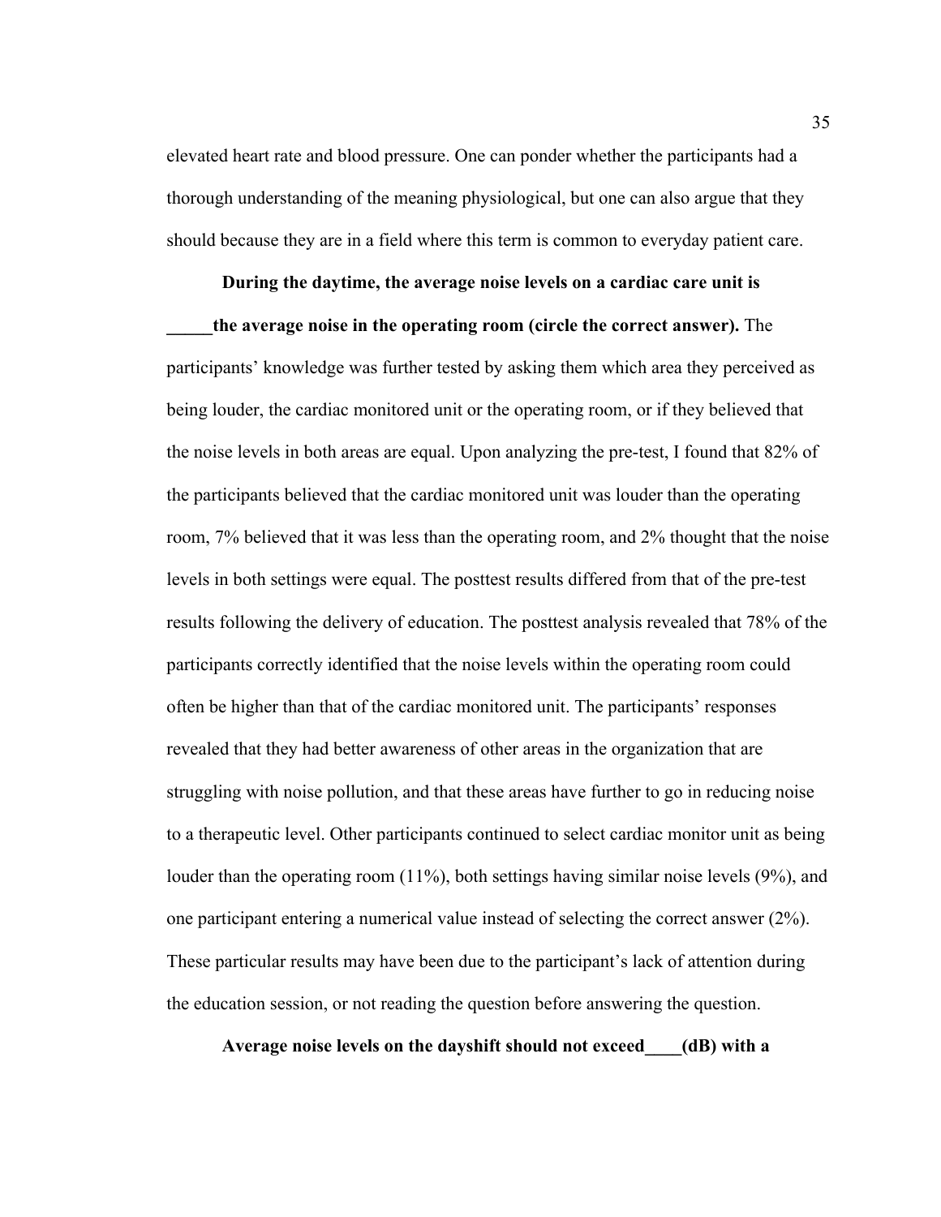elevated heart rate and blood pressure. One can ponder whether the participants had a thorough understanding of the meaning physiological, but one can also argue that they should because they are in a field where this term is common to everyday patient care.

**During the daytime, the average noise levels on a cardiac care unit is _____the average noise in the operating room (circle the correct answer).** The participants' knowledge was further tested by asking them which area they perceived as being louder, the cardiac monitored unit or the operating room, or if they believed that the noise levels in both areas are equal. Upon analyzing the pre-test, I found that 82% of the participants believed that the cardiac monitored unit was louder than the operating room, 7% believed that it was less than the operating room, and 2% thought that the noise levels in both settings were equal. The posttest results differed from that of the pre-test results following the delivery of education. The posttest analysis revealed that 78% of the participants correctly identified that the noise levels within the operating room could often be higher than that of the cardiac monitored unit. The participants' responses revealed that they had better awareness of other areas in the organization that are struggling with noise pollution, and that these areas have further to go in reducing noise to a therapeutic level. Other participants continued to select cardiac monitor unit as being louder than the operating room (11%), both settings having similar noise levels (9%), and one participant entering a numerical value instead of selecting the correct answer (2%). These particular results may have been due to the participant's lack of attention during the education session, or not reading the question before answering the question.

**Average noise levels on the dayshift should not exceed____(dB) with a**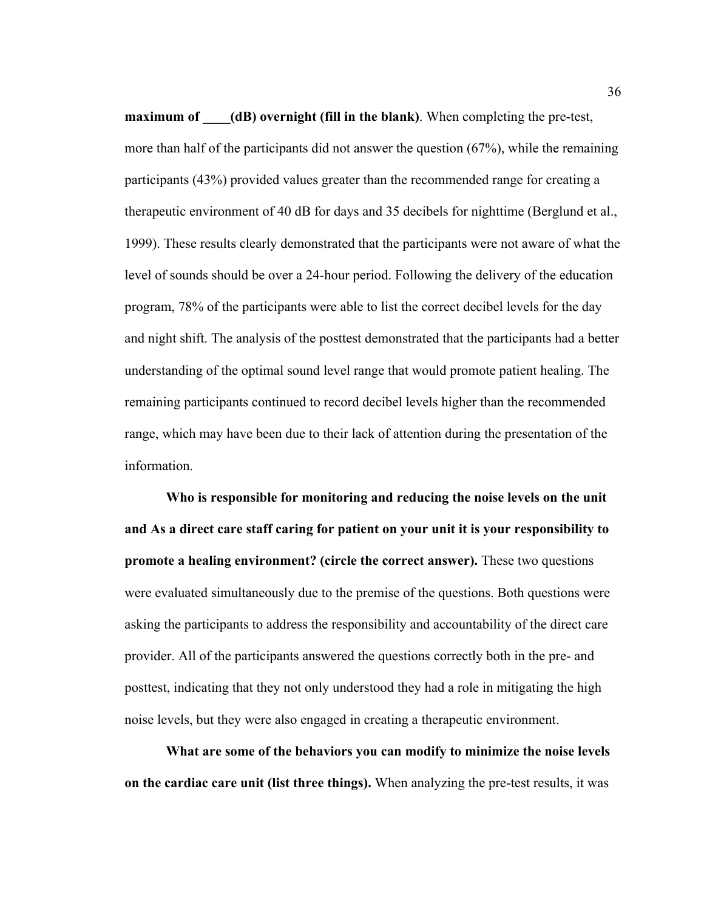**maximum of ____(dB) overnight (fill in the blank)**. When completing the pre-test, more than half of the participants did not answer the question (67%), while the remaining participants (43%) provided values greater than the recommended range for creating a therapeutic environment of 40 dB for days and 35 decibels for nighttime (Berglund et al., 1999). These results clearly demonstrated that the participants were not aware of what the level of sounds should be over a 24-hour period. Following the delivery of the education program, 78% of the participants were able to list the correct decibel levels for the day and night shift. The analysis of the posttest demonstrated that the participants had a better understanding of the optimal sound level range that would promote patient healing. The remaining participants continued to record decibel levels higher than the recommended range, which may have been due to their lack of attention during the presentation of the information.

**Who is responsible for monitoring and reducing the noise levels on the unit and As a direct care staff caring for patient on your unit it is your responsibility to promote a healing environment? (circle the correct answer).** These two questions were evaluated simultaneously due to the premise of the questions. Both questions were asking the participants to address the responsibility and accountability of the direct care provider. All of the participants answered the questions correctly both in the pre- and posttest, indicating that they not only understood they had a role in mitigating the high noise levels, but they were also engaged in creating a therapeutic environment.

**What are some of the behaviors you can modify to minimize the noise levels on the cardiac care unit (list three things).** When analyzing the pre-test results, it was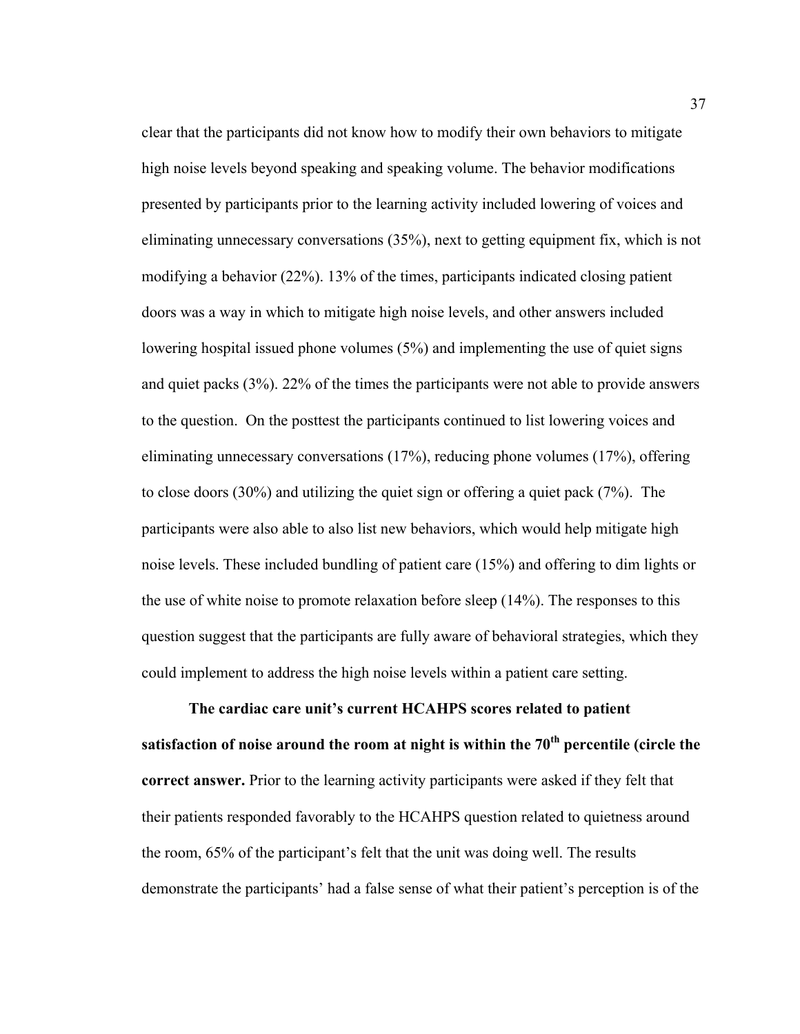clear that the participants did not know how to modify their own behaviors to mitigate high noise levels beyond speaking and speaking volume. The behavior modifications presented by participants prior to the learning activity included lowering of voices and eliminating unnecessary conversations (35%), next to getting equipment fix, which is not modifying a behavior (22%). 13% of the times, participants indicated closing patient doors was a way in which to mitigate high noise levels, and other answers included lowering hospital issued phone volumes (5%) and implementing the use of quiet signs and quiet packs (3%). 22% of the times the participants were not able to provide answers to the question. On the posttest the participants continued to list lowering voices and eliminating unnecessary conversations (17%), reducing phone volumes (17%), offering to close doors (30%) and utilizing the quiet sign or offering a quiet pack (7%). The participants were also able to also list new behaviors, which would help mitigate high noise levels. These included bundling of patient care (15%) and offering to dim lights or the use of white noise to promote relaxation before sleep (14%). The responses to this question suggest that the participants are fully aware of behavioral strategies, which they could implement to address the high noise levels within a patient care setting.

**The cardiac care unit's current HCAHPS scores related to patient satisfaction of noise around the room at night is within the 70th percentile (circle the correct answer.** Prior to the learning activity participants were asked if they felt that their patients responded favorably to the HCAHPS question related to quietness around the room, 65% of the participant's felt that the unit was doing well. The results demonstrate the participants' had a false sense of what their patient's perception is of the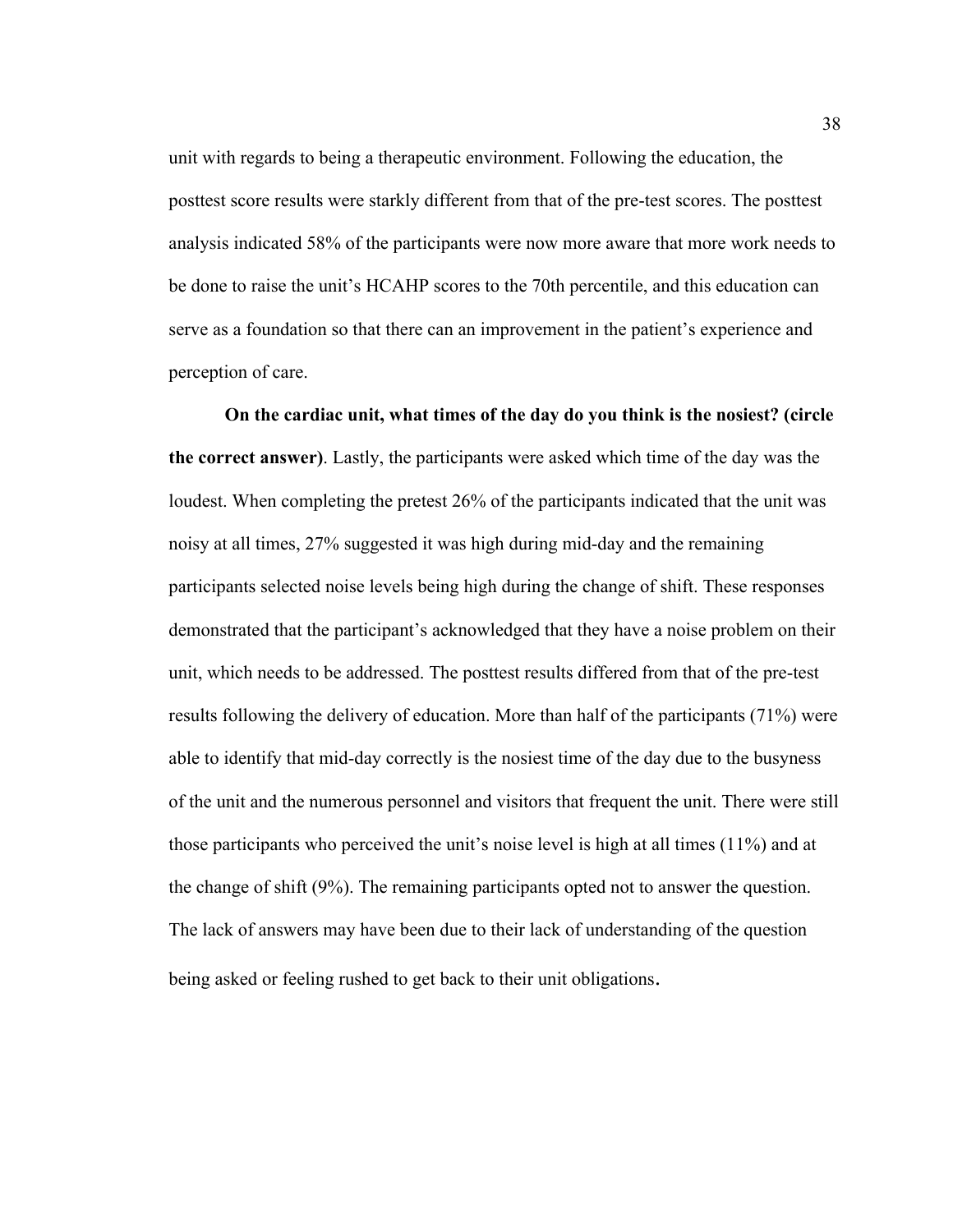unit with regards to being a therapeutic environment. Following the education, the posttest score results were starkly different from that of the pre-test scores. The posttest analysis indicated 58% of the participants were now more aware that more work needs to be done to raise the unit's HCAHP scores to the 70th percentile, and this education can serve as a foundation so that there can an improvement in the patient's experience and perception of care.

**On the cardiac unit, what times of the day do you think is the nosiest? (circle the correct answer)**. Lastly, the participants were asked which time of the day was the loudest. When completing the pretest 26% of the participants indicated that the unit was noisy at all times, 27% suggested it was high during mid-day and the remaining participants selected noise levels being high during the change of shift. These responses demonstrated that the participant's acknowledged that they have a noise problem on their unit, which needs to be addressed. The posttest results differed from that of the pre-test results following the delivery of education. More than half of the participants (71%) were able to identify that mid-day correctly is the nosiest time of the day due to the busyness of the unit and the numerous personnel and visitors that frequent the unit. There were still those participants who perceived the unit's noise level is high at all times (11%) and at the change of shift (9%). The remaining participants opted not to answer the question. The lack of answers may have been due to their lack of understanding of the question being asked or feeling rushed to get back to their unit obligations.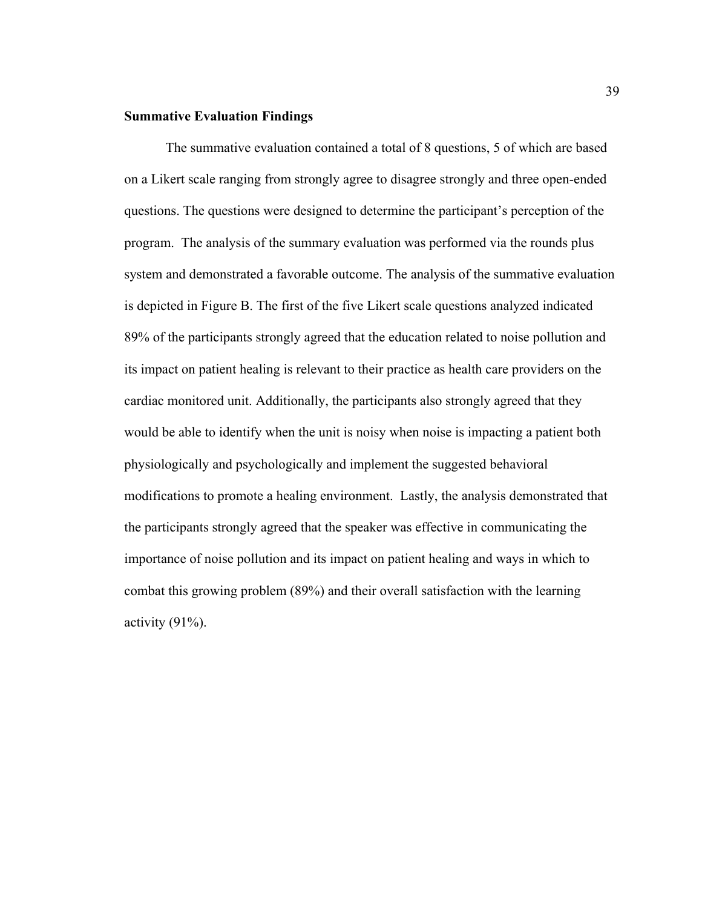**Summative Evaluation Findings**

The summative evaluation contained a total of 8 questions, 5 of which are based on a Likert scale ranging from strongly agree to disagree strongly and three open-ended questions. The questions were designed to determine the participant's perception of the program. The analysis of the summary evaluation was performed via the rounds plus system and demonstrated a favorable outcome. The analysis of the summative evaluation is depicted in Figure B. The first of the five Likert scale questions analyzed indicated 89% of the participants strongly agreed that the education related to noise pollution and its impact on patient healing is relevant to their practice as health care providers on the cardiac monitored unit. Additionally, the participants also strongly agreed that they would be able to identify when the unit is noisy when noise is impacting a patient both physiologically and psychologically and implement the suggested behavioral modifications to promote a healing environment. Lastly, the analysis demonstrated that the participants strongly agreed that the speaker was effective in communicating the importance of noise pollution and its impact on patient healing and ways in which to combat this growing problem (89%) and their overall satisfaction with the learning activity (91%).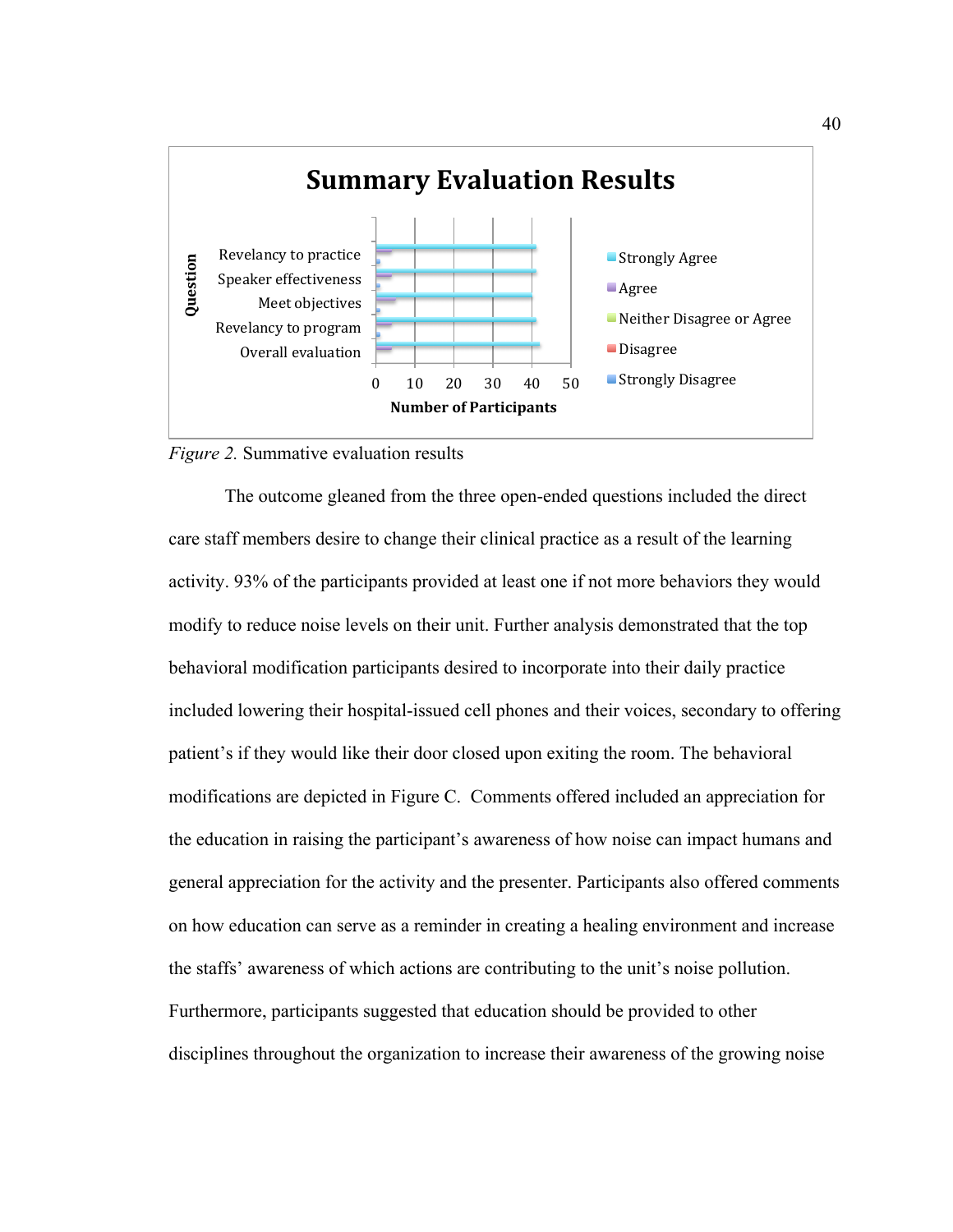*Figure 2.* Summative evaluation results

The outcome gleaned from the three open-ended questions included the direct care staff members desire to change their clinical practice as a result of the learning activity. 93% of the participants provided at least one if not more behaviors they would modify to reduce noise levels on their unit. Further analysis demonstrated that the top behavioral modification participants desired to incorporate into their daily practice included lowering their hospital-issued cell phones and their voices, secondary to offering patient's if they would like their door closed upon exiting the room. The behavioral modifications are depicted in Figure C. Comments offered included an appreciation for the education in raising the participant's awareness of how noise can impact humans and general appreciation for the activity and the presenter. Participants also offered comments on how education can serve as a reminder in creating a healing environment and increase the staffs' awareness of which actions are contributing to the unit's noise pollution. Furthermore, participants suggested that education should be provided to other disciplines throughout the organization to increase their awareness of the growing noise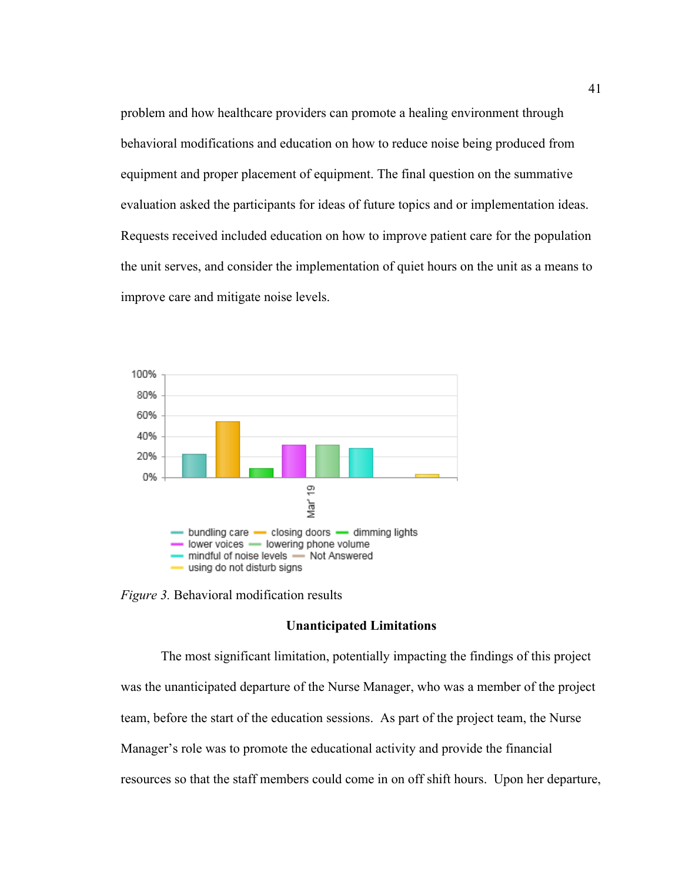problem and how healthcare providers can promote a healing environment through behavioral modifications and education on how to reduce noise being produced from equipment and proper placement of equipment. The final question on the summative evaluation asked the participants for ideas of future topics and or implementation ideas. Requests received included education on how to improve patient care for the population the unit serves, and consider the implementation of quiet hours on the unit as a means to improve care and mitigate noise levels.

*Figure 3.* Behavioral modification results

## Unanticipated Limitations

The most significant limitation, potentially impacting the findings of this project was the unanticipated departure of the Nurse Manager, who was a member of the project team, before the start of the education sessions. As part of the project team, the Nurse Manager's role was to promote the educational activity and provide the financial resources so that the staff members could come in on off shift hours. Upon her departure,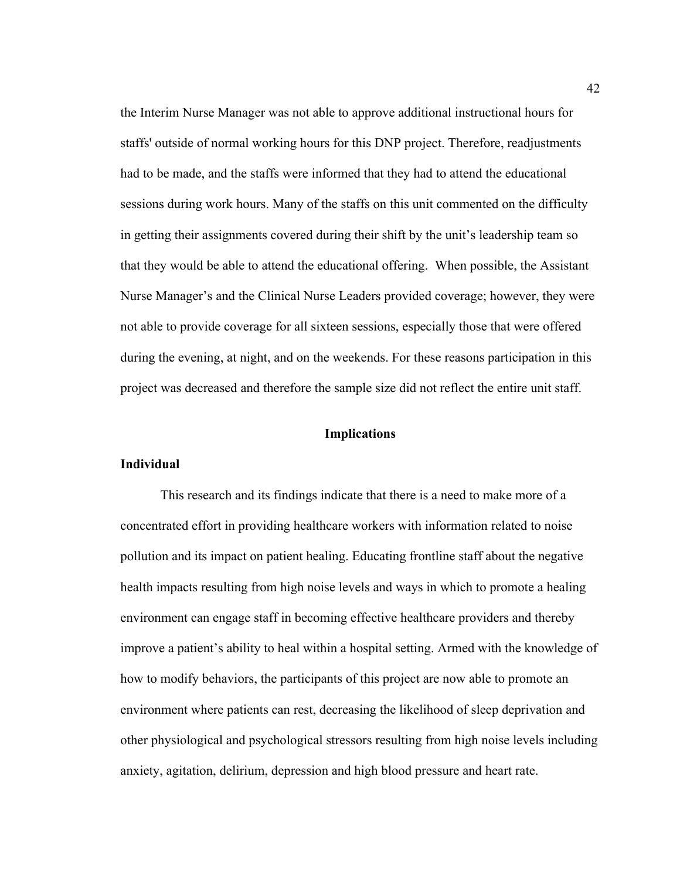the Interim Nurse Manager was not able to approve additional instructional hours for staffs' outside of normal working hours for this DNP project. Therefore, readjustments had to be made, and the staffs were informed that they had to attend the educational sessions during work hours. Many of the staffs on this unit commented on the difficulty in getting their assignments covered during their shift by the unit's leadership team so that they would be able to attend the educational offering. When possible, the Assistant Nurse Manager's and the Clinical Nurse Leaders provided coverage; however, they were not able to provide coverage for all sixteen sessions, especially those that were offered during the evening, at night, and on the weekends. For these reasons participation in this project was decreased and therefore the sample size did not reflect the entire unit staff.

## Implications

### Individual

This research and its findings indicate that there is a need to make more of a concentrated effort in providing healthcare workers with information related to noise pollution and its impact on patient healing. Educating frontline staff about the negative health impacts resulting from high noise levels and ways in which to promote a healing environment can engage staff in becoming effective healthcare providers and thereby improve a patient's ability to heal within a hospital setting. Armed with the knowledge of how to modify behaviors, the participants of this project are now able to promote an environment where patients can rest, decreasing the likelihood of sleep deprivation and other physiological and psychological stressors resulting from high noise levels including anxiety, agitation, delirium, depression and high blood pressure and heart rate.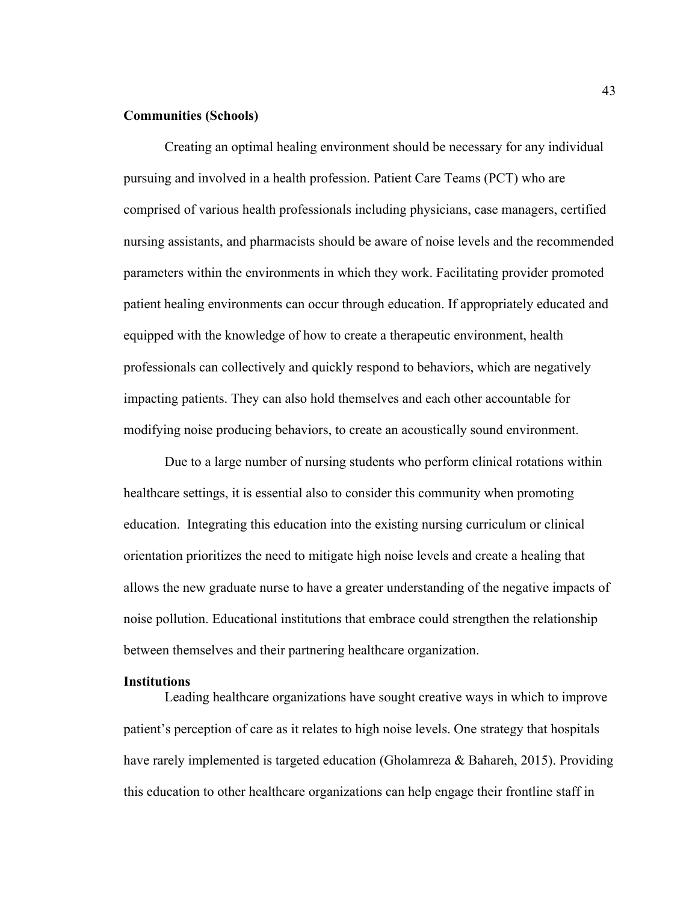**Communities (Schools)**

Creating an optimal healing environment should be necessary for any individual pursuing and involved in a health profession. Patient Care Teams (PCT) who are comprised of various health professionals including physicians, case managers, certified nursing assistants, and pharmacists should be aware of noise levels and the recommended parameters within the environments in which they work. Facilitating provider promoted patient healing environments can occur through education. If appropriately educated and equipped with the knowledge of how to create a therapeutic environment, health professionals can collectively and quickly respond to behaviors, which are negatively impacting patients. They can also hold themselves and each other accountable for modifying noise producing behaviors, to create an acoustically sound environment.

Due to a large number of nursing students who perform clinical rotations within healthcare settings, it is essential also to consider this community when promoting education. Integrating this education into the existing nursing curriculum or clinical orientation prioritizes the need to mitigate high noise levels and create a healing that allows the new graduate nurse to have a greater understanding of the negative impacts of noise pollution. Educational institutions that embrace could strengthen the relationship between themselves and their partnering healthcare organization.

**Institutions**

Leading healthcare organizations have sought creative ways in which to improve patient's perception of care as it relates to high noise levels. One strategy that hospitals have rarely implemented is targeted education (Gholamreza & Bahareh, 2015). Providing this education to other healthcare organizations can help engage their frontline staff in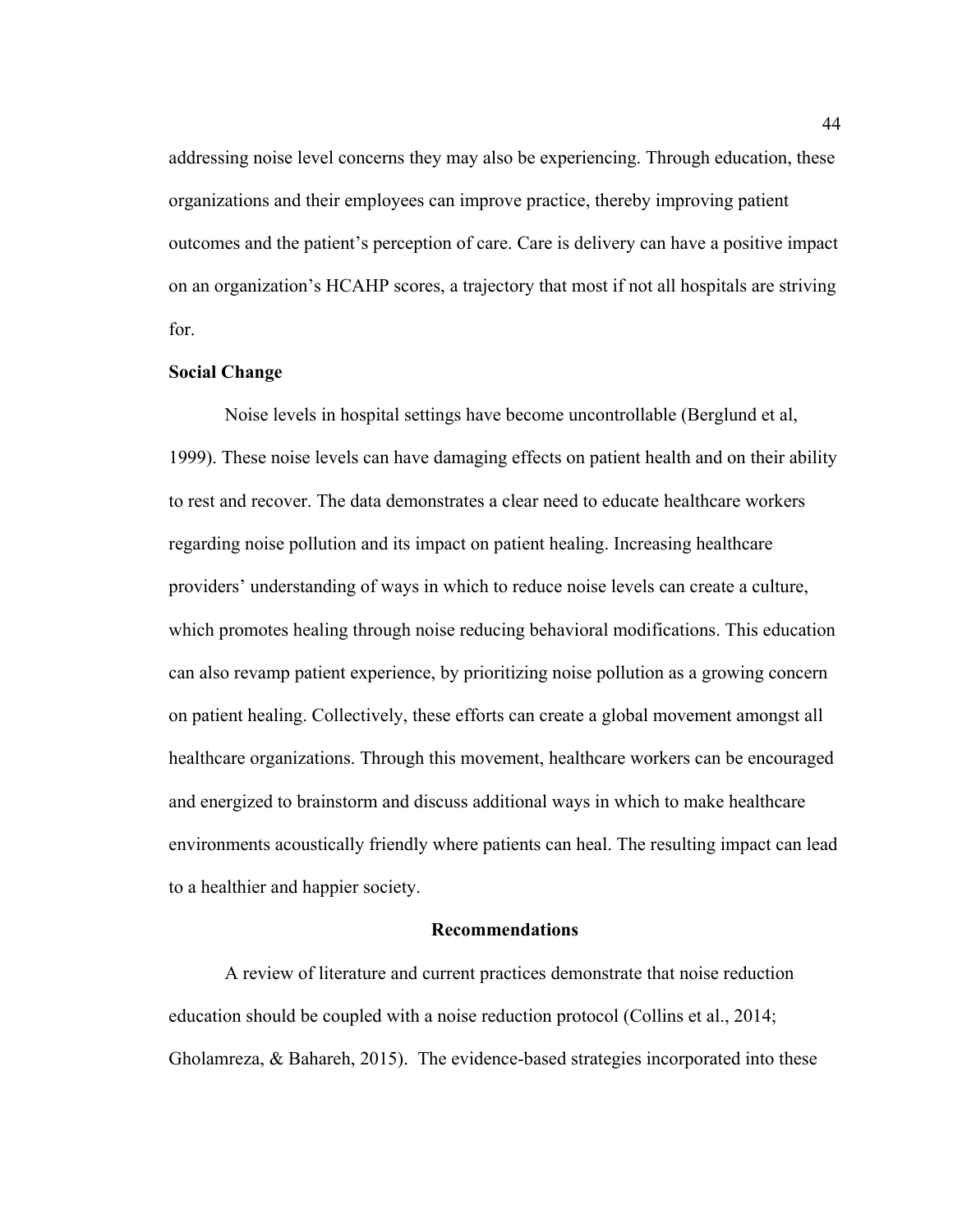addressing noise level concerns they may also be experiencing. Through education, these organizations and their employees can improve practice, thereby improving patient outcomes and the patient's perception of care. Care is delivery can have a positive impact on an organization's HCAHP scores, a trajectory that most if not all hospitals are striving for.

**Social Change**

Noise levels in hospital settings have become uncontrollable (Berglund et al, 1999). These noise levels can have damaging effects on patient health and on their ability to rest and recover. The data demonstrates a clear need to educate healthcare workers regarding noise pollution and its impact on patient healing. Increasing healthcare providers' understanding of ways in which to reduce noise levels can create a culture, which promotes healing through noise reducing behavioral modifications. This education can also revamp patient experience, by prioritizing noise pollution as a growing concern on patient healing. Collectively, these efforts can create a global movement amongst all healthcare organizations. Through this movement, healthcare workers can be encouraged and energized to brainstorm and discuss additional ways in which to make healthcare environments acoustically friendly where patients can heal. The resulting impact can lead to a healthier and happier society.

## Recommendations

A review of literature and current practices demonstrate that noise reduction education should be coupled with a noise reduction protocol (Collins et al., 2014; Gholamreza, & Bahareh, 2015). The evidence-based strategies incorporated into these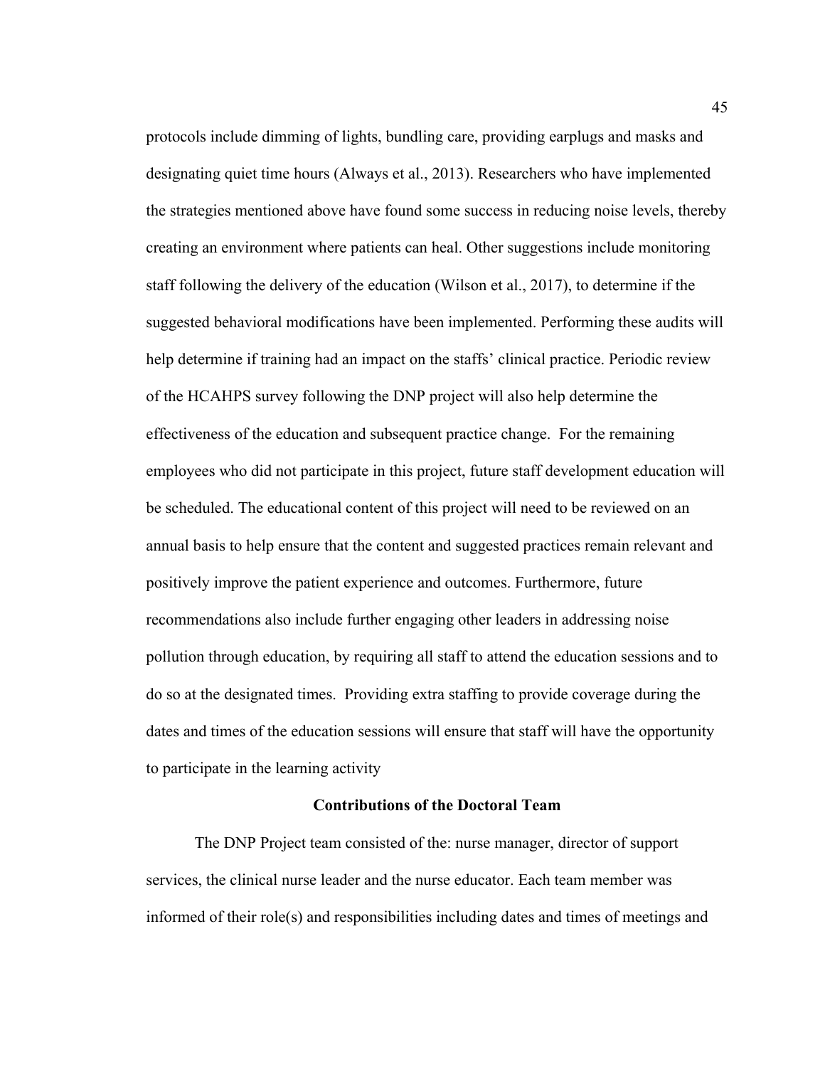protocols include dimming of lights, bundling care, providing earplugs and masks and designating quiet time hours (Always et al., 2013). Researchers who have implemented the strategies mentioned above have found some success in reducing noise levels, thereby creating an environment where patients can heal. Other suggestions include monitoring staff following the delivery of the education (Wilson et al., 2017), to determine if the suggested behavioral modifications have been implemented. Performing these audits will help determine if training had an impact on the staffs' clinical practice. Periodic review of the HCAHPS survey following the DNP project will also help determine the effectiveness of the education and subsequent practice change. For the remaining employees who did not participate in this project, future staff development education will be scheduled. The educational content of this project will need to be reviewed on an annual basis to help ensure that the content and suggested practices remain relevant and positively improve the patient experience and outcomes. Furthermore, future recommendations also include further engaging other leaders in addressing noise pollution through education, by requiring all staff to attend the education sessions and to do so at the designated times. Providing extra staffing to provide coverage during the dates and times of the education sessions will ensure that staff will have the opportunity to participate in the learning activity

## Contributions of the Doctoral Team

The DNP Project team consisted of the: nurse manager, director of support services, the clinical nurse leader and the nurse educator. Each team member was informed of their role(s) and responsibilities including dates and times of meetings and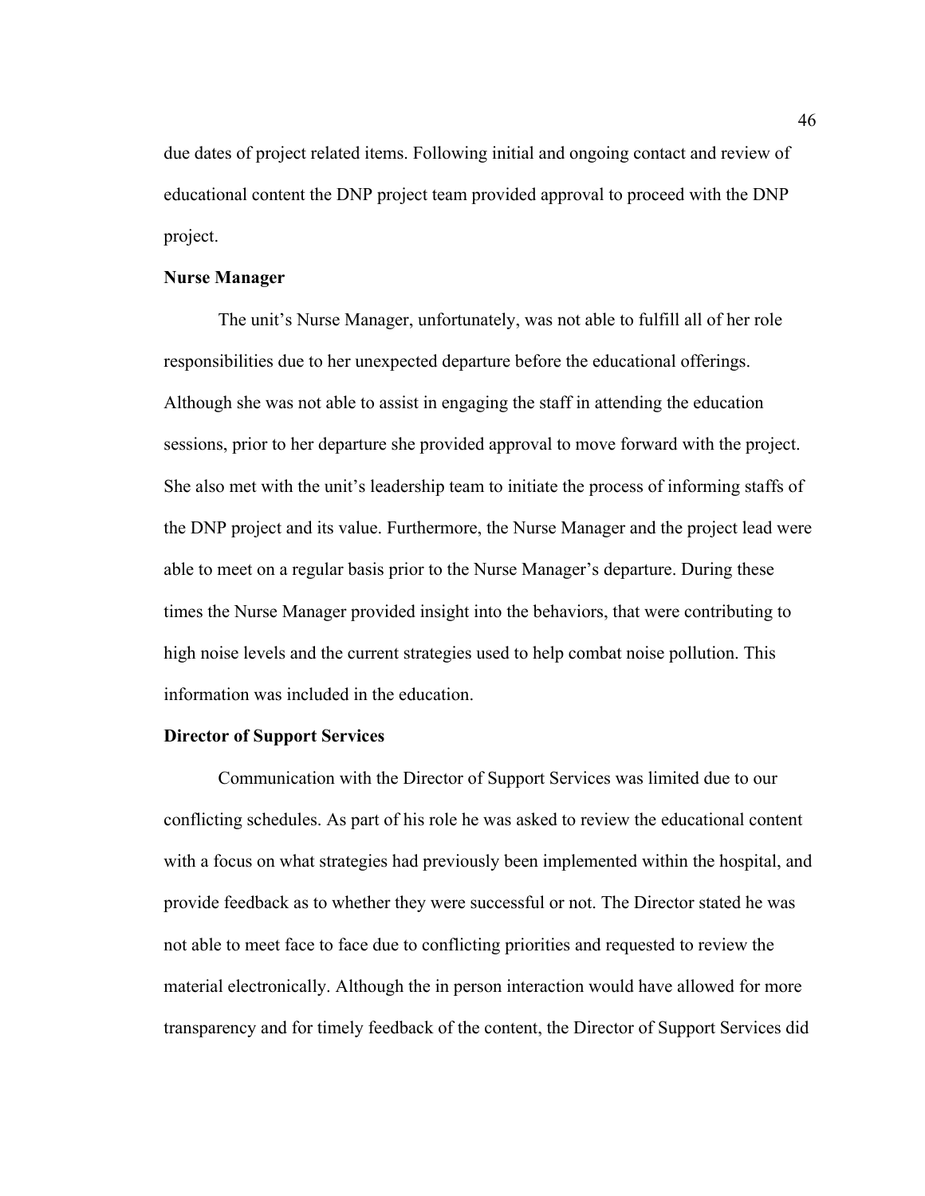due dates of project related items. Following initial and ongoing contact and review of educational content the DNP project team provided approval to proceed with the DNP project.

**Nurse Manager**

The unit's Nurse Manager, unfortunately, was not able to fulfill all of her role responsibilities due to her unexpected departure before the educational offerings. Although she was not able to assist in engaging the staff in attending the education sessions, prior to her departure she provided approval to move forward with the project. She also met with the unit's leadership team to initiate the process of informing staffs of the DNP project and its value. Furthermore, the Nurse Manager and the project lead were able to meet on a regular basis prior to the Nurse Manager's departure. During these times the Nurse Manager provided insight into the behaviors, that were contributing to high noise levels and the current strategies used to help combat noise pollution. This information was included in the education.

**Director of Support Services**

Communication with the Director of Support Services was limited due to our conflicting schedules. As part of his role he was asked to review the educational content with a focus on what strategies had previously been implemented within the hospital, and provide feedback as to whether they were successful or not. The Director stated he was not able to meet face to face due to conflicting priorities and requested to review the material electronically. Although the in person interaction would have allowed for more transparency and for timely feedback of the content, the Director of Support Services did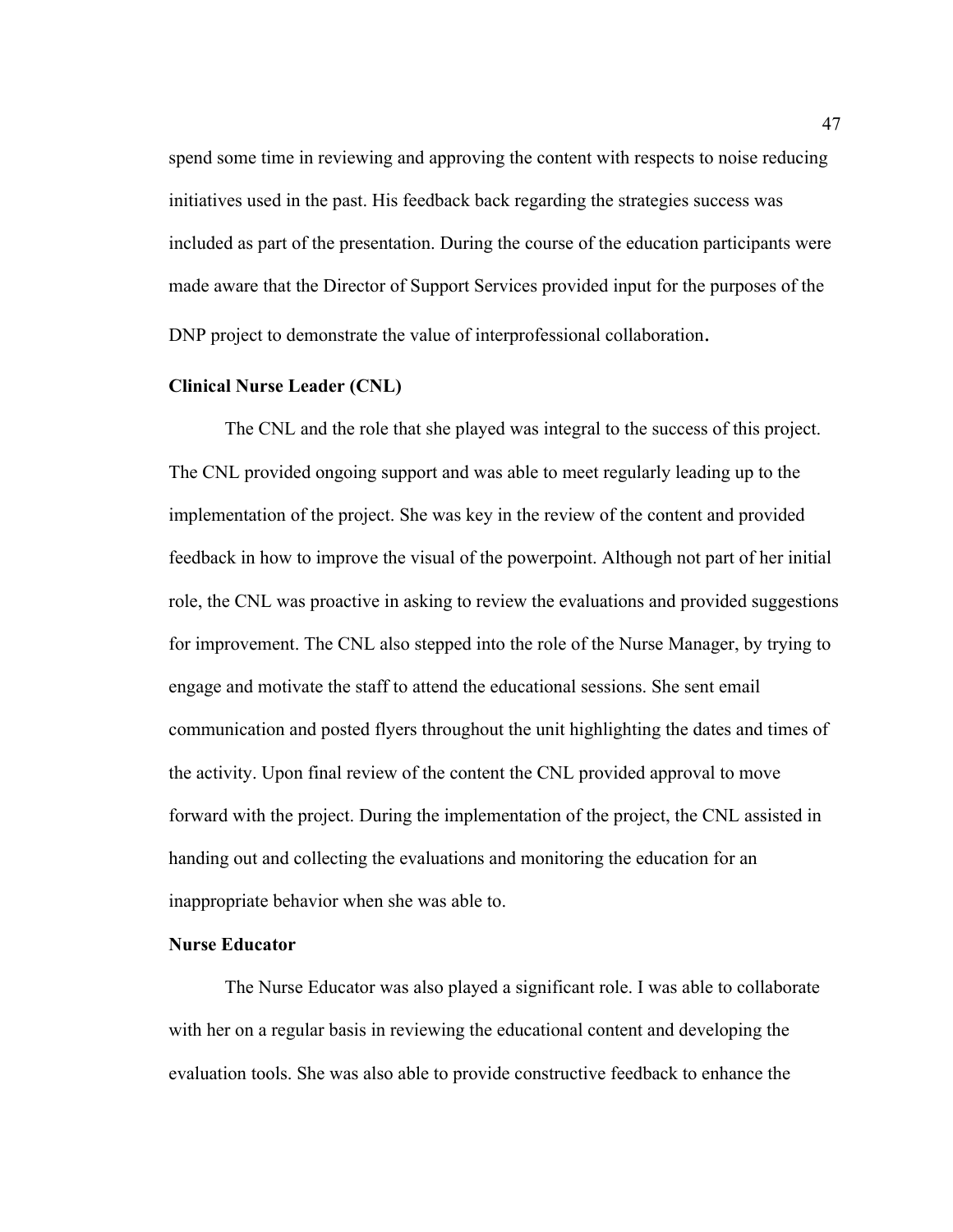spend some time in reviewing and approving the content with respects to noise reducing initiatives used in the past. His feedback back regarding the strategies success was included as part of the presentation. During the course of the education participants were made aware that the Director of Support Services provided input for the purposes of the DNP project to demonstrate the value of interprofessional collaboration.

**Clinical Nurse Leader (CNL)**

The CNL and the role that she played was integral to the success of this project. The CNL provided ongoing support and was able to meet regularly leading up to the implementation of the project. She was key in the review of the content and provided feedback in how to improve the visual of the powerpoint. Although not part of her initial role, the CNL was proactive in asking to review the evaluations and provided suggestions for improvement. The CNL also stepped into the role of the Nurse Manager, by trying to engage and motivate the staff to attend the educational sessions. She sent email communication and posted flyers throughout the unit highlighting the dates and times of the activity. Upon final review of the content the CNL provided approval to move forward with the project. During the implementation of the project, the CNL assisted in handing out and collecting the evaluations and monitoring the education for an inappropriate behavior when she was able to.

**Nurse Educator**

The Nurse Educator was also played a significant role. I was able to collaborate with her on a regular basis in reviewing the educational content and developing the evaluation tools. She was also able to provide constructive feedback to enhance the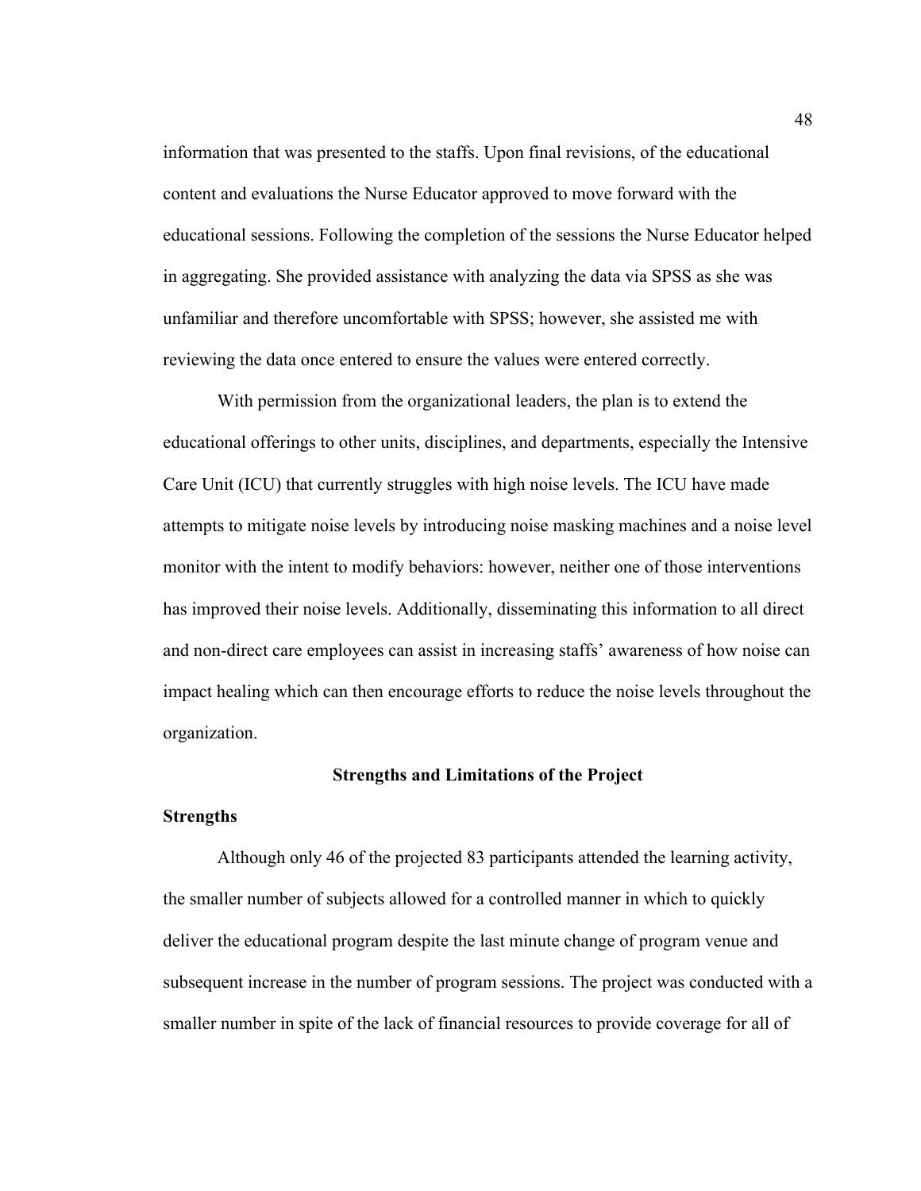information that was presented to the staffs. Upon final revisions, of the educational content and evaluations the Nurse Educator approved to move forward with the educational sessions. Following the completion of the sessions the Nurse Educator helped in aggregating. She provided assistance with analyzing the data via SPSS as she was unfamiliar and therefore uncomfortable with SPSS; however, she assisted me with reviewing the data once entered to ensure the values were entered correctly.

With permission from the organizational leaders, the plan is to extend the educational offerings to other units, disciplines, and departments, especially the Intensive Care Unit (ICU) that currently struggles with high noise levels. The ICU have made attempts to mitigate noise levels by introducing noise masking machines and a noise level monitor with the intent to modify behaviors: however, neither one of those interventions has improved their noise levels. Additionally, disseminating this information to all direct and non-direct care employees can assist in increasing staffs' awareness of how noise can impact healing which can then encourage efforts to reduce the noise levels throughout the organization.

## Strengths and Limitations of the Project

### Strengths

Although only 46 of the projected 83 participants attended the learning activity, the smaller number of subjects allowed for a controlled manner in which to quickly deliver the educational program despite the last minute change of program venue and subsequent increase in the number of program sessions. The project was conducted with a smaller number in spite of the lack of financial resources to provide coverage for all of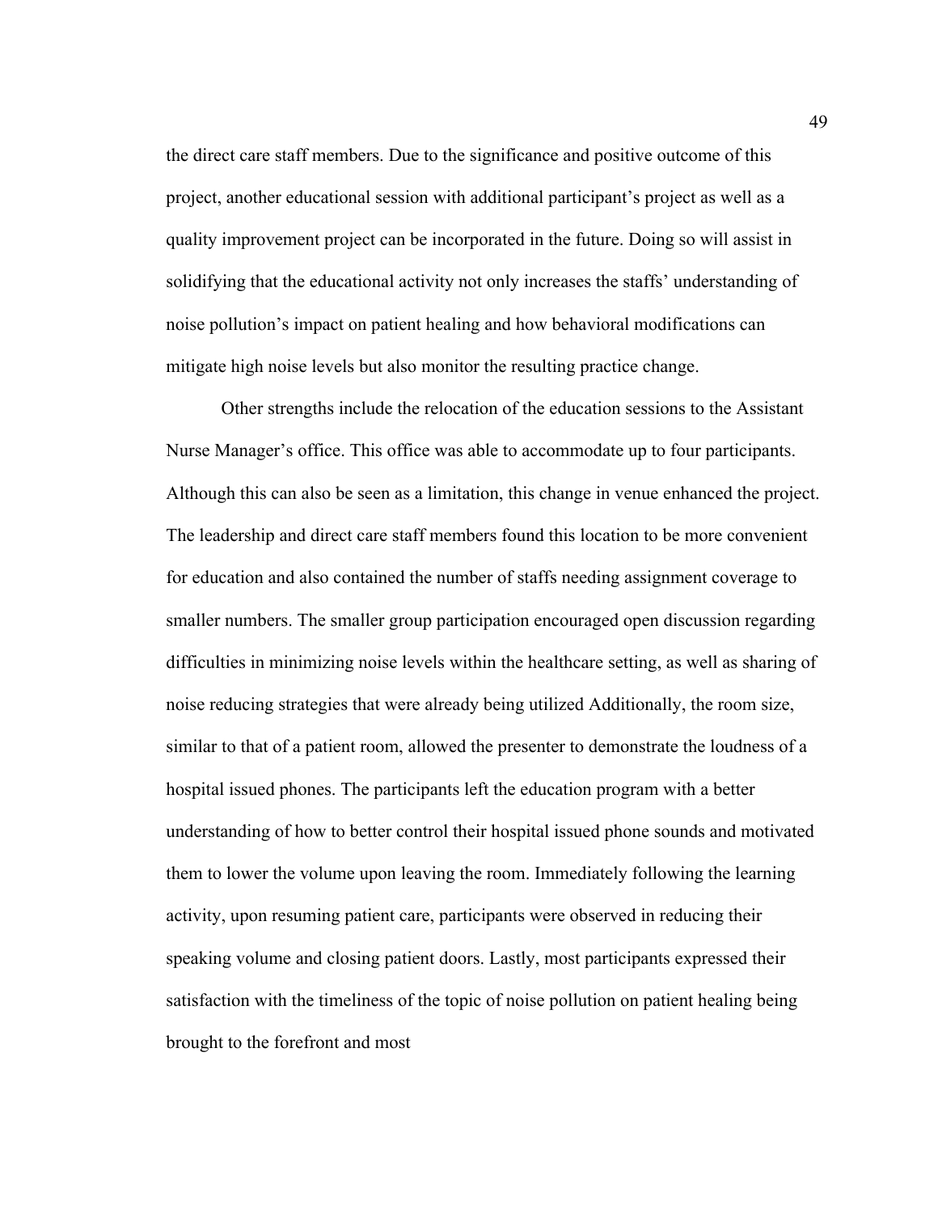the direct care staff members. Due to the significance and positive outcome of this project, another educational session with additional participant's project as well as a quality improvement project can be incorporated in the future. Doing so will assist in solidifying that the educational activity not only increases the staffs' understanding of noise pollution's impact on patient healing and how behavioral modifications can mitigate high noise levels but also monitor the resulting practice change.

Other strengths include the relocation of the education sessions to the Assistant Nurse Manager's office. This office was able to accommodate up to four participants. Although this can also be seen as a limitation, this change in venue enhanced the project. The leadership and direct care staff members found this location to be more convenient for education and also contained the number of staffs needing assignment coverage to smaller numbers. The smaller group participation encouraged open discussion regarding difficulties in minimizing noise levels within the healthcare setting, as well as sharing of noise reducing strategies that were already being utilized Additionally, the room size, similar to that of a patient room, allowed the presenter to demonstrate the loudness of a hospital issued phones. The participants left the education program with a better understanding of how to better control their hospital issued phone sounds and motivated them to lower the volume upon leaving the room. Immediately following the learning activity, upon resuming patient care, participants were observed in reducing their speaking volume and closing patient doors. Lastly, most participants expressed their satisfaction with the timeliness of the topic of noise pollution on patient healing being brought to the forefront and most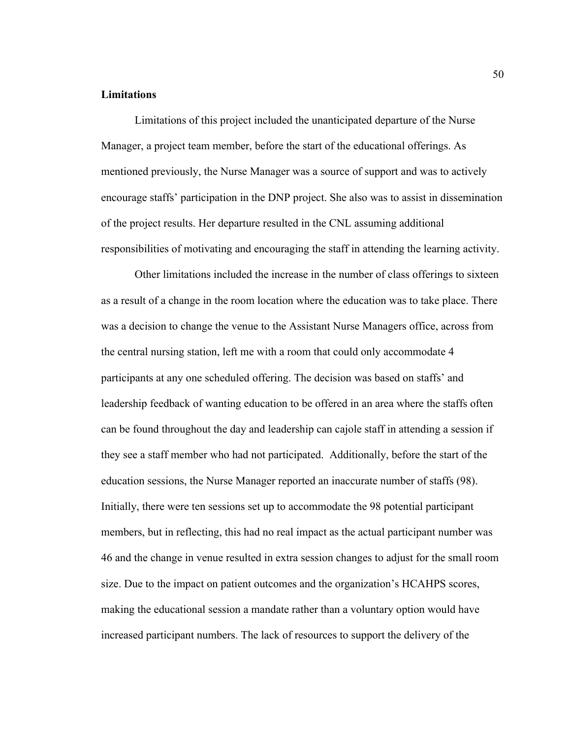**Limitations**

Limitations of this project included the unanticipated departure of the Nurse Manager, a project team member, before the start of the educational offerings. As mentioned previously, the Nurse Manager was a source of support and was to actively encourage staffs' participation in the DNP project. She also was to assist in dissemination of the project results. Her departure resulted in the CNL assuming additional responsibilities of motivating and encouraging the staff in attending the learning activity.

Other limitations included the increase in the number of class offerings to sixteen as a result of a change in the room location where the education was to take place. There was a decision to change the venue to the Assistant Nurse Managers office, across from the central nursing station, left me with a room that could only accommodate 4 participants at any one scheduled offering. The decision was based on staffs' and leadership feedback of wanting education to be offered in an area where the staffs often can be found throughout the day and leadership can cajole staff in attending a session if they see a staff member who had not participated. Additionally, before the start of the education sessions, the Nurse Manager reported an inaccurate number of staffs (98). Initially, there were ten sessions set up to accommodate the 98 potential participant members, but in reflecting, this had no real impact as the actual participant number was 46 and the change in venue resulted in extra session changes to adjust for the small room size. Due to the impact on patient outcomes and the organization's HCAHPS scores, making the educational session a mandate rather than a voluntary option would have increased participant numbers. The lack of resources to support the delivery of the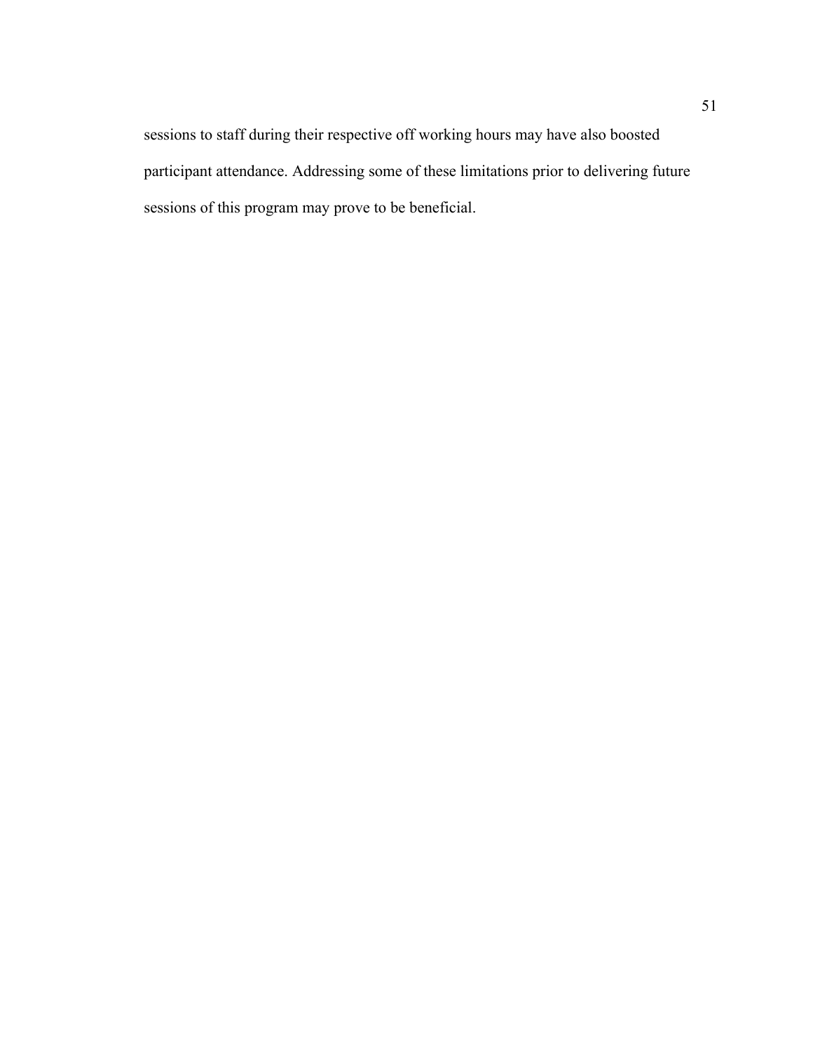sessions to staff during their respective off working hours may have also boosted participant attendance. Addressing some of these limitations prior to delivering future sessions of this program may prove to be beneficial.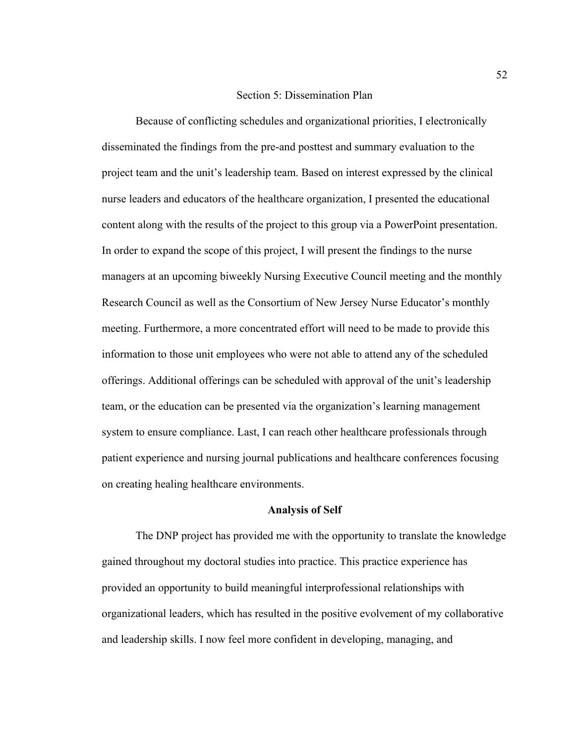## Section 5: Dissemination Plan

Because of conflicting schedules and organizational priorities, I electronically disseminated the findings from the pre-and posttest and summary evaluation to the project team and the unit's leadership team. Based on interest expressed by the clinical nurse leaders and educators of the healthcare organization, I presented the educational content along with the results of the project to this group via a PowerPoint presentation. In order to expand the scope of this project, I will present the findings to the nurse managers at an upcoming biweekly Nursing Executive Council meeting and the monthly Research Council as well as the Consortium of New Jersey Nurse Educator's monthly meeting. Furthermore, a more concentrated effort will need to be made to provide this information to those unit employees who were not able to attend any of the scheduled offerings. Additional offerings can be scheduled with approval of the unit's leadership team, or the education can be presented via the organization's learning management system to ensure compliance. Last, I can reach other healthcare professionals through patient experience and nursing journal publications and healthcare conferences focusing on creating healing healthcare environments.

### Analysis of Self

The DNP project has provided me with the opportunity to translate the knowledge gained throughout my doctoral studies into practice. This practice experience has provided an opportunity to build meaningful interprofessional relationships with organizational leaders, which has resulted in the positive evolvement of my collaborative and leadership skills. I now feel more confident in developing, managing, and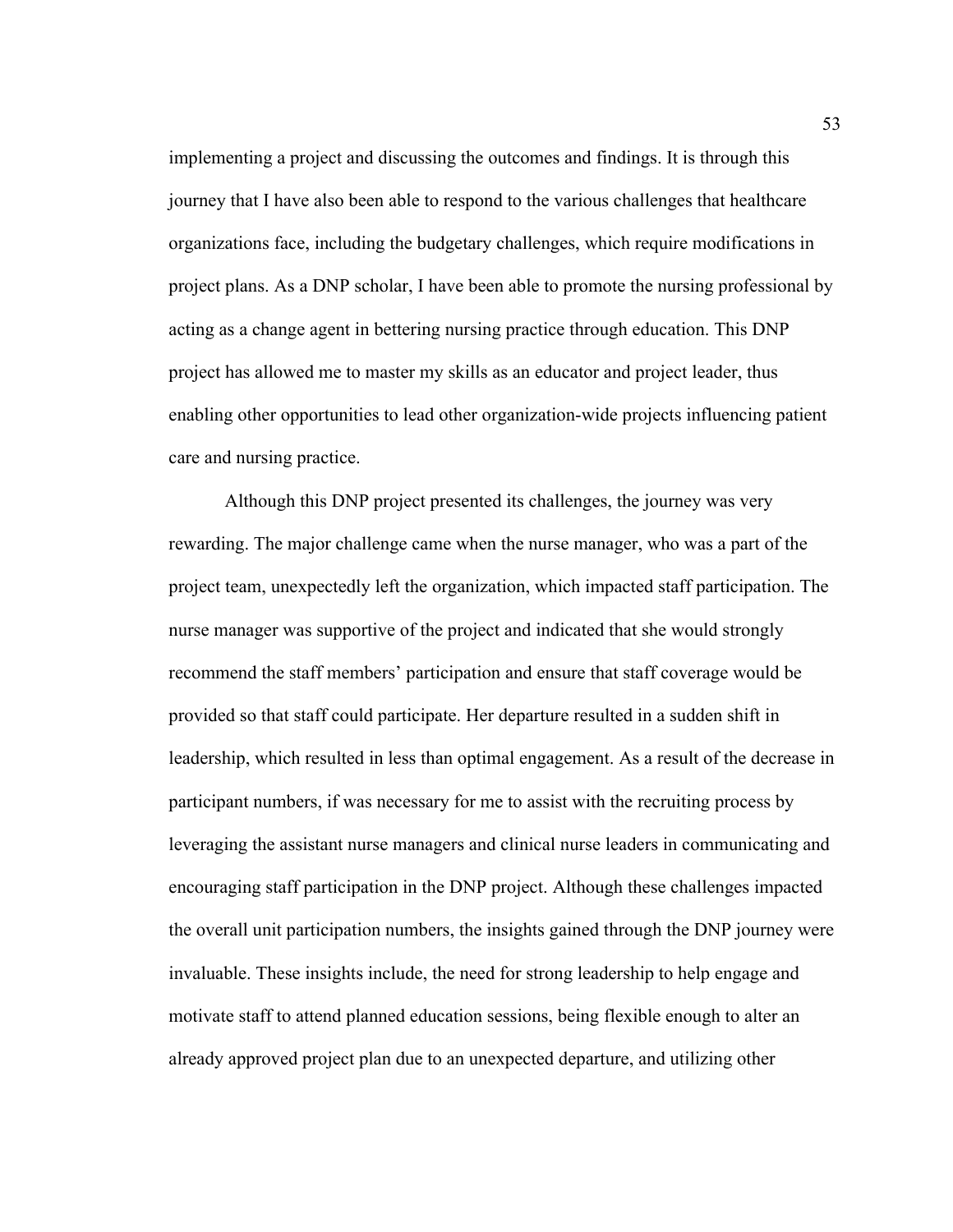implementing a project and discussing the outcomes and findings. It is through this journey that I have also been able to respond to the various challenges that healthcare organizations face, including the budgetary challenges, which require modifications in project plans. As a DNP scholar, I have been able to promote the nursing professional by acting as a change agent in bettering nursing practice through education. This DNP project has allowed me to master my skills as an educator and project leader, thus enabling other opportunities to lead other organization-wide projects influencing patient care and nursing practice.

Although this DNP project presented its challenges, the journey was very rewarding. The major challenge came when the nurse manager, who was a part of the project team, unexpectedly left the organization, which impacted staff participation. The nurse manager was supportive of the project and indicated that she would strongly recommend the staff members' participation and ensure that staff coverage would be provided so that staff could participate. Her departure resulted in a sudden shift in leadership, which resulted in less than optimal engagement. As a result of the decrease in participant numbers, if was necessary for me to assist with the recruiting process by leveraging the assistant nurse managers and clinical nurse leaders in communicating and encouraging staff participation in the DNP project. Although these challenges impacted the overall unit participation numbers, the insights gained through the DNP journey were invaluable. These insights include, the need for strong leadership to help engage and motivate staff to attend planned education sessions, being flexible enough to alter an already approved project plan due to an unexpected departure, and utilizing other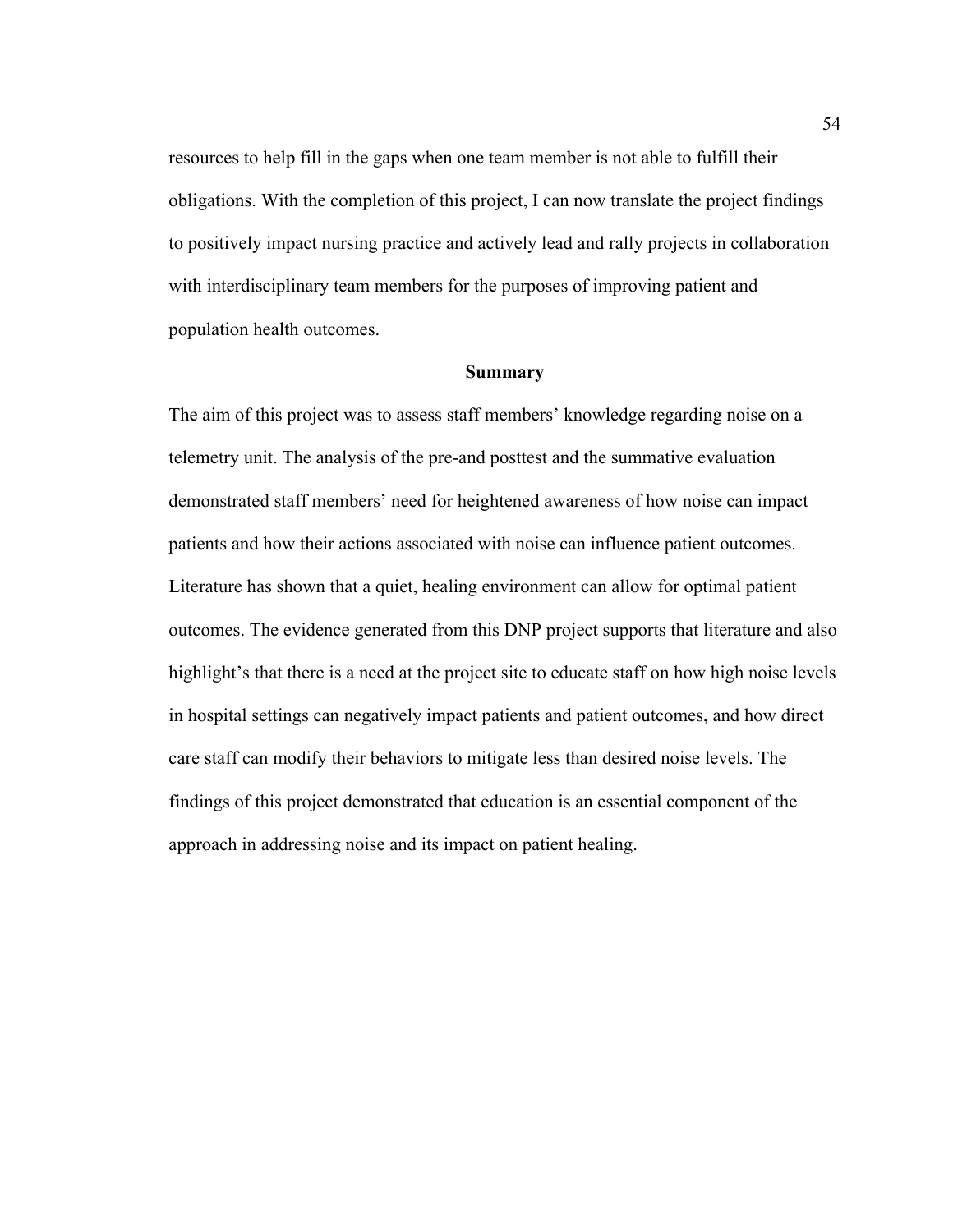resources to help fill in the gaps when one team member is not able to fulfill their obligations. With the completion of this project, I can now translate the project findings to positively impact nursing practice and actively lead and rally projects in collaboration with interdisciplinary team members for the purposes of improving patient and population health outcomes.

## Summary

The aim of this project was to assess staff members' knowledge regarding noise on a telemetry unit. The analysis of the pre-and posttest and the summative evaluation demonstrated staff members' need for heightened awareness of how noise can impact patients and how their actions associated with noise can influence patient outcomes. Literature has shown that a quiet, healing environment can allow for optimal patient outcomes. The evidence generated from this DNP project supports that literature and also highlight's that there is a need at the project site to educate staff on how high noise levels in hospital settings can negatively impact patients and patient outcomes, and how direct care staff can modify their behaviors to mitigate less than desired noise levels. The findings of this project demonstrated that education is an essential component of the approach in addressing noise and its impact on patient healing.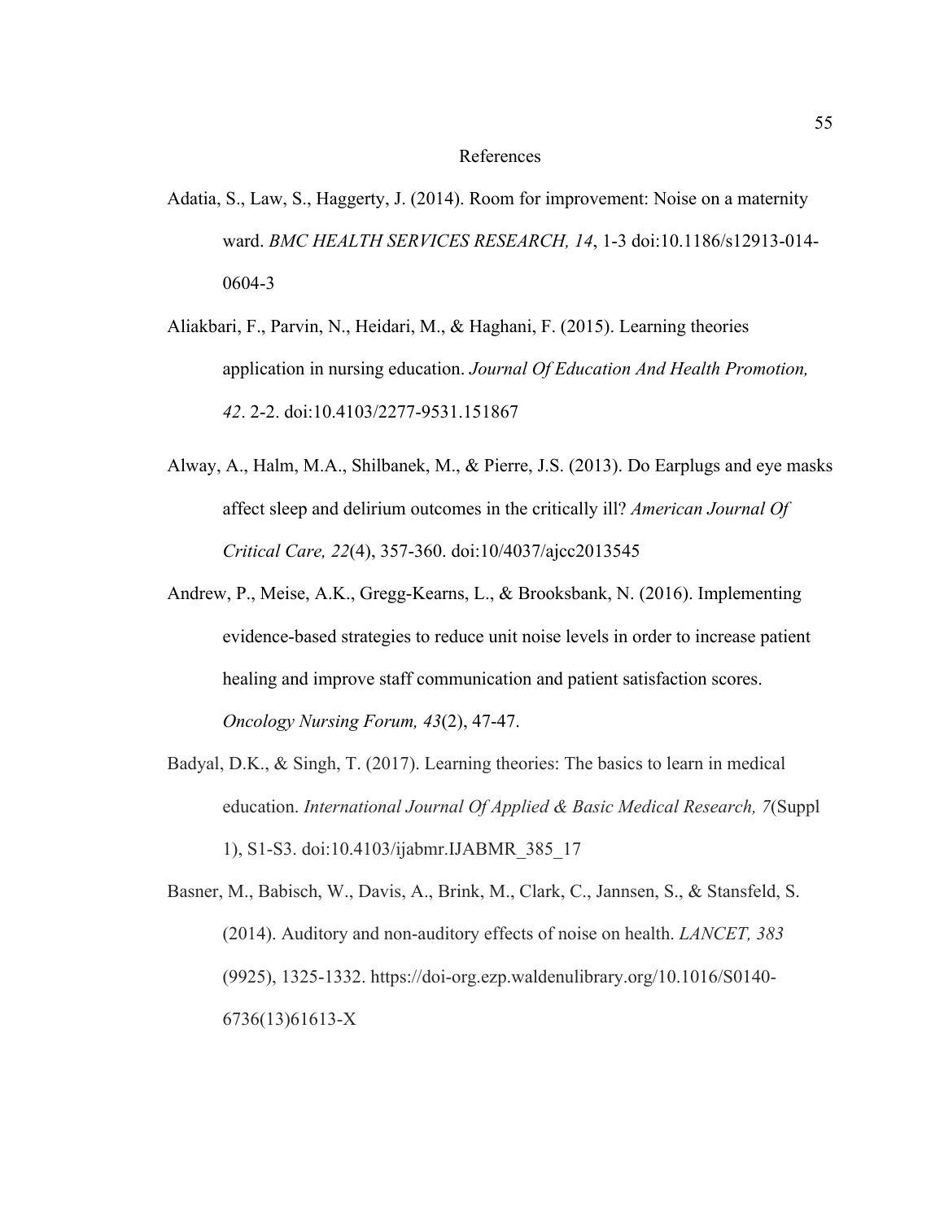## References

Adatia, S., Law, S., Haggerty, J. (2014). Room for improvement: Noise on a maternity ward. *BMC HEALTH SERVICES RESEARCH, 14*, 1-3 doi:10.1186/s12913-014-0604-3

Aliakbari, F., Parvin, N., Heidari, M., & Haghani, F. (2015). Learning theories application in nursing education. *Journal Of Education And Health Promotion, 42*. 2-2. doi:10.4103/2277-9531.151867

Alway, A., Halm, M.A., Shilbanek, M., & Pierre, J.S. (2013). Do Earplugs and eye masks affect sleep and delirium outcomes in the critically ill? *American Journal Of Critical Care, 22*(4), 357-360. doi:10/4037/ajcc2013545

Andrew, P., Meise, A.K., Gregg-Kearns, L., & Brooksbank, N. (2016). Implementing evidence-based strategies to reduce unit noise levels in order to increase patient healing and improve staff communication and patient satisfaction scores. *Oncology Nursing Forum, 43*(2), 47-47.

Badyal, D.K., & Singh, T. (2017). Learning theories: The basics to learn in medical education. *International Journal Of Applied & Basic Medical Research, 7*(Suppl 1), S1-S3. doi:10.4103/ijabmr.IJABMR_385_17

Basner, M., Babisch, W., Davis, A., Brink, M., Clark, C., Jannsen, S., & Stansfeld, S. (2014). Auditory and non-auditory effects of noise on health. *LANCET, 383* (9925), 1325-1332. https://doi-org.ezp.waldenulibrary.org/10.1016/S0140-6736(13)61613-X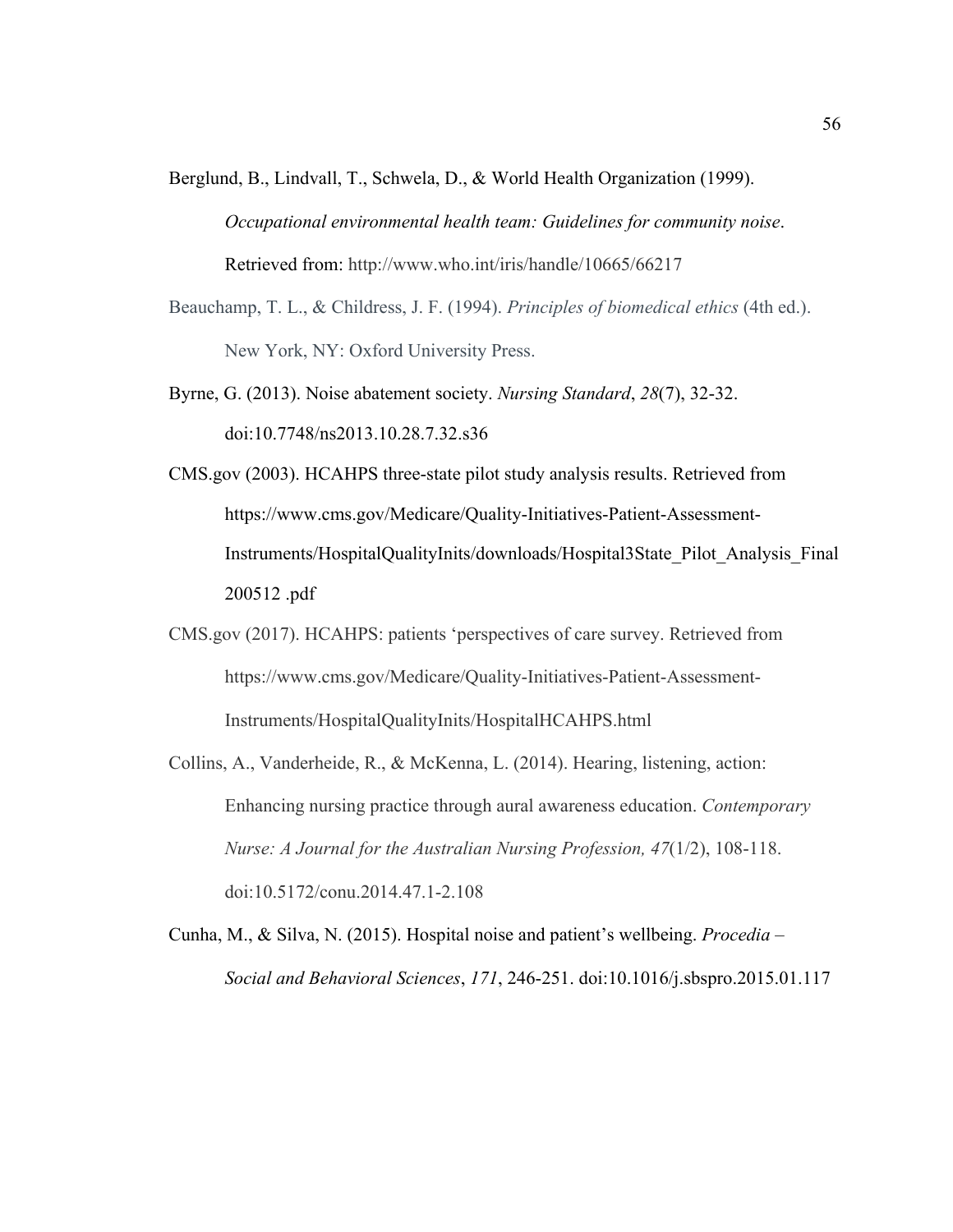Berglund, B., Lindvall, T., Schwela, D., & World Health Organization (1999). *Occupational environmental health team: Guidelines for community noise*. Retrieved from: http://www.who.int/iris/handle/10665/66217

Beauchamp, T. L., & Childress, J. F. (1994). *Principles of biomedical ethics* (4th ed.). New York, NY: Oxford University Press.

Byrne, G. (2013). Noise abatement society. *Nursing Standard*, *28*(7), 32-32. doi:10.7748/ns2013.10.28.7.32.s36

CMS.gov (2003). HCAHPS three-state pilot study analysis results. Retrieved from https://www.cms.gov/Medicare/Quality-Initiatives-Patient-Assessment-Instruments/HospitalQualityInits/downloads/Hospital3State_Pilot_Analysis_Final 200512 .pdf

CMS.gov (2017). HCAHPS: patients 'perspectives of care survey. Retrieved from https://www.cms.gov/Medicare/Quality-Initiatives-Patient-Assessment-Instruments/HospitalQualityInits/HospitalHCAHPS.html

Collins, A., Vanderheide, R., & McKenna, L. (2014). Hearing, listening, action: Enhancing nursing practice through aural awareness education. *Contemporary Nurse: A Journal for the Australian Nursing Profession, 47*(1/2), 108-118. doi:10.5172/conu.2014.47.1-2.108

Cunha, M., & Silva, N. (2015). Hospital noise and patient's wellbeing. *Procedia – Social and Behavioral Sciences*, *171*, 246-251. doi:10.1016/j.sbspro.2015.01.117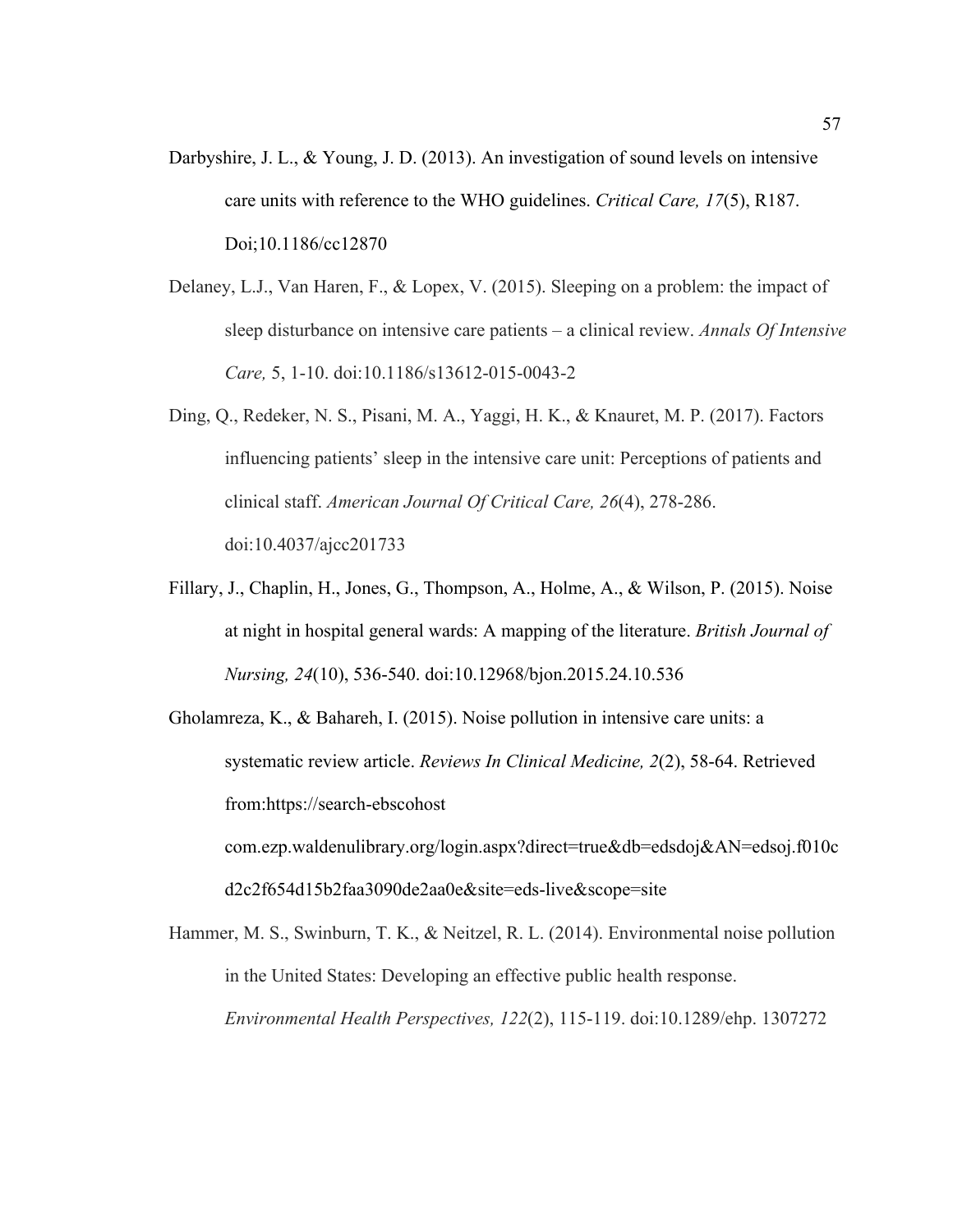Darbyshire, J. L., & Young, J. D. (2013). An investigation of sound levels on intensive care units with reference to the WHO guidelines. *Critical Care, 17*(5), R187. Doi;10.1186/cc12870

Delaney, L.J., Van Haren, F., & Lopex, V. (2015). Sleeping on a problem: the impact of sleep disturbance on intensive care patients – a clinical review. *Annals Of Intensive Care,* 5, 1-10. doi:10.1186/s13612-015-0043-2

Ding, Q., Redeker, N. S., Pisani, M. A., Yaggi, H. K., & Knauret, M. P. (2017). Factors influencing patients' sleep in the intensive care unit: Perceptions of patients and clinical staff. *American Journal Of Critical Care, 26*(4), 278-286. doi:10.4037/ajcc201733

Fillary, J., Chaplin, H., Jones, G., Thompson, A., Holme, A., & Wilson, P. (2015). Noise at night in hospital general wards: A mapping of the literature. *British Journal of Nursing, 24*(10), 536-540. doi:10.12968/bjon.2015.24.10.536

Gholamreza, K., & Bahareh, I. (2015). Noise pollution in intensive care units: a systematic review article. *Reviews In Clinical Medicine, 2*(2), 58-64. Retrieved from:https://search-ebscohost com.ezp.waldenulibrary.org/login.aspx?direct=true&db=edsdoj&AN=edsoj.f010cd2c2f654d15b2faa3090de2aa0e&site=eds-live&scope=site

Hammer, M. S., Swinburn, T. K., & Neitzel, R. L. (2014). Environmental noise pollution in the United States: Developing an effective public health response. *Environmental Health Perspectives, 122*(2), 115-119. doi:10.1289/ehp. 1307272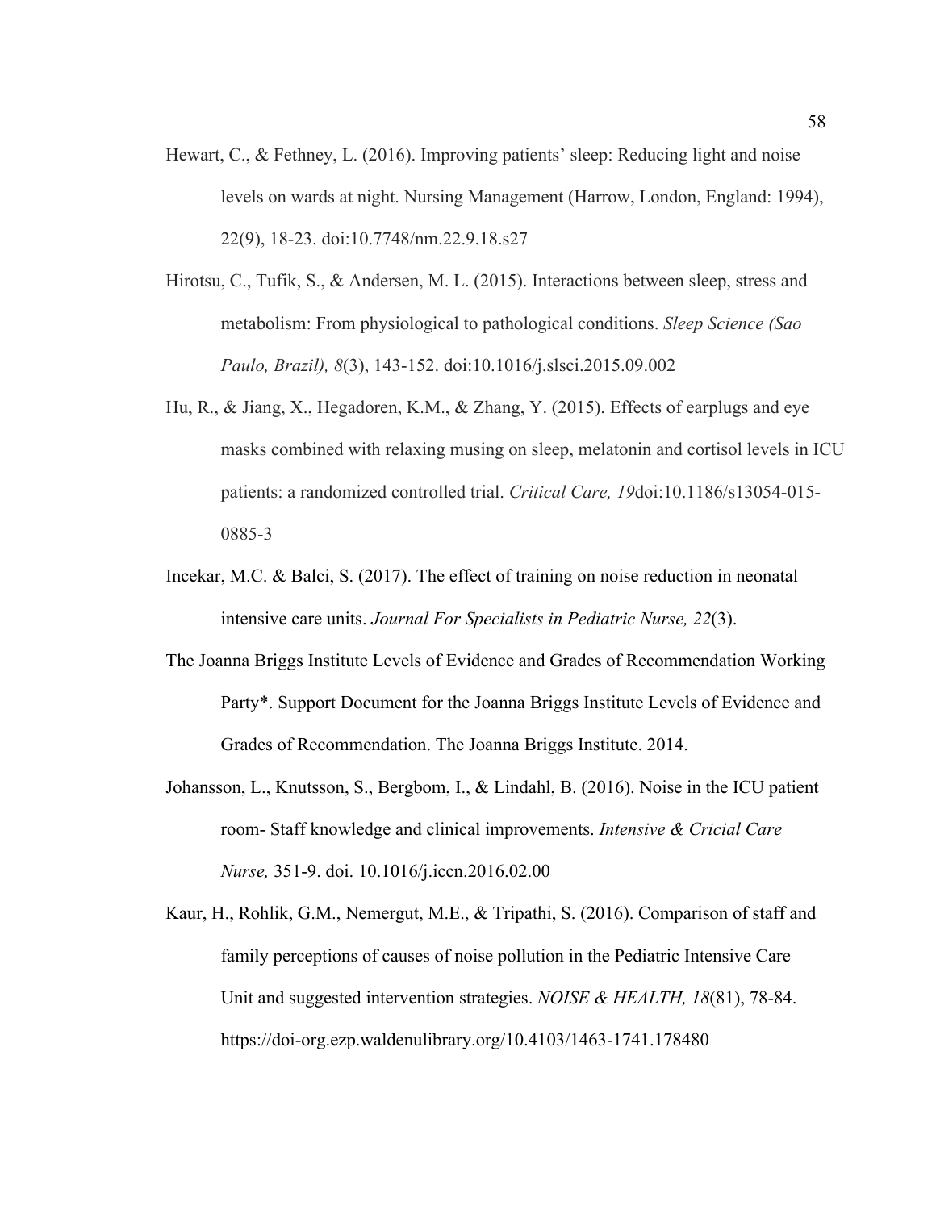Hewart, C., & Fethney, L. (2016). Improving patients' sleep: Reducing light and noise levels on wards at night. Nursing Management (Harrow, London, England: 1994), 22(9), 18-23. doi:10.7748/nm.22.9.18.s27

Hirotsu, C., Tufik, S., & Andersen, M. L. (2015). Interactions between sleep, stress and metabolism: From physiological to pathological conditions. *Sleep Science (Sao Paulo, Brazil), 8*(3), 143-152. doi:10.1016/j.slsci.2015.09.002

Hu, R., & Jiang, X., Hegadoren, K.M., & Zhang, Y. (2015). Effects of earplugs and eye masks combined with relaxing musing on sleep, melatonin and cortisol levels in ICU patients: a randomized controlled trial. *Critical Care, 19*doi:10.1186/s13054-015-0885-3

Incekar, M.C. & Balci, S. (2017). The effect of training on noise reduction in neonatal intensive care units. *Journal For Specialists in Pediatric Nurse, 22*(3).

The Joanna Briggs Institute Levels of Evidence and Grades of Recommendation Working Party*. Support Document for the Joanna Briggs Institute Levels of Evidence and Grades of Recommendation. The Joanna Briggs Institute. 2014.

Johansson, L., Knutsson, S., Bergbom, I., & Lindahl, B. (2016). Noise in the ICU patient room- Staff knowledge and clinical improvements. *Intensive & Cricial Care Nurse,* 351-9. doi. 10.1016/j.iccn.2016.02.00

Kaur, H., Rohlik, G.M., Nemergut, M.E., & Tripathi, S. (2016). Comparison of staff and family perceptions of causes of noise pollution in the Pediatric Intensive Care Unit and suggested intervention strategies. *NOISE & HEALTH, 18*(81), 78-84. https://doi-org.ezp.waldenulibrary.org/10.4103/1463-1741.178480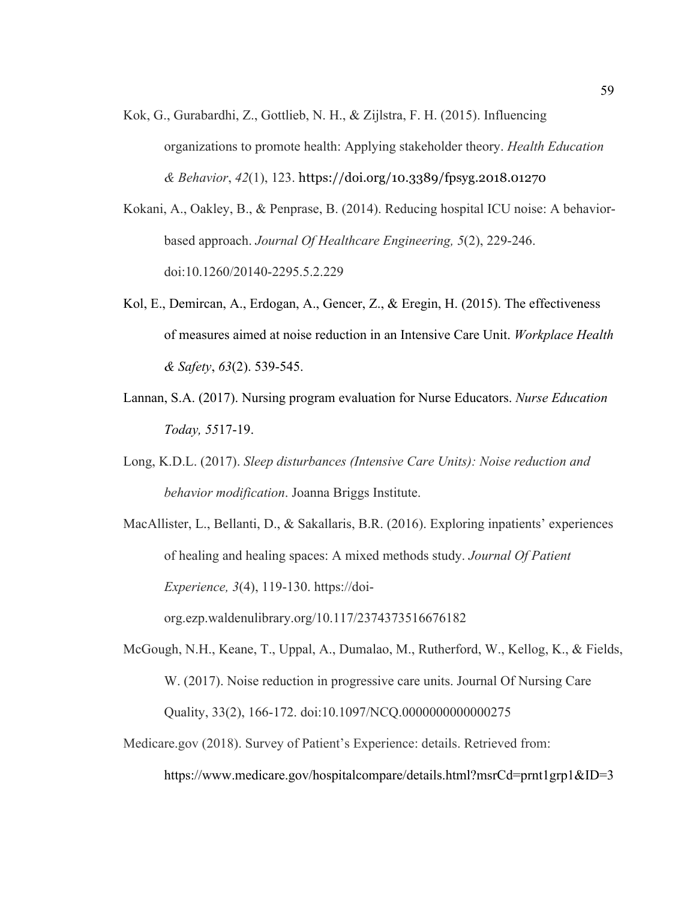Kok, G., Gurabardhi, Z., Gottlieb, N. H., & Zijlstra, F. H. (2015). Influencing organizations to promote health: Applying stakeholder theory. *Health Education & Behavior*, *42*(1), 123. https://doi.org/10.3389/fpsyg.2018.01270

Kokani, A., Oakley, B., & Penprase, B. (2014). Reducing hospital ICU noise: A behavior-based approach. *Journal Of Healthcare Engineering, 5*(2), 229-246. doi:10.1260/20140-2295.5.2.229

Kol, E., Demircan, A., Erdogan, A., Gencer, Z., & Eregin, H. (2015). The effectiveness of measures aimed at noise reduction in an Intensive Care Unit. *Workplace Health & Safety*, *63*(2). 539-545.

Lannan, S.A. (2017). Nursing program evaluation for Nurse Educators. *Nurse Education Today, 55*17-19.

Long, K.D.L. (2017). *Sleep disturbances (Intensive Care Units): Noise reduction and behavior modification*. Joanna Briggs Institute.

MacAllister, L., Bellanti, D., & Sakallaris, B.R. (2016). Exploring inpatients' experiences of healing and healing spaces: A mixed methods study. *Journal Of Patient Experience, 3*(4), 119-130. https://doi-org.ezp.waldenulibrary.org/10.117/2374373516676182

McGough, N.H., Keane, T., Uppal, A., Dumalao, M., Rutherford, W., Kellog, K., & Fields, W. (2017). Noise reduction in progressive care units. Journal Of Nursing Care Quality, 33(2), 166-172. doi:10.1097/NCQ.0000000000000275

Medicare.gov (2018). Survey of Patient's Experience: details. Retrieved from: https://www.medicare.gov/hospitalcompare/details.html?msrCd=prnt1grp1&ID=3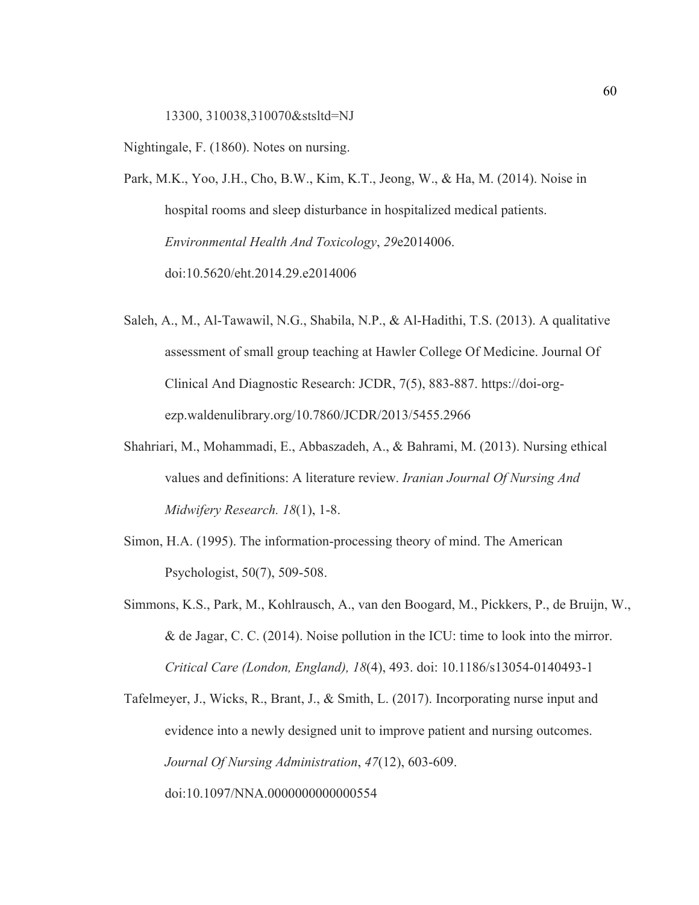13300, 310038,310070&stsltd=NJ

Nightingale, F. (1860). Notes on nursing.

Park, M.K., Yoo, J.H., Cho, B.W., Kim, K.T., Jeong, W., & Ha, M. (2014). Noise in hospital rooms and sleep disturbance in hospitalized medical patients. *Environmental Health And Toxicology*, *29*e2014006. doi:10.5620/eht.2014.29.e2014006

Saleh, A., M., Al-Tawawil, N.G., Shabila, N.P., & Al-Hadithi, T.S. (2013). A qualitative assessment of small group teaching at Hawler College Of Medicine. Journal Of Clinical And Diagnostic Research: JCDR, 7(5), 883-887. https://doi-org-ezp.waldenulibrary.org/10.7860/JCDR/2013/5455.2966

Shahriari, M., Mohammadi, E., Abbaszadeh, A., & Bahrami, M. (2013). Nursing ethical values and definitions: A literature review. *Iranian Journal Of Nursing And Midwifery Research. 18*(1), 1-8.

Simon, H.A. (1995). The information-processing theory of mind. The American Psychologist, 50(7), 509-508.

Simmons, K.S., Park, M., Kohlrausch, A., van den Boogard, M., Pickkers, P., de Bruijn, W., & de Jagar, C. C. (2014). Noise pollution in the ICU: time to look into the mirror. *Critical Care (London, England), 18*(4), 493. doi: 10.1186/s13054-0140493-1

Tafelmeyer, J., Wicks, R., Brant, J., & Smith, L. (2017). Incorporating nurse input and evidence into a newly designed unit to improve patient and nursing outcomes. *Journal Of Nursing Administration*, *47*(12), 603-609. doi:10.1097/NNA.0000000000000554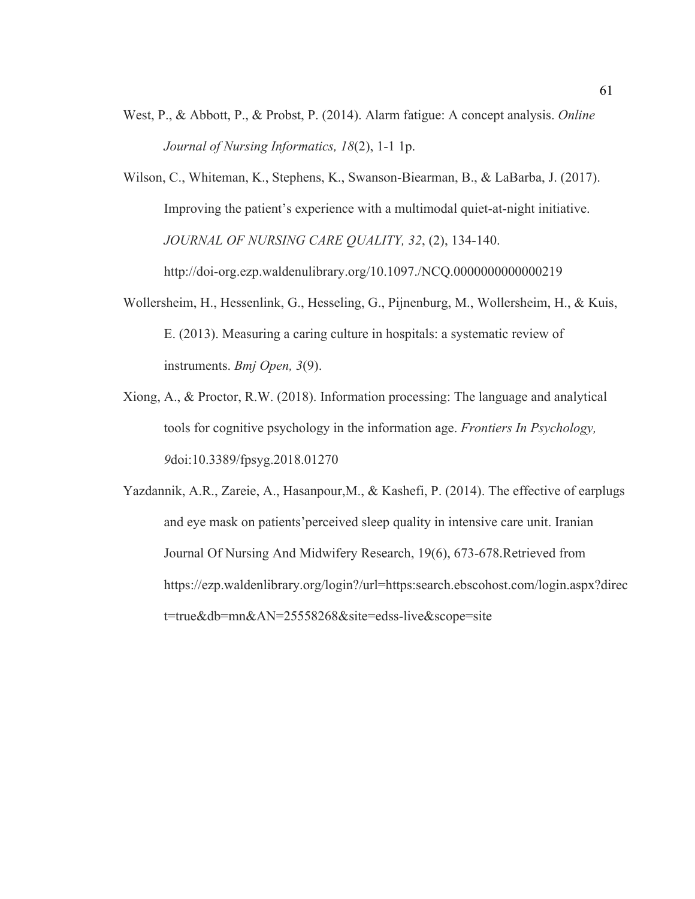West, P., & Abbott, P., & Probst, P. (2014). Alarm fatigue: A concept analysis. *Online Journal of Nursing Informatics, 18*(2), 1-1 1p.

Wilson, C., Whiteman, K., Stephens, K., Swanson-Biearman, B., & LaBarba, J. (2017). Improving the patient's experience with a multimodal quiet-at-night initiative. *JOURNAL OF NURSING CARE QUALITY, 32*, (2), 134-140. http://doi-org.ezp.waldenulibrary.org/10.1097./NCQ.0000000000000219

Wollersheim, H., Hessenlink, G., Hesseling, G., Pijnenburg, M., Wollersheim, H., & Kuis, E. (2013). Measuring a caring culture in hospitals: a systematic review of instruments. *Bmj Open, 3*(9).

Xiong, A., & Proctor, R.W. (2018). Information processing: The language and analytical tools for cognitive psychology in the information age. *Frontiers In Psychology, 9*doi:10.3389/fpsyg.2018.01270

Yazdannik, A.R., Zareie, A., Hasanpour,M., & Kashefi, P. (2014). The effective of earplugs and eye mask on patients'perceived sleep quality in intensive care unit. Iranian Journal Of Nursing And Midwifery Research, 19(6), 673-678.Retrieved from https://ezp.waldenlibrary.org/login?/url=https:search.ebscohost.com/login.aspx?direct=true&db=mn&AN=25558268&site=edss-live&scope=site